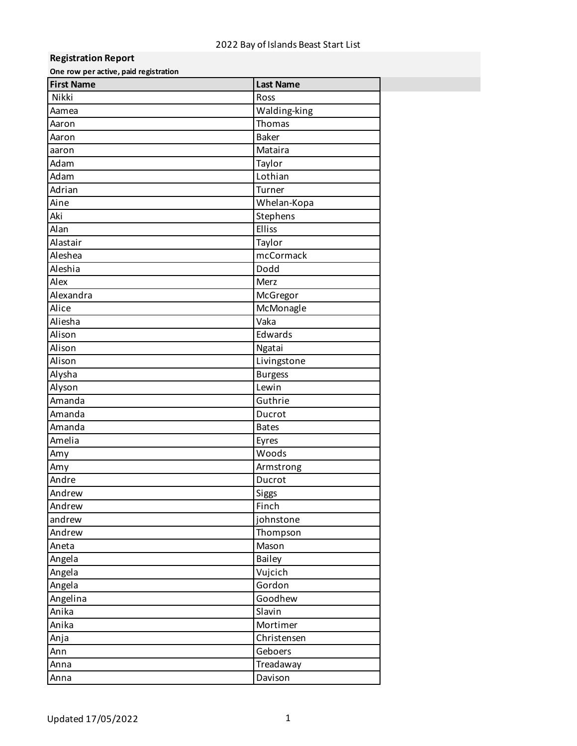2022 Bay of Islands Beast Start List

**Registration Report**

**One row per active, paid registration**

| First Name | Last Name |
|---|---|
| Nikki | Ross |
| Aamea | Walding-king |
| Aaron | Thomas |
| Aaron | Baker |
| aaron | Mataira |
| Adam | Taylor |
| Adam | Lothian |
| Adrian | Turner |
| Aine | Whelan-Kopa |
| Aki | Stephens |
| Alan | Elliss |
| Alastair | Taylor |
| Aleshea | mcCormack |
| Aleshia | Dodd |
| Alex | Merz |
| Alexandra | McGregor |
| Alice | McMonagle |
| Aliesha | Vaka |
| Alison | Edwards |
| Alison | Ngatai |
| Alison | Livingstone |
| Alysha | Burgess |
| Alyson | Lewin |
| Amanda | Guthrie |
| Amanda | Ducrot |
| Amanda | Bates |
| Amelia | Eyres |
| Amy | Woods |
| Amy | Armstrong |
| Andre | Ducrot |
| Andrew | Siggs |
| Andrew | Finch |
| andrew | johnstone |
| Andrew | Thompson |
| Aneta | Mason |
| Angela | Bailey |
| Angela | Vujcich |
| Angela | Gordon |
| Angelina | Goodhew |
| Anika | Slavin |
| Anika | Mortimer |
| Anja | Christensen |
| Ann | Geboers |
| Anna | Treadaway |
| Anna | Davison |

Updated 17/05/2022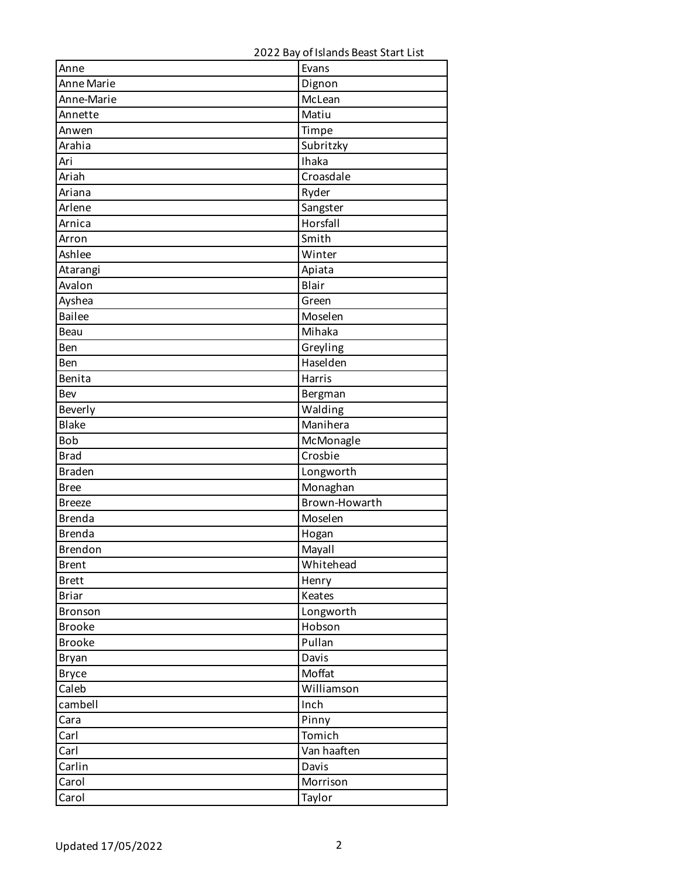2022 Bay of Islands Beast Start List

| | |
|---|---|
| Anne | Evans |
| Anne Marie | Dignon |
| Anne-Marie | McLean |
| Annette | Matiu |
| Anwen | Timpe |
| Arahia | Subritzky |
| Ari | Ihaka |
| Ariah | Croasdale |
| Ariana | Ryder |
| Arlene | Sangster |
| Arnica | Horsfall |
| Arron | Smith |
| Ashlee | Winter |
| Atarangi | Apiata |
| Avalon | Blair |
| Ayshea | Green |
| Bailee | Moselen |
| Beau | Mihaka |
| Ben | Greyling |
| Ben | Haselden |
| Benita | Harris |
| Bev | Bergman |
| Beverly | Walding |
| Blake | Manihera |
| Bob | McMonagle |
| Brad | Crosbie |
| Braden | Longworth |
| Bree | Monaghan |
| Breeze | Brown-Howarth |
| Brenda | Moselen |
| Brenda | Hogan |
| Brendon | Mayall |
| Brent | Whitehead |
| Brett | Henry |
| Briar | Keates |
| Bronson | Longworth |
| Brooke | Hobson |
| Brooke | Pullan |
| Bryan | Davis |
| Bryce | Moffat |
| Caleb | Williamson |
| cambell | Inch |
| Cara | Pinny |
| Carl | Tomich |
| Carl | Van haaften |
| Carlin | Davis |
| Carol | Morrison |
| Carol | Taylor |

Updated 17/05/2022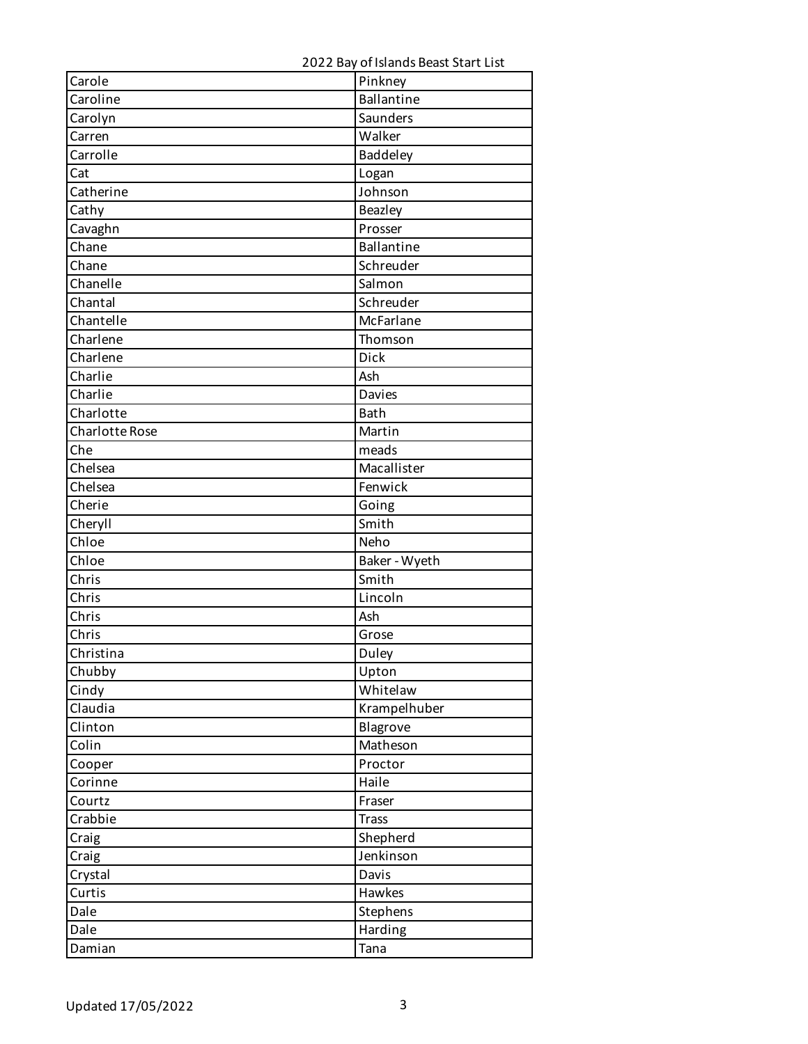2022 Bay of Islands Beast Start List

| | |
|---|---|
| Carole | Pinkney |
| Caroline | Ballantine |
| Carolyn | Saunders |
| Carren | Walker |
| Carrolle | Baddeley |
| Cat | Logan |
| Catherine | Johnson |
| Cathy | Beazley |
| Cavaghn | Prosser |
| Chane | Ballantine |
| Chane | Schreuder |
| Chanelle | Salmon |
| Chantal | Schreuder |
| Chantelle | McFarlane |
| Charlene | Thomson |
| Charlene | Dick |
| Charlie | Ash |
| Charlie | Davies |
| Charlotte | Bath |
| Charlotte Rose | Martin |
| Che | meads |
| Chelsea | Macallister |
| Chelsea | Fenwick |
| Cherie | Going |
| Cheryll | Smith |
| Chloe | Neho |
| Chloe | Baker - Wyeth |
| Chris | Smith |
| Chris | Lincoln |
| Chris | Ash |
| Chris | Grose |
| Christina | Duley |
| Chubby | Upton |
| Cindy | Whitelaw |
| Claudia | Krampelhuber |
| Clinton | Blagrove |
| Colin | Matheson |
| Cooper | Proctor |
| Corinne | Haile |
| Courtz | Fraser |
| Crabbie | Trass |
| Craig | Shepherd |
| Craig | Jenkinson |
| Crystal | Davis |
| Curtis | Hawkes |
| Dale | Stephens |
| Dale | Harding |
| Damian | Tana |

Updated 17/05/2022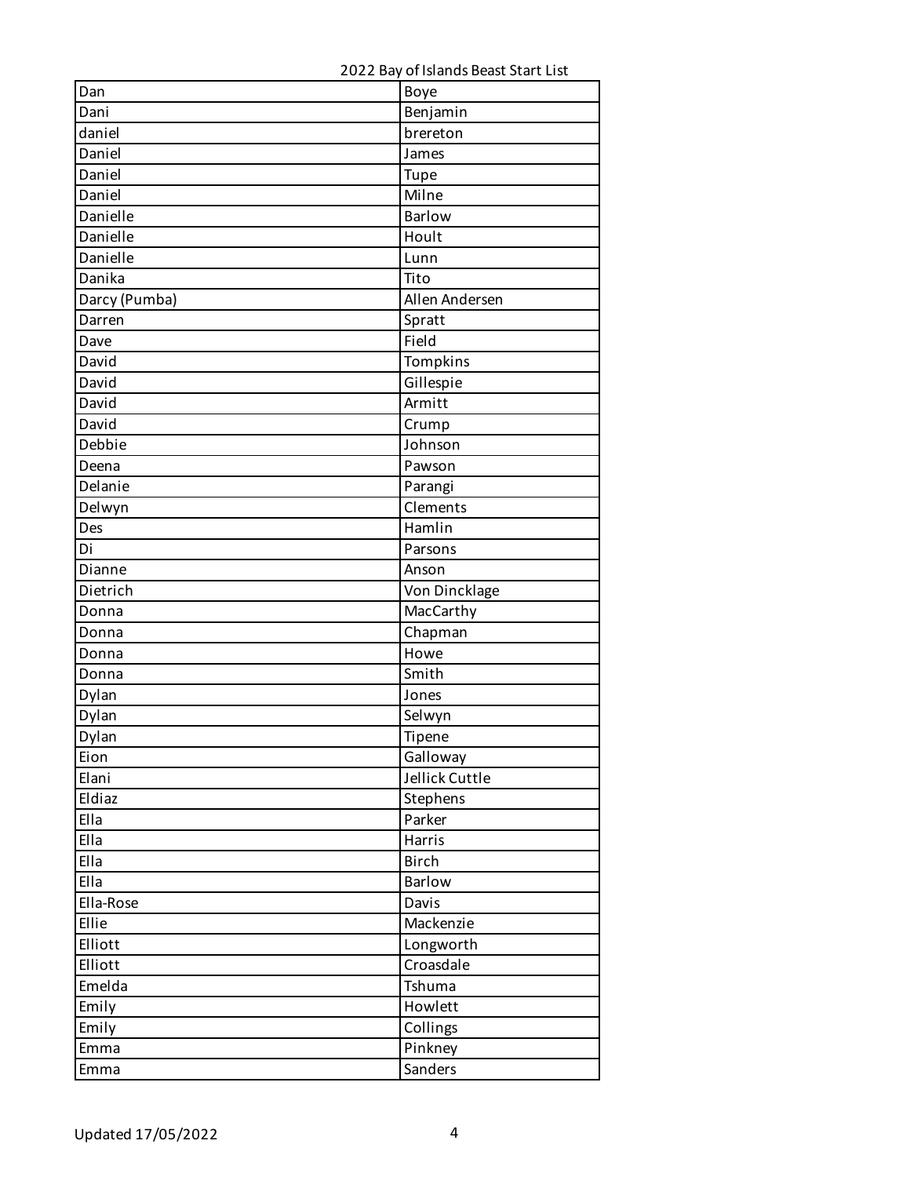2022 Bay of Islands Beast Start List

| | |
|---|---|
| Dan | Boye |
| Dani | Benjamin |
| daniel | brereton |
| Daniel | James |
| Daniel | Tupe |
| Daniel | Milne |
| Danielle | Barlow |
| Danielle | Hoult |
| Danielle | Lunn |
| Danika | Tito |
| Darcy (Pumba) | Allen Andersen |
| Darren | Spratt |
| Dave | Field |
| David | Tompkins |
| David | Gillespie |
| David | Armitt |
| David | Crump |
| Debbie | Johnson |
| Deena | Pawson |
| Delanie | Parangi |
| Delwyn | Clements |
| Des | Hamlin |
| Di | Parsons |
| Dianne | Anson |
| Dietrich | Von Dincklage |
| Donna | MacCarthy |
| Donna | Chapman |
| Donna | Howe |
| Donna | Smith |
| Dylan | Jones |
| Dylan | Selwyn |
| Dylan | Tipene |
| Eion | Galloway |
| Elani | Jellick Cuttle |
| Eldiaz | Stephens |
| Ella | Parker |
| Ella | Harris |
| Ella | Birch |
| Ella | Barlow |
| Ella-Rose | Davis |
| Ellie | Mackenzie |
| Elliott | Longworth |
| Elliott | Croasdale |
| Emelda | Tshuma |
| Emily | Howlett |
| Emily | Collings |
| Emma | Pinkney |
| Emma | Sanders |

Updated 17/05/2022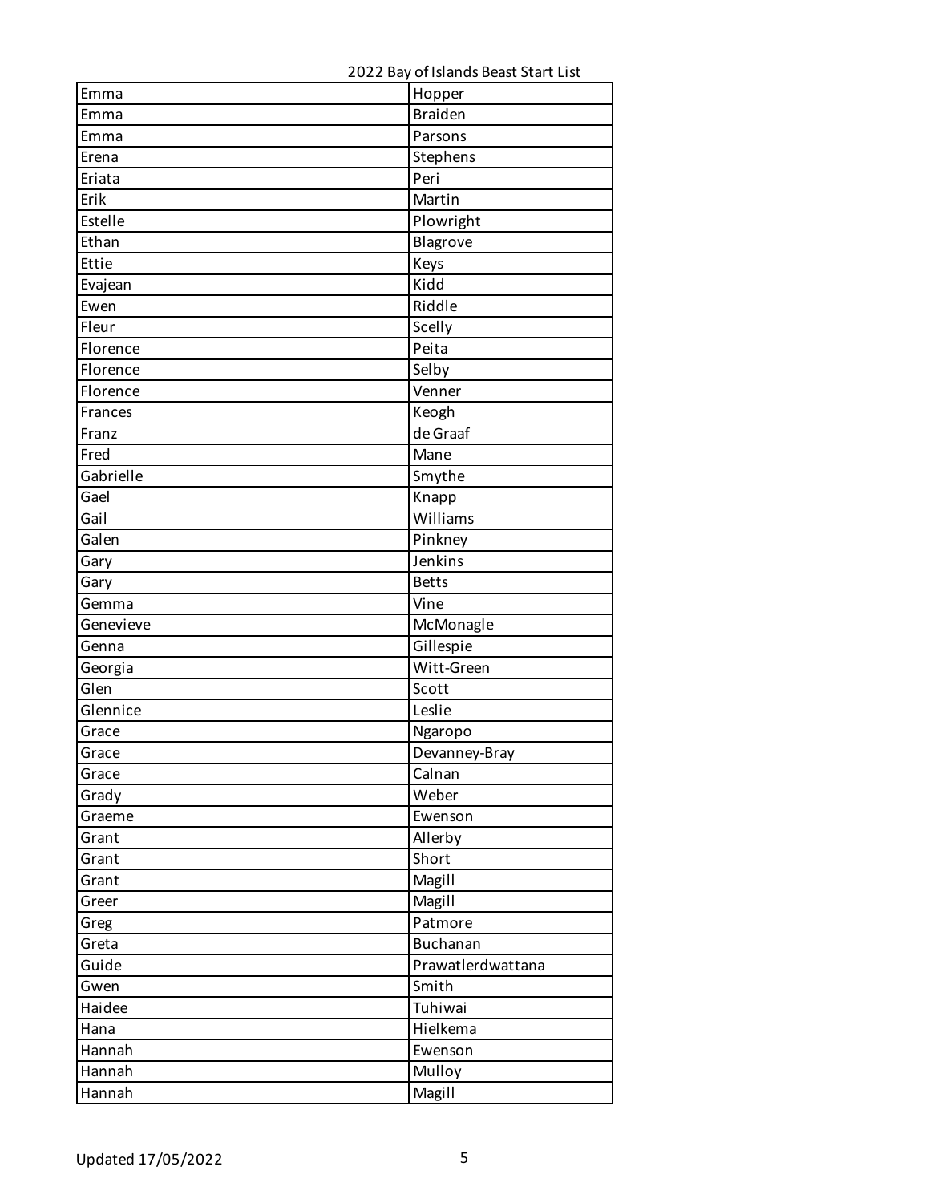2022 Bay of Islands Beast Start List

| | |
|---|---|
| Emma | Hopper |
| Emma | Braiden |
| Emma | Parsons |
| Erena | Stephens |
| Eriata | Peri |
| Erik | Martin |
| Estelle | Plowright |
| Ethan | Blagrove |
| Ettie | Keys |
| Evajean | Kidd |
| Ewen | Riddle |
| Fleur | Scelly |
| Florence | Peita |
| Florence | Selby |
| Florence | Venner |
| Frances | Keogh |
| Franz | de Graaf |
| Fred | Mane |
| Gabrielle | Smythe |
| Gael | Knapp |
| Gail | Williams |
| Galen | Pinkney |
| Gary | Jenkins |
| Gary | Betts |
| Gemma | Vine |
| Genevieve | McMonagle |
| Genna | Gillespie |
| Georgia | Witt-Green |
| Glen | Scott |
| Glennice | Leslie |
| Grace | Ngaropo |
| Grace | Devanney-Bray |
| Grace | Calnan |
| Grady | Weber |
| Graeme | Ewenson |
| Grant | Allerby |
| Grant | Short |
| Grant | Magill |
| Greer | Magill |
| Greg | Patmore |
| Greta | Buchanan |
| Guide | Prawatlerdwattana |
| Gwen | Smith |
| Haidee | Tuhiwai |
| Hana | Hielkema |
| Hannah | Ewenson |
| Hannah | Mulloy |
| Hannah | Magill |

Updated 17/05/2022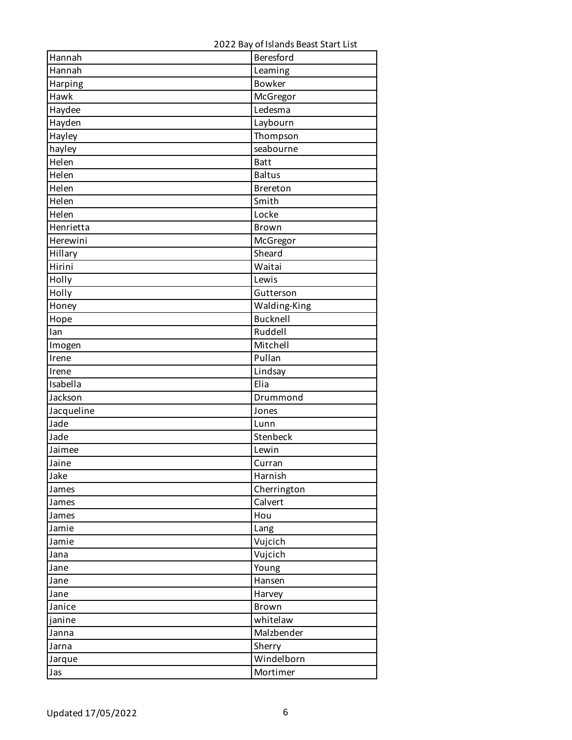2022 Bay of Islands Beast Start List

| | |
|---|---|
| Hannah | Beresford |
| Hannah | Leaming |
| Harping | Bowker |
| Hawk | McGregor |
| Haydee | Ledesma |
| Hayden | Laybourn |
| Hayley | Thompson |
| hayley | seabourne |
| Helen | Batt |
| Helen | Baltus |
| Helen | Brereton |
| Helen | Smith |
| Helen | Locke |
| Henrietta | Brown |
| Herewini | McGregor |
| Hillary | Sheard |
| Hirini | Waitai |
| Holly | Lewis |
| Holly | Gutterson |
| Honey | Walding-King |
| Hope | Bucknell |
| Ian | Ruddell |
| Imogen | Mitchell |
| Irene | Pullan |
| Irene | Lindsay |
| Isabella | Elia |
| Jackson | Drummond |
| Jacqueline | Jones |
| Jade | Lunn |
| Jade | Stenbeck |
| Jaimee | Lewin |
| Jaine | Curran |
| Jake | Harnish |
| James | Cherrington |
| James | Calvert |
| James | Hou |
| Jamie | Lang |
| Jamie | Vujcich |
| Jana | Vujcich |
| Jane | Young |
| Jane | Hansen |
| Jane | Harvey |
| Janice | Brown |
| janine | whitelaw |
| Janna | Malzbender |
| Jarna | Sherry |
| Jarque | Windelborn |
| Jas | Mortimer |

Updated 17/05/2022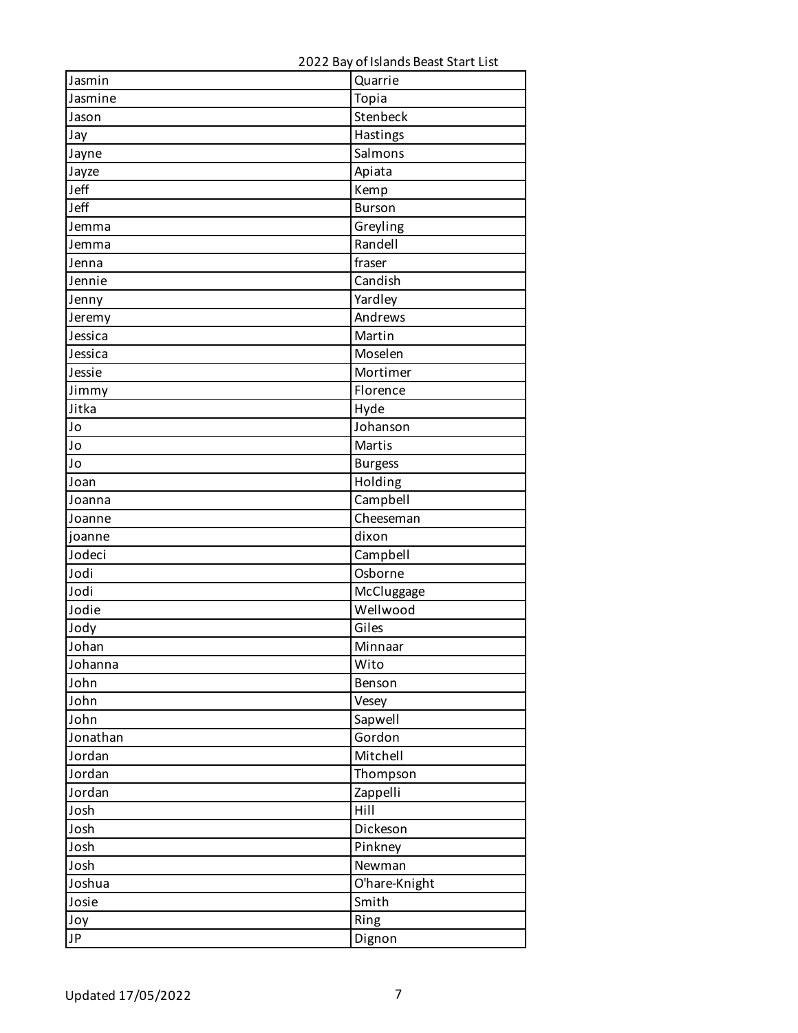2022 Bay of Islands Beast Start List

| | |
|---|---|
| Jasmin | Quarrie |
| Jasmine | Topia |
| Jason | Stenbeck |
| Jay | Hastings |
| Jayne | Salmons |
| Jayze | Apiata |
| Jeff | Kemp |
| Jeff | Burson |
| Jemma | Greyling |
| Jemma | Randell |
| Jenna | fraser |
| Jennie | Candish |
| Jenny | Yardley |
| Jeremy | Andrews |
| Jessica | Martin |
| Jessica | Moselen |
| Jessie | Mortimer |
| Jimmy | Florence |
| Jitka | Hyde |
| Jo | Johanson |
| Jo | Martis |
| Jo | Burgess |
| Joan | Holding |
| Joanna | Campbell |
| Joanne | Cheeseman |
| joanne | dixon |
| Jodeci | Campbell |
| Jodi | Osborne |
| Jodi | McCluggage |
| Jodie | Wellwood |
| Jody | Giles |
| Johan | Minnaar |
| Johanna | Wito |
| John | Benson |
| John | Vesey |
| John | Sapwell |
| Jonathan | Gordon |
| Jordan | Mitchell |
| Jordan | Thompson |
| Jordan | Zappelli |
| Josh | Hill |
| Josh | Dickeson |
| Josh | Pinkney |
| Josh | Newman |
| Joshua | O'hare-Knight |
| Josie | Smith |
| Joy | Ring |
| JP | Dignon |

Updated 17/05/2022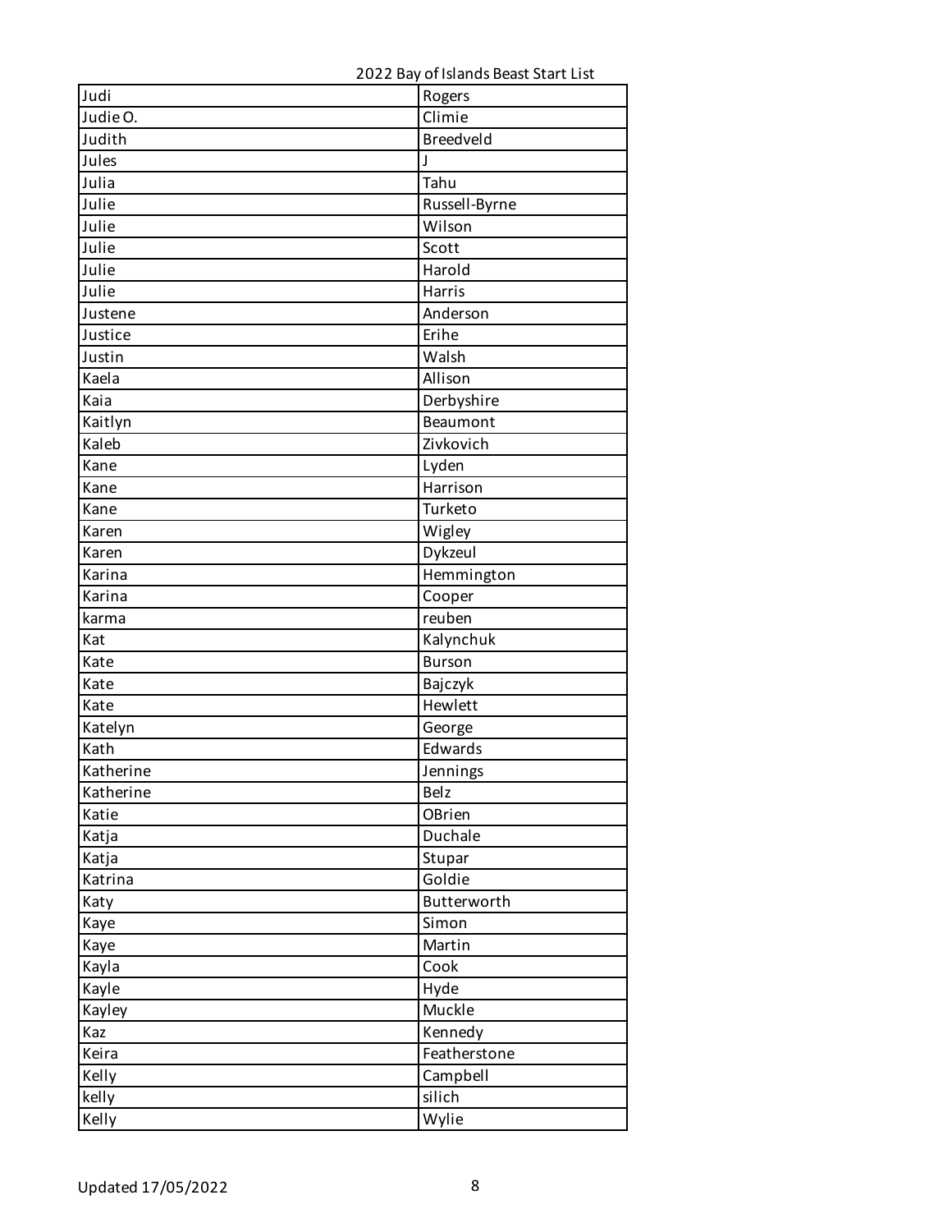| | |
|---|---|
| Judi | Rogers |
| Judie O. | Climie |
| Judith | Breedveld |
| Jules | J |
| Julia | Tahu |
| Julie | Russell-Byrne |
| Julie | Wilson |
| Julie | Scott |
| Julie | Harold |
| Julie | Harris |
| Justene | Anderson |
| Justice | Erihe |
| Justin | Walsh |
| Kaela | Allison |
| Kaia | Derbyshire |
| Kaitlyn | Beaumont |
| Kaleb | Zivkovich |
| Kane | Lyden |
| Kane | Harrison |
| Kane | Turketo |
| Karen | Wigley |
| Karen | Dykzeul |
| Karina | Hemmington |
| Karina | Cooper |
| karma | reuben |
| Kat | Kalynchuk |
| Kate | Burson |
| Kate | Bajczyk |
| Kate | Hewlett |
| Katelyn | George |
| Kath | Edwards |
| Katherine | Jennings |
| Katherine | Belz |
| Katie | OBrien |
| Katja | Duchale |
| Katja | Stupar |
| Katrina | Goldie |
| Katy | Butterworth |
| Kaye | Simon |
| Kaye | Martin |
| Kayla | Cook |
| Kayle | Hyde |
| Kayley | Muckle |
| Kaz | Kennedy |
| Keira | Featherstone |
| Kelly | Campbell |
| kelly | silich |
| Kelly | Wylie |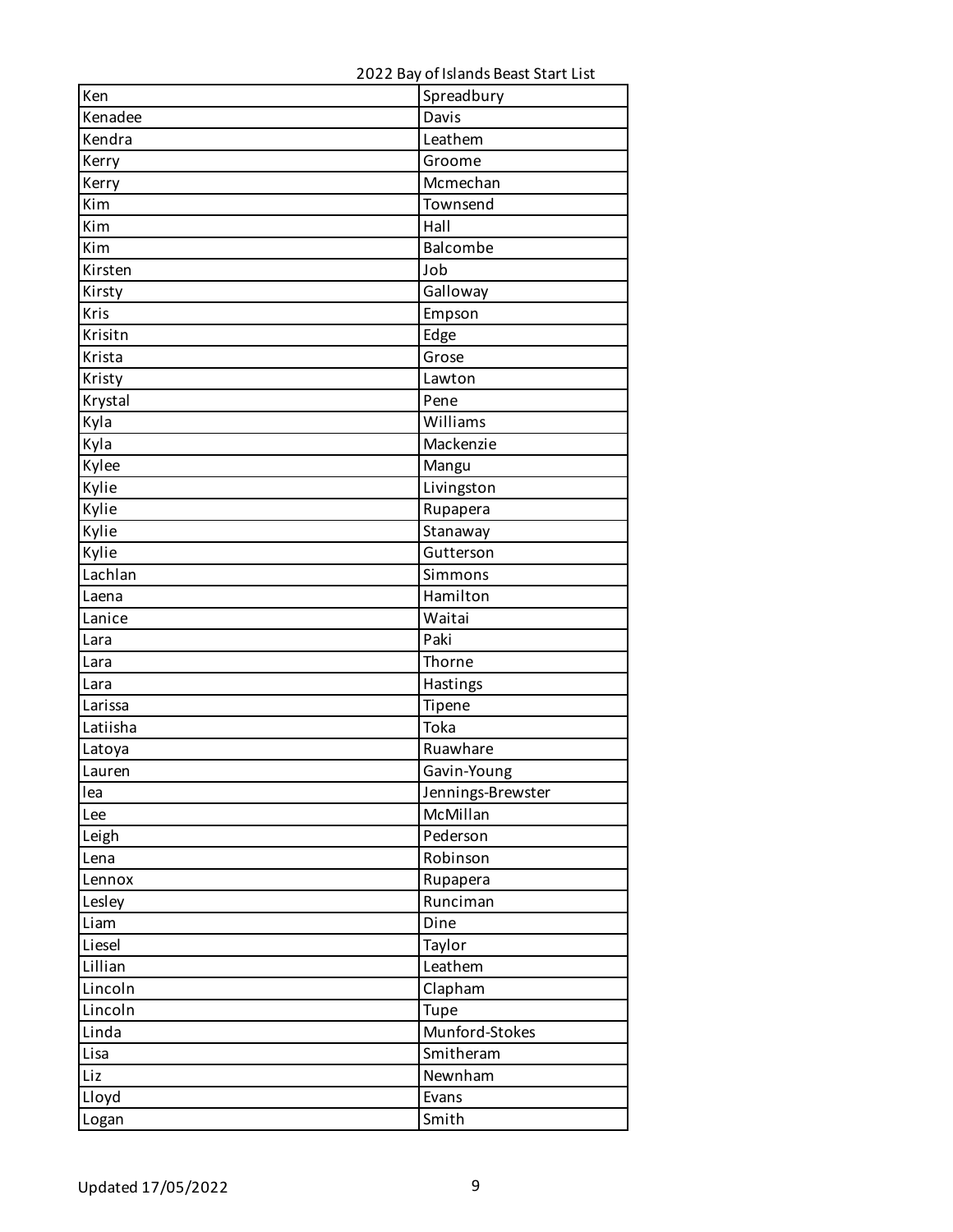2022 Bay of Islands Beast Start List

| | |
|---|---|
| Ken | Spreadbury |
| Kenadee | Davis |
| Kendra | Leathem |
| Kerry | Groome |
| Kerry | Mcmechan |
| Kim | Townsend |
| Kim | Hall |
| Kim | Balcombe |
| Kirsten | Job |
| Kirsty | Galloway |
| Kris | Empson |
| Krisitn | Edge |
| Krista | Grose |
| Kristy | Lawton |
| Krystal | Pene |
| Kyla | Williams |
| Kyla | Mackenzie |
| Kylee | Mangu |
| Kylie | Livingston |
| Kylie | Rupapera |
| Kylie | Stanaway |
| Kylie | Gutterson |
| Lachlan | Simmons |
| Laena | Hamilton |
| Lanice | Waitai |
| Lara | Paki |
| Lara | Thorne |
| Lara | Hastings |
| Larissa | Tipene |
| Latiisha | Toka |
| Latoya | Ruawhare |
| Lauren | Gavin-Young |
| lea | Jennings-Brewster |
| Lee | McMillan |
| Leigh | Pederson |
| Lena | Robinson |
| Lennox | Rupapera |
| Lesley | Runciman |
| Liam | Dine |
| Liesel | Taylor |
| Lillian | Leathem |
| Lincoln | Clapham |
| Lincoln | Tupe |
| Linda | Munford-Stokes |
| Lisa | Smitheram |
| Liz | Newnham |
| Lloyd | Evans |
| Logan | Smith |

Updated 17/05/2022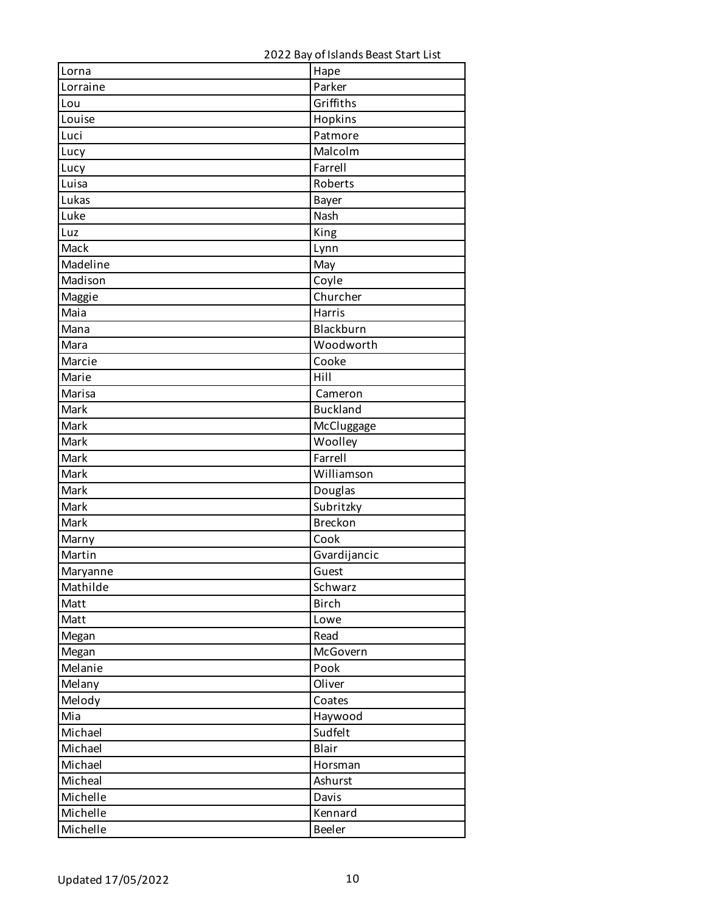2022 Bay of Islands Beast Start List

| | |
|---|---|
| Lorna | Hape |
| Lorraine | Parker |
| Lou | Griffiths |
| Louise | Hopkins |
| Luci | Patmore |
| Lucy | Malcolm |
| Lucy | Farrell |
| Luisa | Roberts |
| Lukas | Bayer |
| Luke | Nash |
| Luz | King |
| Mack | Lynn |
| Madeline | May |
| Madison | Coyle |
| Maggie | Churcher |
| Maia | Harris |
| Mana | Blackburn |
| Mara | Woodworth |
| Marcie | Cooke |
| Marie | Hill |
| Marisa | Cameron |
| Mark | Buckland |
| Mark | McCluggage |
| Mark | Woolley |
| Mark | Farrell |
| Mark | Williamson |
| Mark | Douglas |
| Mark | Subritzky |
| Mark | Breckon |
| Marny | Cook |
| Martin | Gvardijancic |
| Maryanne | Guest |
| Mathilde | Schwarz |
| Matt | Birch |
| Matt | Lowe |
| Megan | Read |
| Megan | McGovern |
| Melanie | Pook |
| Melany | Oliver |
| Melody | Coates |
| Mia | Haywood |
| Michael | Sudfelt |
| Michael | Blair |
| Michael | Horsman |
| Micheal | Ashurst |
| Michelle | Davis |
| Michelle | Kennard |
| Michelle | Beeler |

Updated 17/05/2022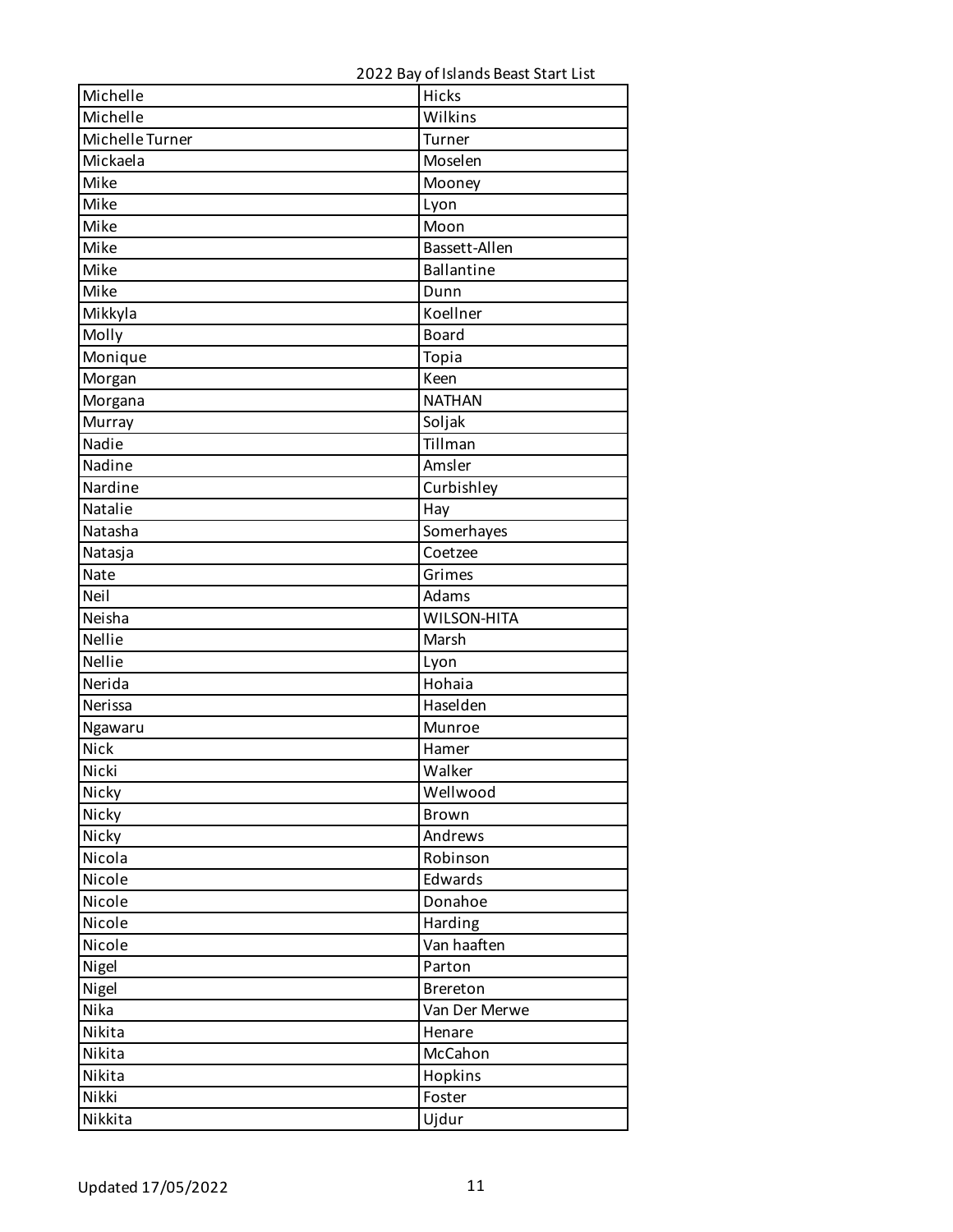2022 Bay of Islands Beast Start List

| | |
|---|---|
| Michelle | Hicks |
| Michelle | Wilkins |
| Michelle Turner | Turner |
| Mickaela | Moselen |
| Mike | Mooney |
| Mike | Lyon |
| Mike | Moon |
| Mike | Bassett-Allen |
| Mike | Ballantine |
| Mike | Dunn |
| Mikkyla | Koellner |
| Molly | Board |
| Monique | Topia |
| Morgan | Keen |
| Morgana | NATHAN |
| Murray | Soljak |
| Nadie | Tillman |
| Nadine | Amsler |
| Nardine | Curbishley |
| Natalie | Hay |
| Natasha | Somerhayes |
| Natasja | Coetzee |
| Nate | Grimes |
| Neil | Adams |
| Neisha | WILSON-HITA |
| Nellie | Marsh |
| Nellie | Lyon |
| Nerida | Hohaia |
| Nerissa | Haselden |
| Ngawaru | Munroe |
| Nick | Hamer |
| Nicki | Walker |
| Nicky | Wellwood |
| Nicky | Brown |
| Nicky | Andrews |
| Nicola | Robinson |
| Nicole | Edwards |
| Nicole | Donahoe |
| Nicole | Harding |
| Nicole | Van haaften |
| Nigel | Parton |
| Nigel | Brereton |
| Nika | Van Der Merwe |
| Nikita | Henare |
| Nikita | McCahon |
| Nikita | Hopkins |
| Nikki | Foster |
| Nikkita | Ujdur |

Updated 17/05/2022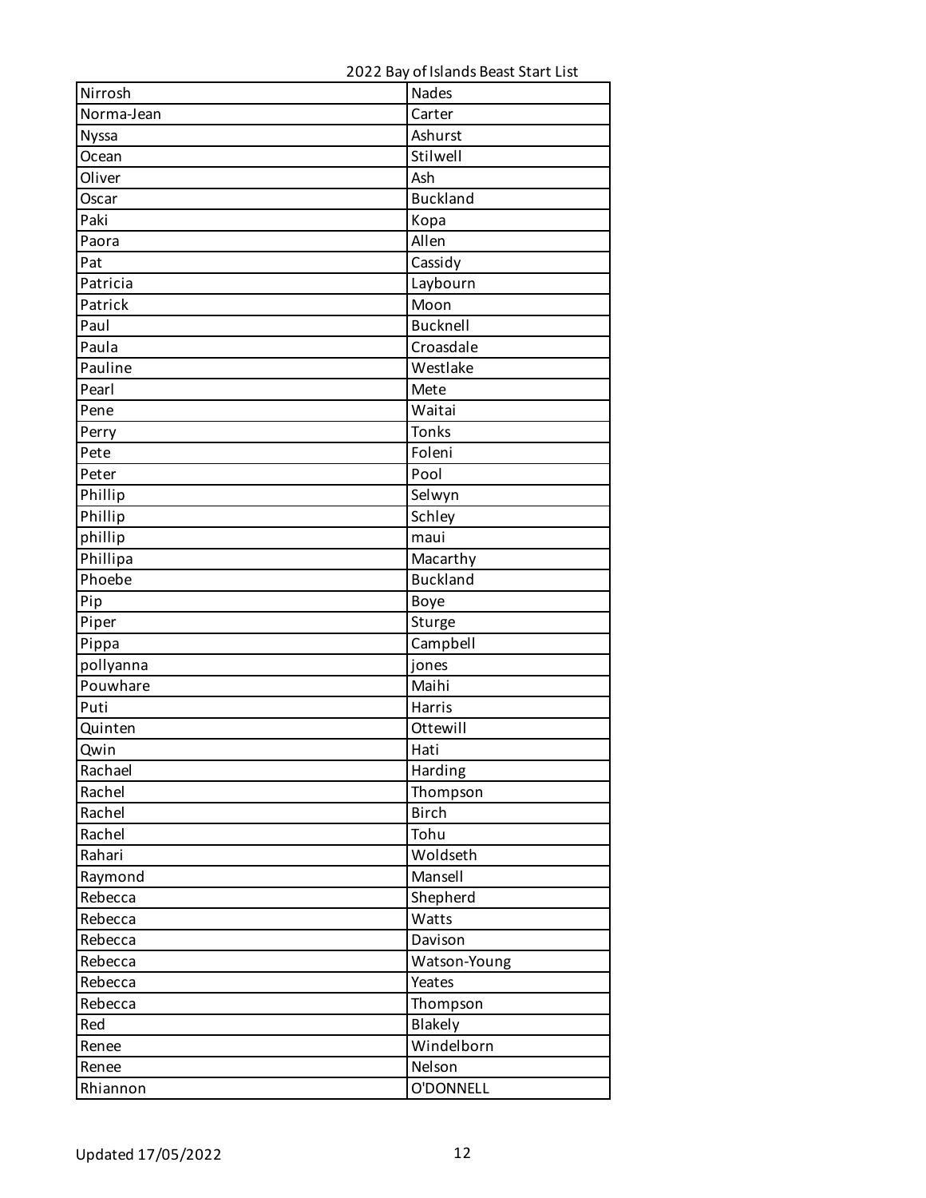2022 Bay of Islands Beast Start List

| | |
|---|---|
| Nirrosh | Nades |
| Norma-Jean | Carter |
| Nyssa | Ashurst |
| Ocean | Stilwell |
| Oliver | Ash |
| Oscar | Buckland |
| Paki | Kopa |
| Paora | Allen |
| Pat | Cassidy |
| Patricia | Laybourn |
| Patrick | Moon |
| Paul | Bucknell |
| Paula | Croasdale |
| Pauline | Westlake |
| Pearl | Mete |
| Pene | Waitai |
| Perry | Tonks |
| Pete | Foleni |
| Peter | Pool |
| Phillip | Selwyn |
| Phillip | Schley |
| phillip | maui |
| Phillipa | Macarthy |
| Phoebe | Buckland |
| Pip | Boye |
| Piper | Sturge |
| Pippa | Campbell |
| pollyanna | jones |
| Pouwhare | Maihi |
| Puti | Harris |
| Quinten | Ottewill |
| Qwin | Hati |
| Rachael | Harding |
| Rachel | Thompson |
| Rachel | Birch |
| Rachel | Tohu |
| Rahari | Woldseth |
| Raymond | Mansell |
| Rebecca | Shepherd |
| Rebecca | Watts |
| Rebecca | Davison |
| Rebecca | Watson-Young |
| Rebecca | Yeates |
| Rebecca | Thompson |
| Red | Blakely |
| Renee | Windelborn |
| Renee | Nelson |
| Rhiannon | O'DONNELL |

Updated 17/05/2022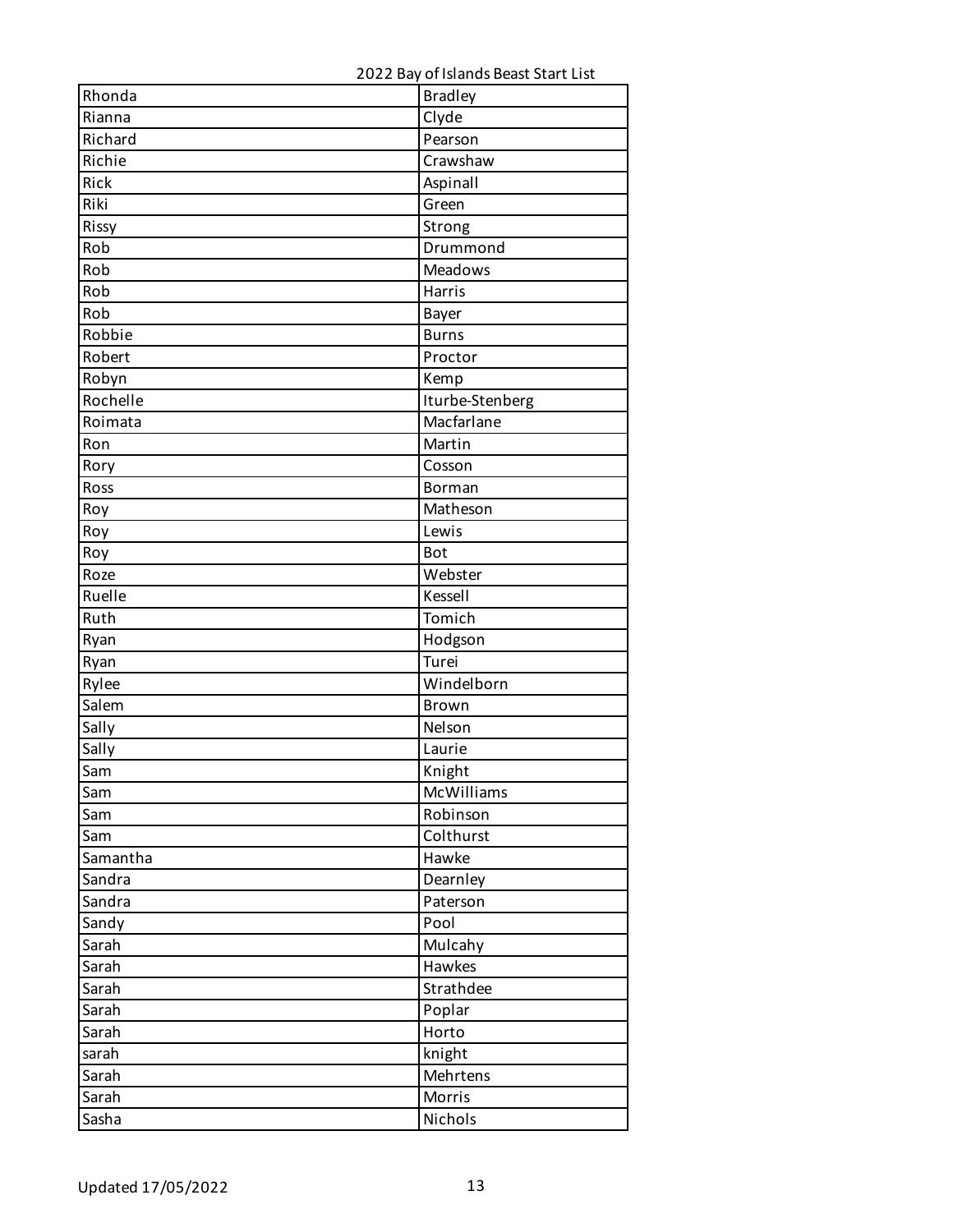2022 Bay of Islands Beast Start List

| | |
|---|---|
| Rhonda | Bradley |
| Rianna | Clyde |
| Richard | Pearson |
| Richie | Crawshaw |
| Rick | Aspinall |
| Riki | Green |
| Rissy | Strong |
| Rob | Drummond |
| Rob | Meadows |
| Rob | Harris |
| Rob | Bayer |
| Robbie | Burns |
| Robert | Proctor |
| Robyn | Kemp |
| Rochelle | Iturbe-Stenberg |
| Roimata | Macfarlane |
| Ron | Martin |
| Rory | Cosson |
| Ross | Borman |
| Roy | Matheson |
| Roy | Lewis |
| Roy | Bot |
| Roze | Webster |
| Ruelle | Kessell |
| Ruth | Tomich |
| Ryan | Hodgson |
| Ryan | Turei |
| Rylee | Windelborn |
| Salem | Brown |
| Sally | Nelson |
| Sally | Laurie |
| Sam | Knight |
| Sam | McWilliams |
| Sam | Robinson |
| Sam | Colthurst |
| Samantha | Hawke |
| Sandra | Dearnley |
| Sandra | Paterson |
| Sandy | Pool |
| Sarah | Mulcahy |
| Sarah | Hawkes |
| Sarah | Strathdee |
| Sarah | Poplar |
| Sarah | Horto |
| sarah | knight |
| Sarah | Mehrtens |
| Sarah | Morris |
| Sasha | Nichols |

Updated 17/05/2022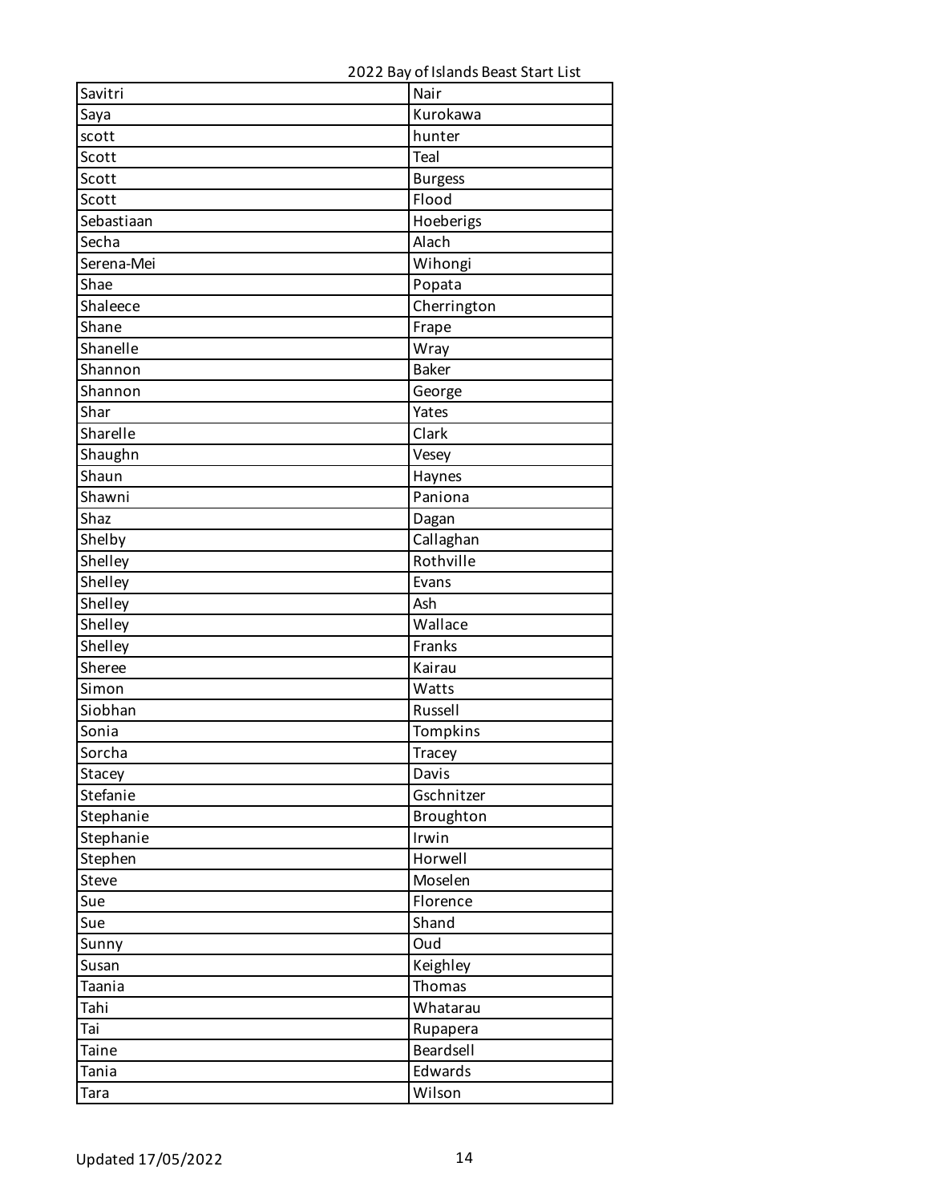2022 Bay of Islands Beast Start List

| | |
|---|---|
| Savitri | Nair |
| Saya | Kurokawa |
| scott | hunter |
| Scott | Teal |
| Scott | Burgess |
| Scott | Flood |
| Sebastiaan | Hoeberigs |
| Secha | Alach |
| Serena-Mei | Wihongi |
| Shae | Popata |
| Shaleece | Cherrington |
| Shane | Frape |
| Shanelle | Wray |
| Shannon | Baker |
| Shannon | George |
| Shar | Yates |
| Sharelle | Clark |
| Shaughn | Vesey |
| Shaun | Haynes |
| Shawni | Paniona |
| Shaz | Dagan |
| Shelby | Callaghan |
| Shelley | Rothville |
| Shelley | Evans |
| Shelley | Ash |
| Shelley | Wallace |
| Shelley | Franks |
| Sheree | Kairau |
| Simon | Watts |
| Siobhan | Russell |
| Sonia | Tompkins |
| Sorcha | Tracey |
| Stacey | Davis |
| Stefanie | Gschnitzer |
| Stephanie | Broughton |
| Stephanie | Irwin |
| Stephen | Horwell |
| Steve | Moselen |
| Sue | Florence |
| Sue | Shand |
| Sunny | Oud |
| Susan | Keighley |
| Taania | Thomas |
| Tahi | Whatarau |
| Tai | Rupapera |
| Taine | Beardsell |
| Tania | Edwards |
| Tara | Wilson |

Updated 17/05/2022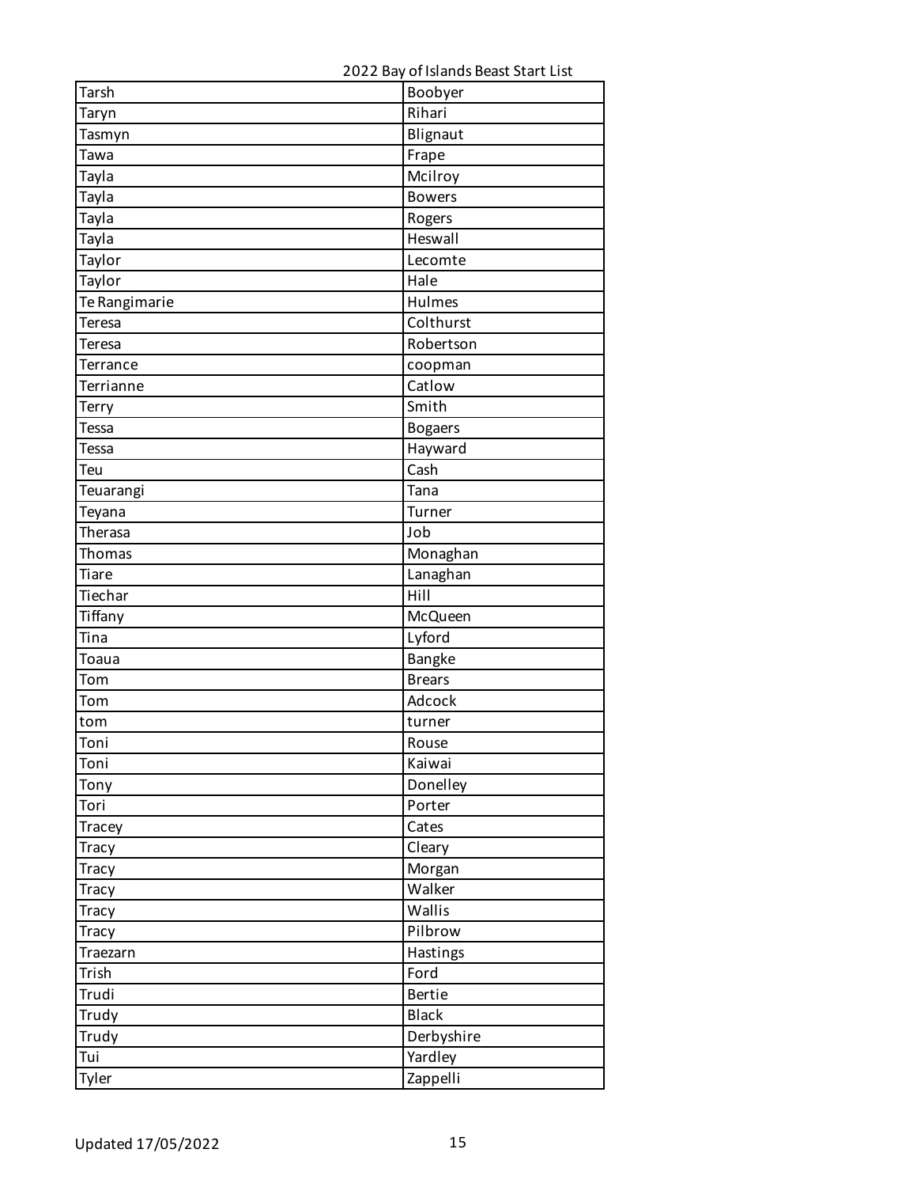2022 Bay of Islands Beast Start List

| | |
|---|---|
| Tarsh | Boobyer |
| Taryn | Rihari |
| Tasmyn | Blignaut |
| Tawa | Frape |
| Tayla | Mcilroy |
| Tayla | Bowers |
| Tayla | Rogers |
| Tayla | Heswall |
| Taylor | Lecomte |
| Taylor | Hale |
| Te Rangimarie | Hulmes |
| Teresa | Colthurst |
| Teresa | Robertson |
| Terrance | coopman |
| Terrianne | Catlow |
| Terry | Smith |
| Tessa | Bogaers |
| Tessa | Hayward |
| Teu | Cash |
| Teuarangi | Tana |
| Teyana | Turner |
| Therasa | Job |
| Thomas | Monaghan |
| Tiare | Lanaghan |
| Tiechar | Hill |
| Tiffany | McQueen |
| Tina | Lyford |
| Toaua | Bangke |
| Tom | Brears |
| Tom | Adcock |
| tom | turner |
| Toni | Rouse |
| Toni | Kaiwai |
| Tony | Donelley |
| Tori | Porter |
| Tracey | Cates |
| Tracy | Cleary |
| Tracy | Morgan |
| Tracy | Walker |
| Tracy | Wallis |
| Tracy | Pilbrow |
| Traezarn | Hastings |
| Trish | Ford |
| Trudi | Bertie |
| Trudy | Black |
| Trudy | Derbyshire |
| Tui | Yardley |
| Tyler | Zappelli |

Updated 17/05/2022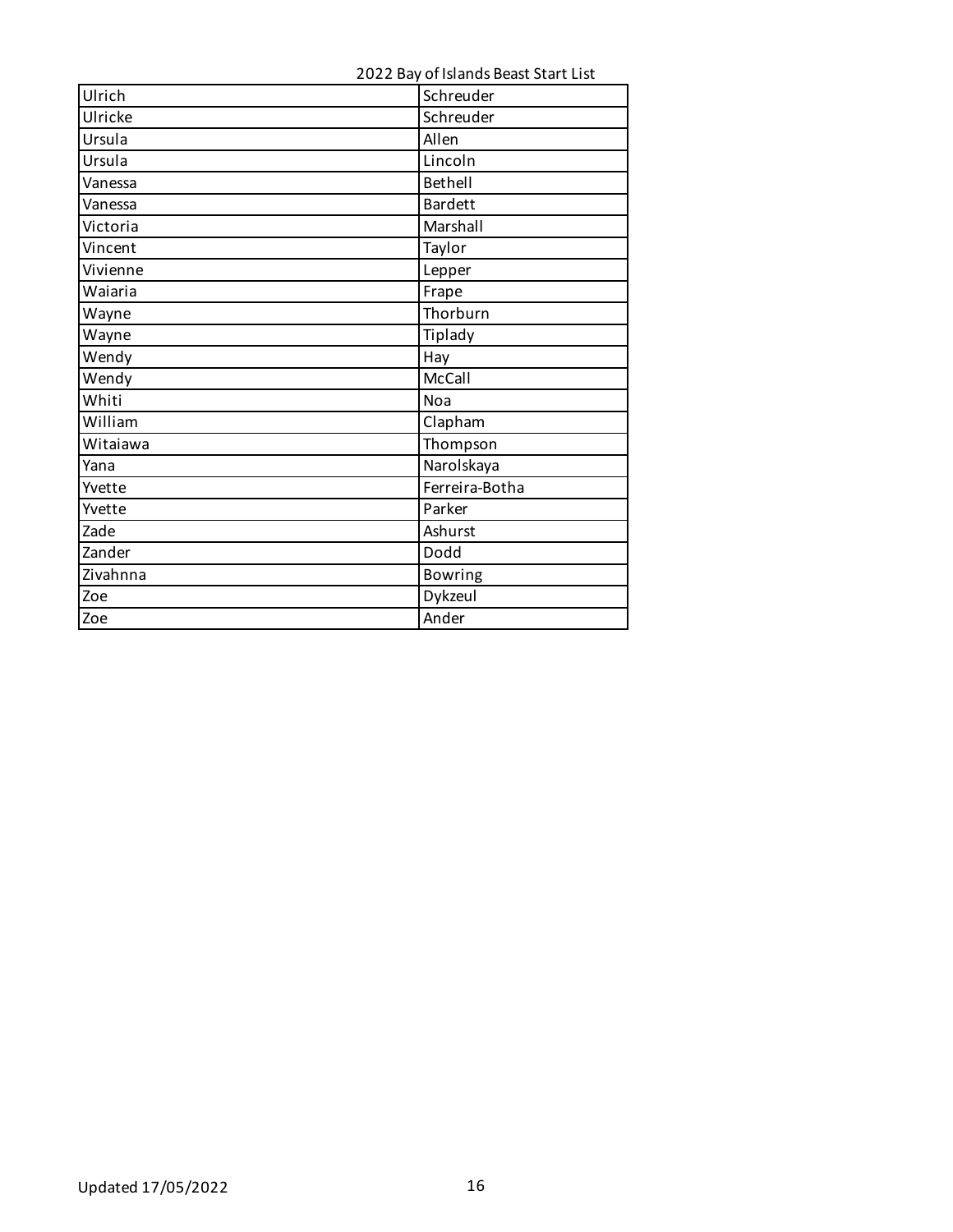2022 Bay of Islands Beast Start List

| | |
|---|---|
| Ulrich | Schreuder |
| Ulricke | Schreuder |
| Ursula | Allen |
| Ursula | Lincoln |
| Vanessa | Bethell |
| Vanessa | Bardett |
| Victoria | Marshall |
| Vincent | Taylor |
| Vivienne | Lepper |
| Waiaria | Frape |
| Wayne | Thorburn |
| Wayne | Tiplady |
| Wendy | Hay |
| Wendy | McCall |
| Whiti | Noa |
| William | Clapham |
| Witaiawa | Thompson |
| Yana | Narolskaya |
| Yvette | Ferreira-Botha |
| Yvette | Parker |
| Zade | Ashurst |
| Zander | Dodd |
| Zivahnna | Bowring |
| Zoe | Dykzeul |
| Zoe | Ander |

Updated 17/05/2022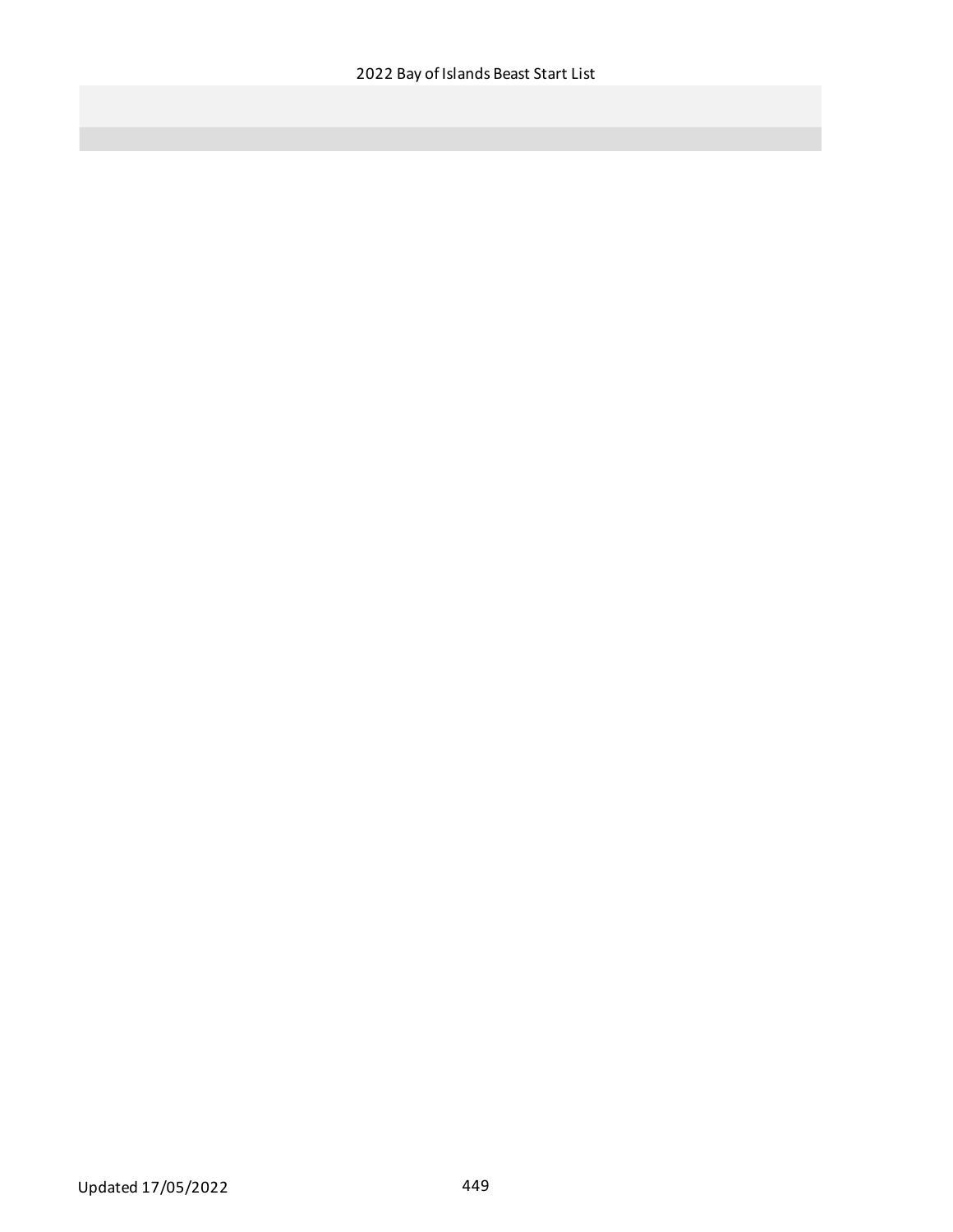2022 Bay of Islands Beast Start List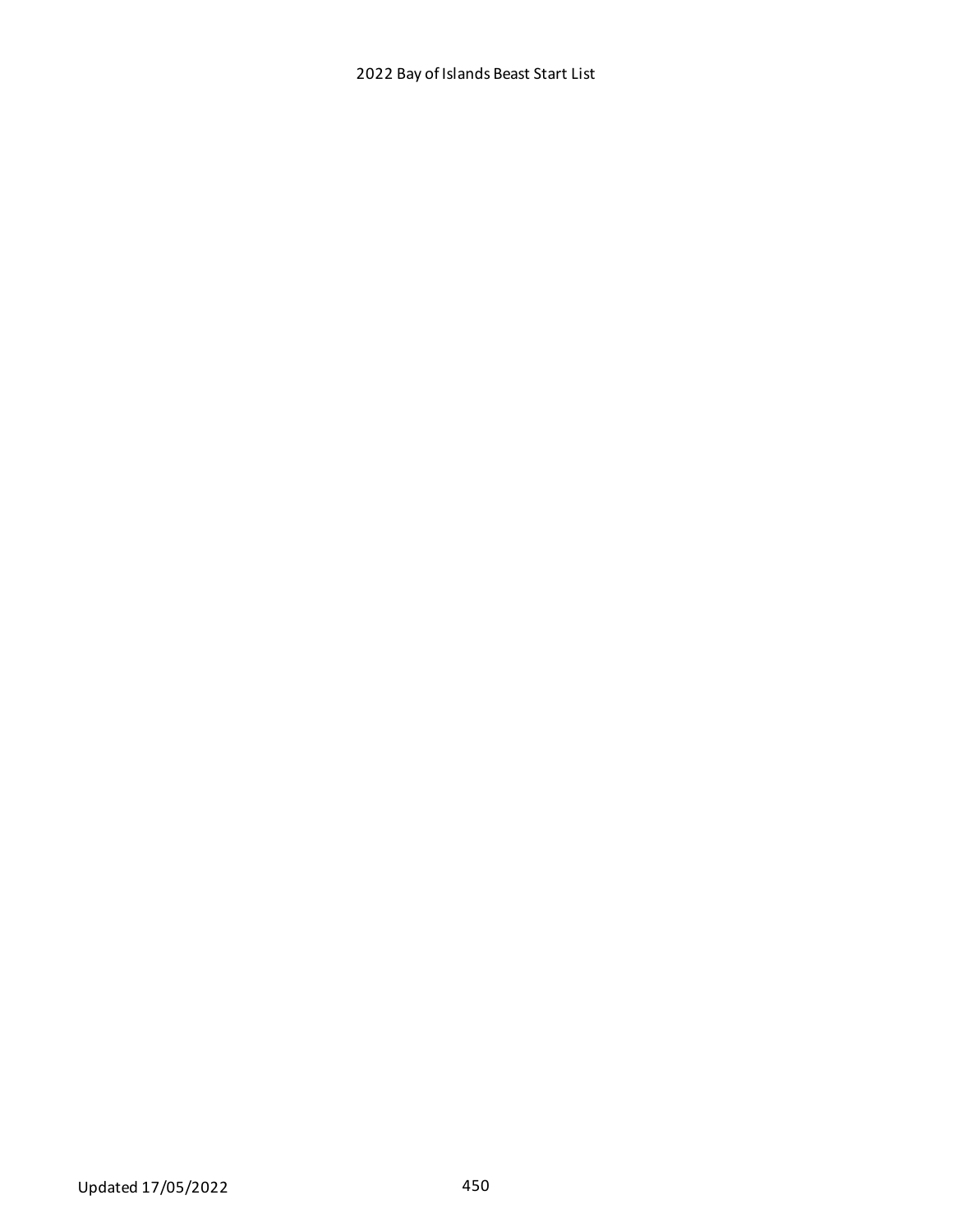2022 Bay of Islands Beast Start List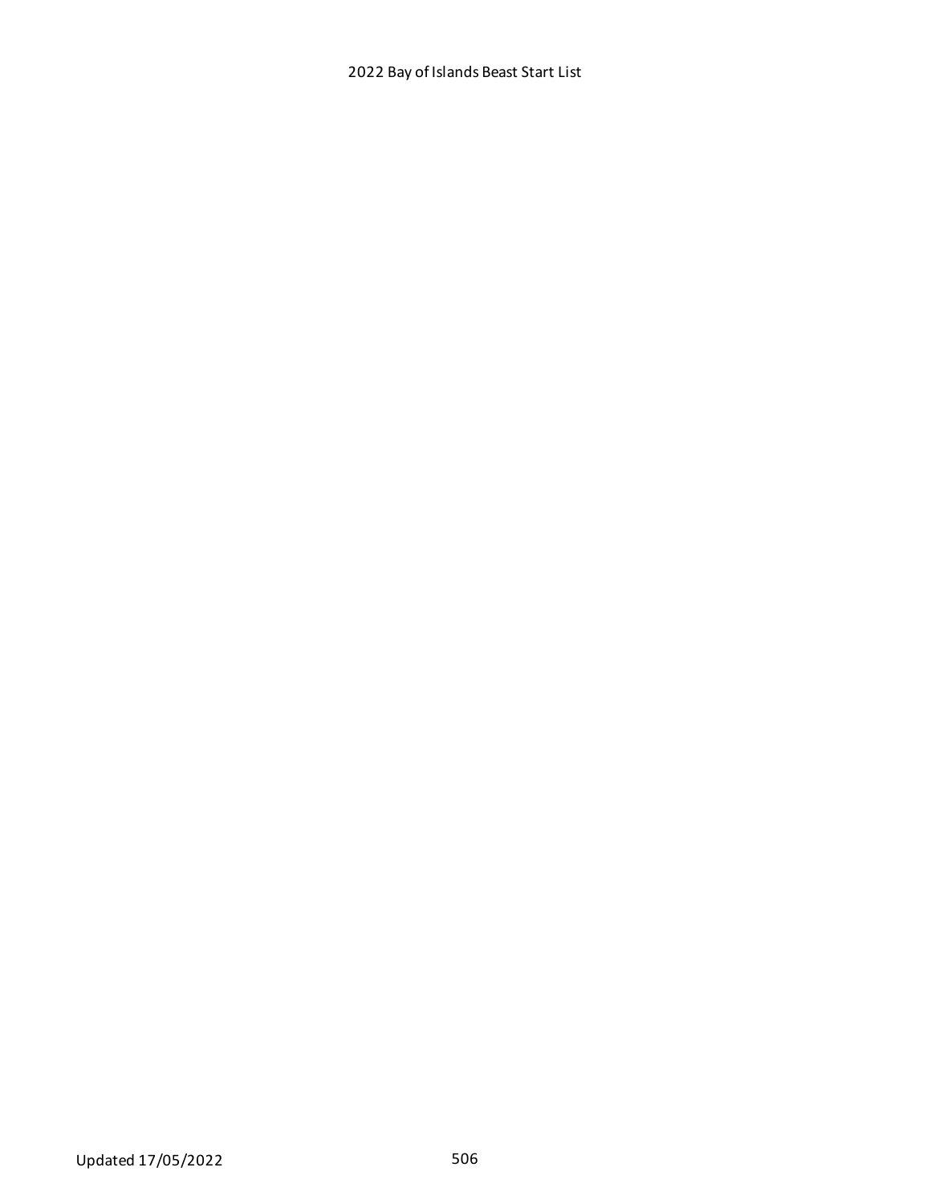2022 Bay of Islands Beast Start List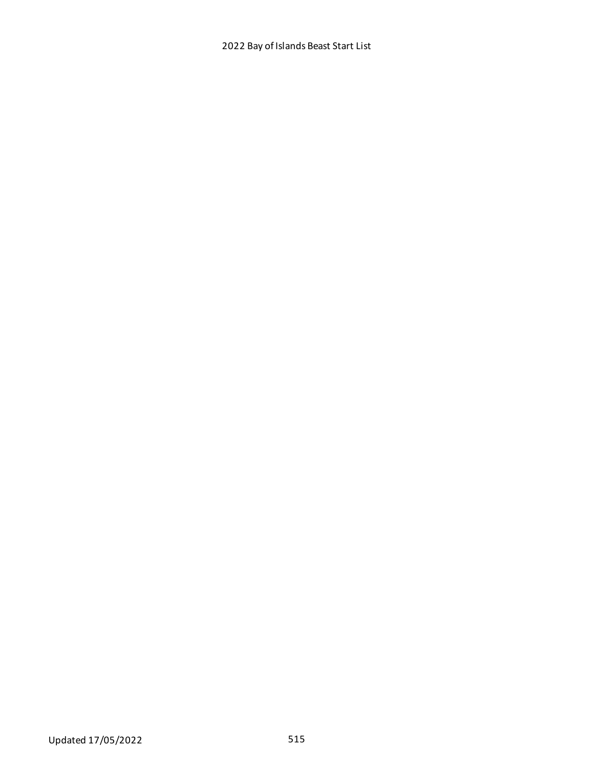2022 Bay of Islands Beast Start List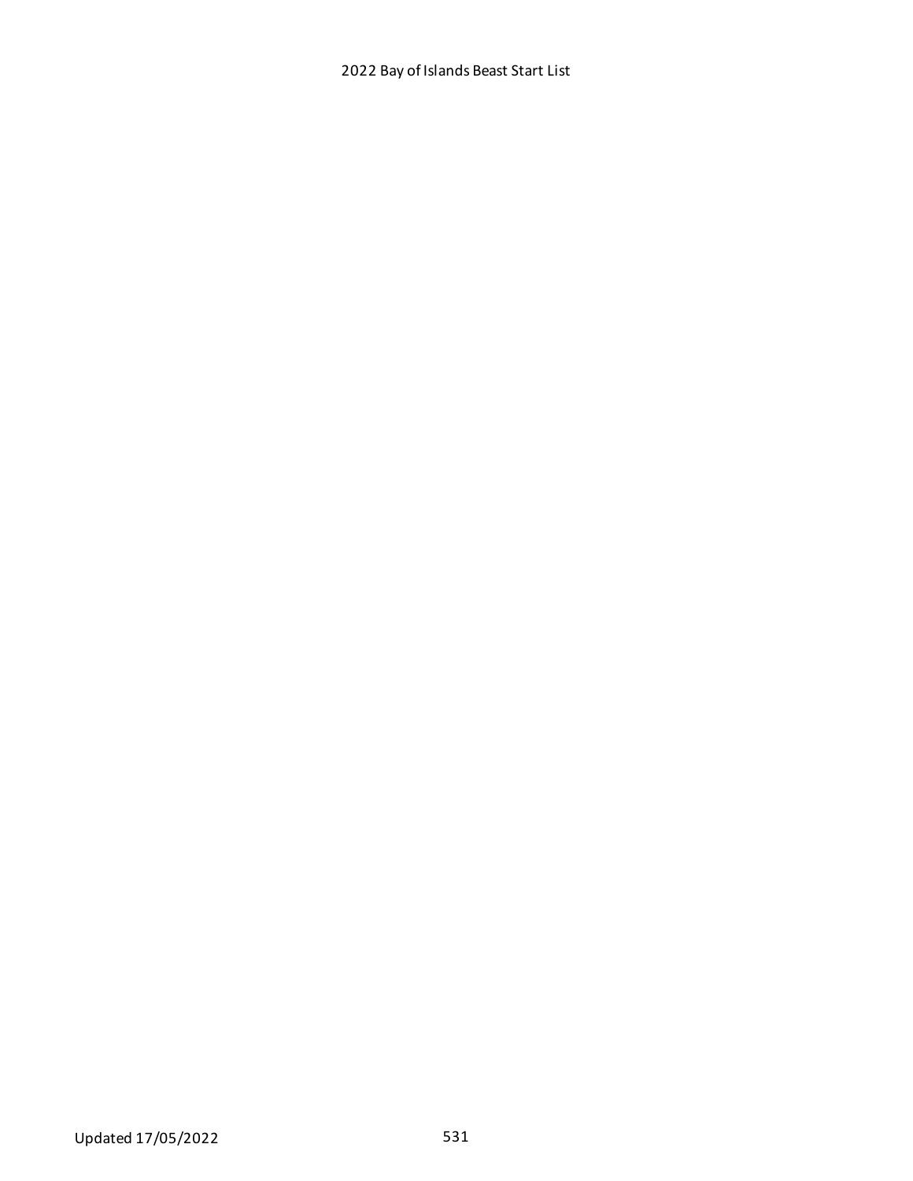2022 Bay of Islands Beast Start List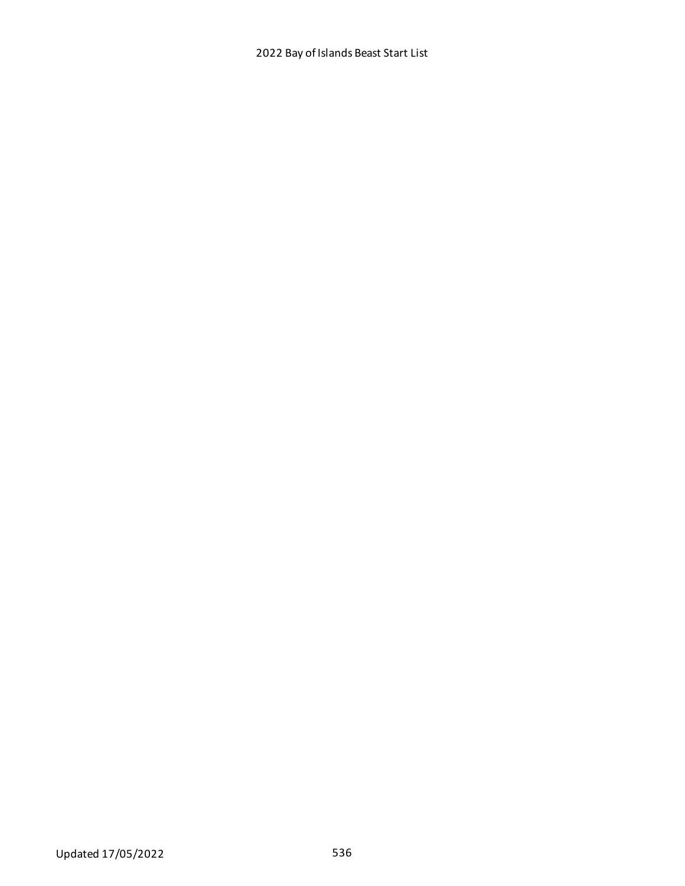2022 Bay of Islands Beast Start List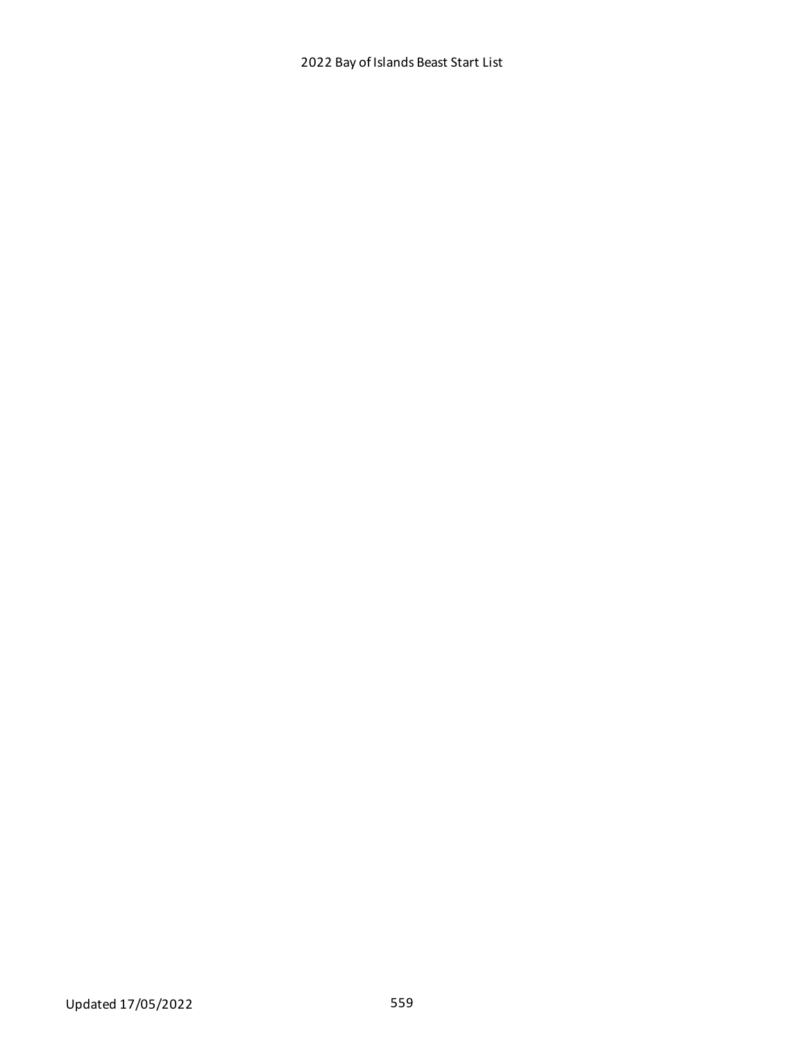2022 Bay of Islands Beast Start List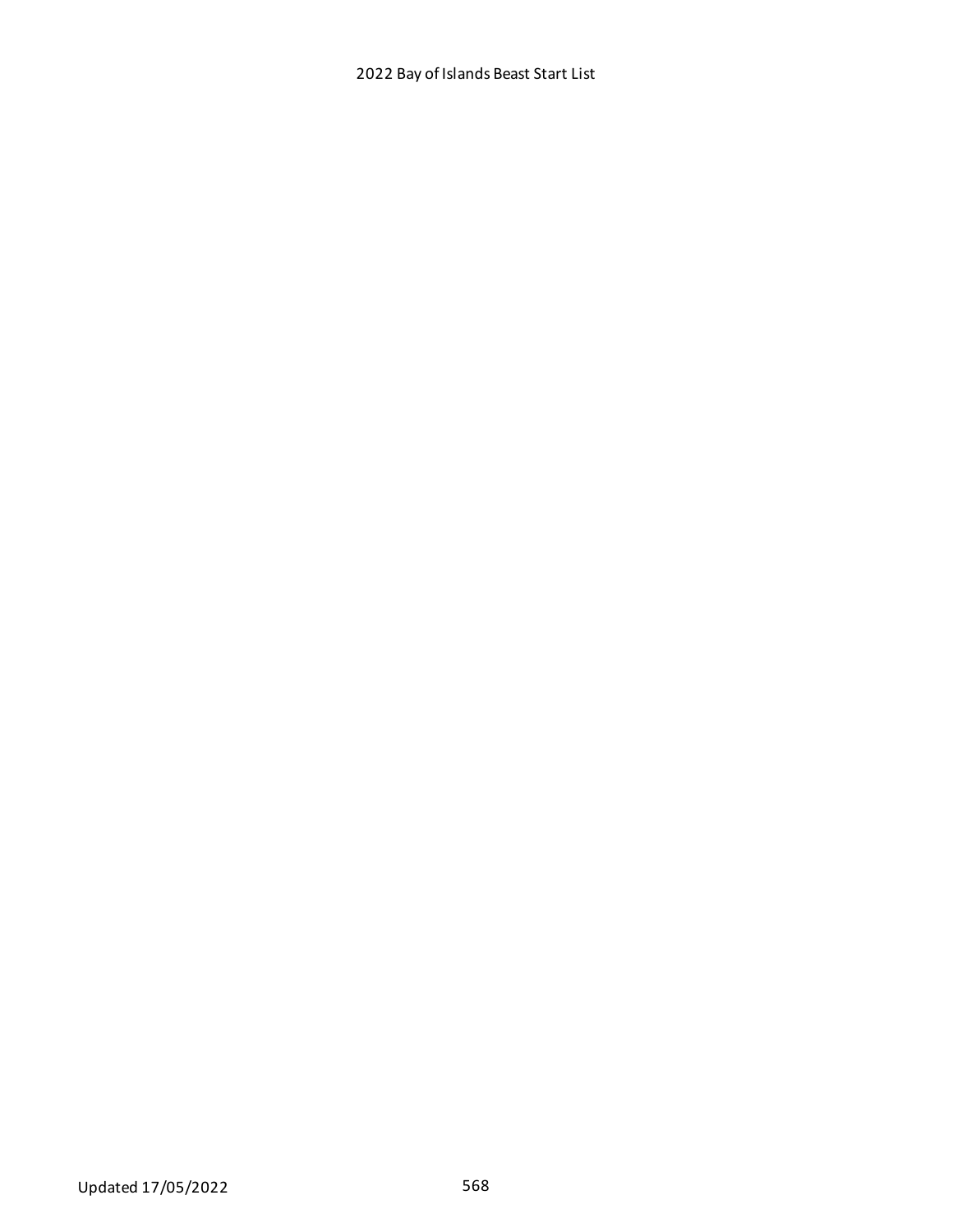2022 Bay of Islands Beast Start List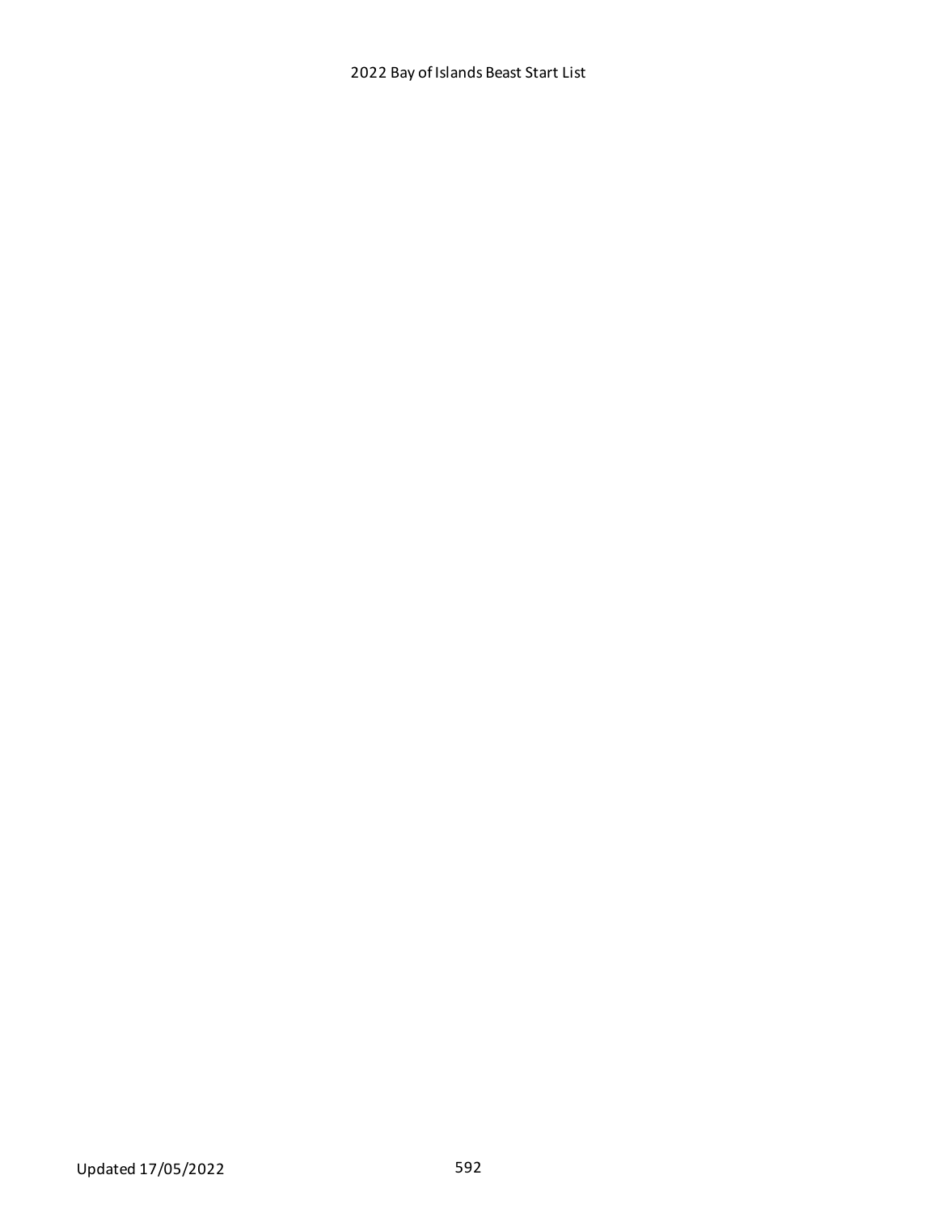2022 Bay of Islands Beast Start List

Updated 17/05/2022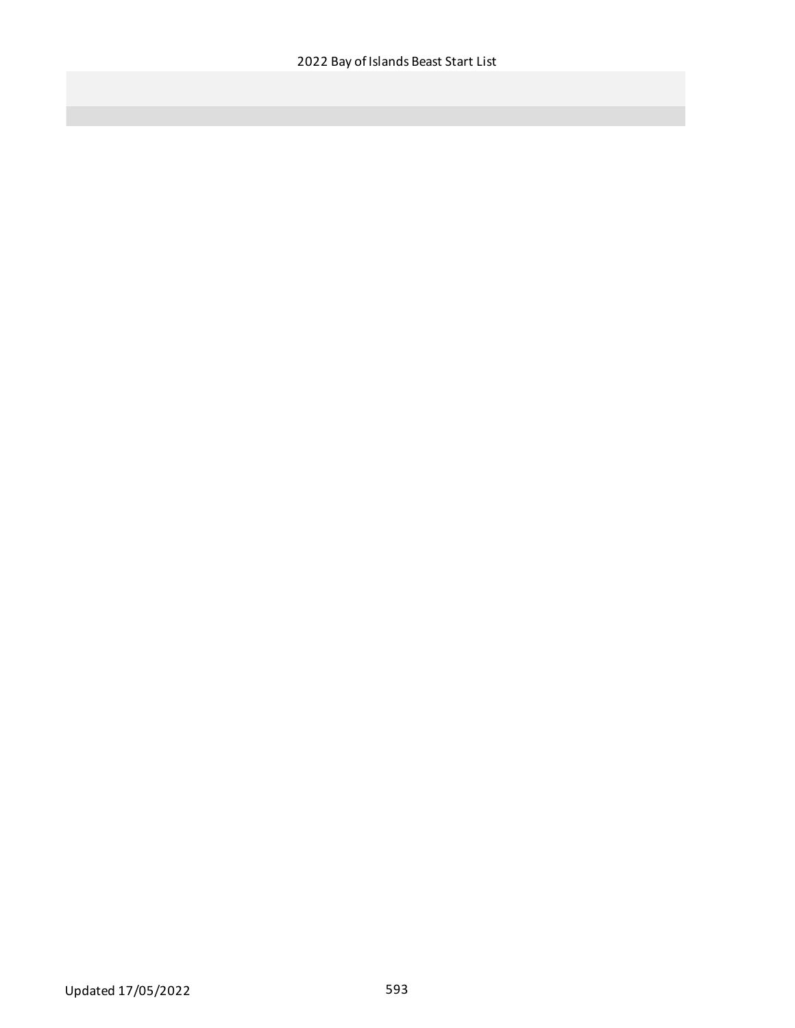2022 Bay of Islands Beast Start List

Updated 17/05/2022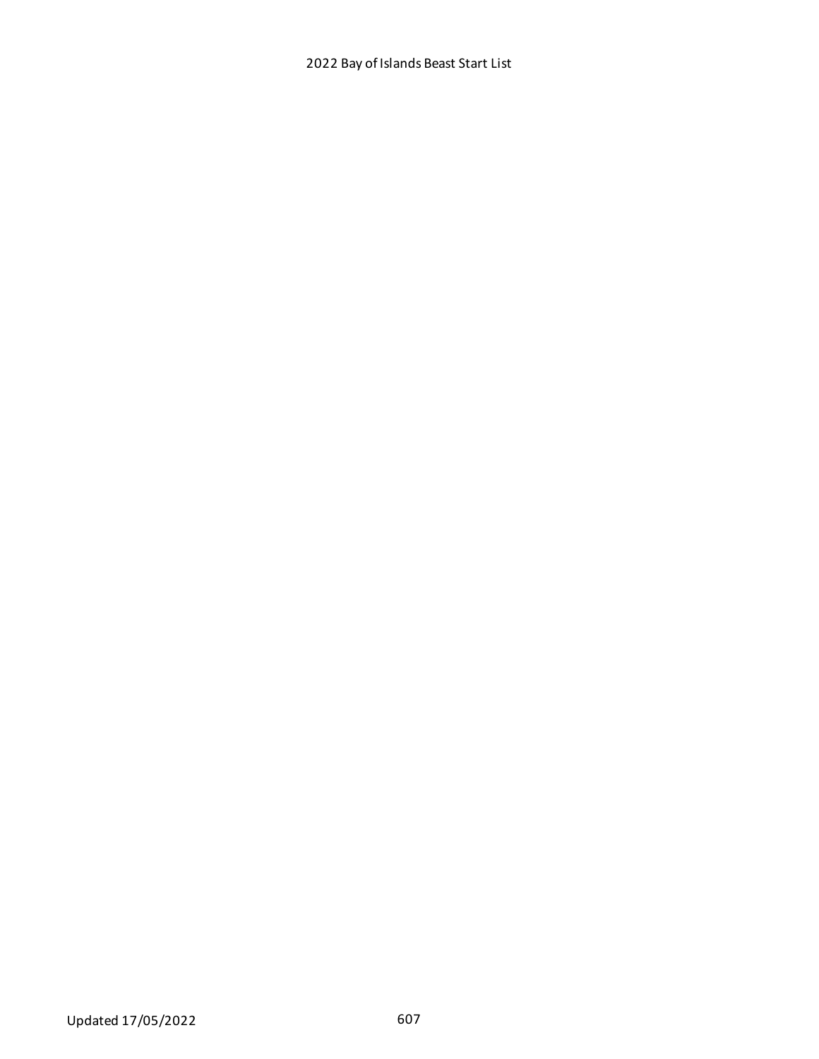2022 Bay of Islands Beast Start List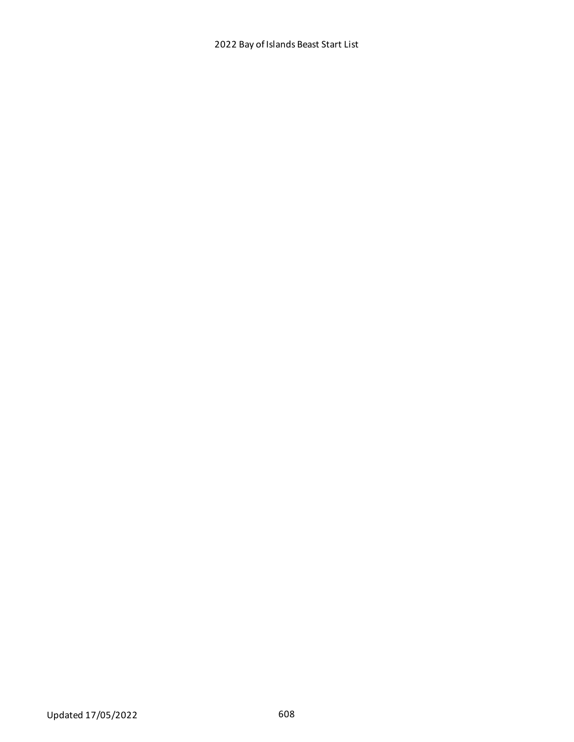2022 Bay of Islands Beast Start List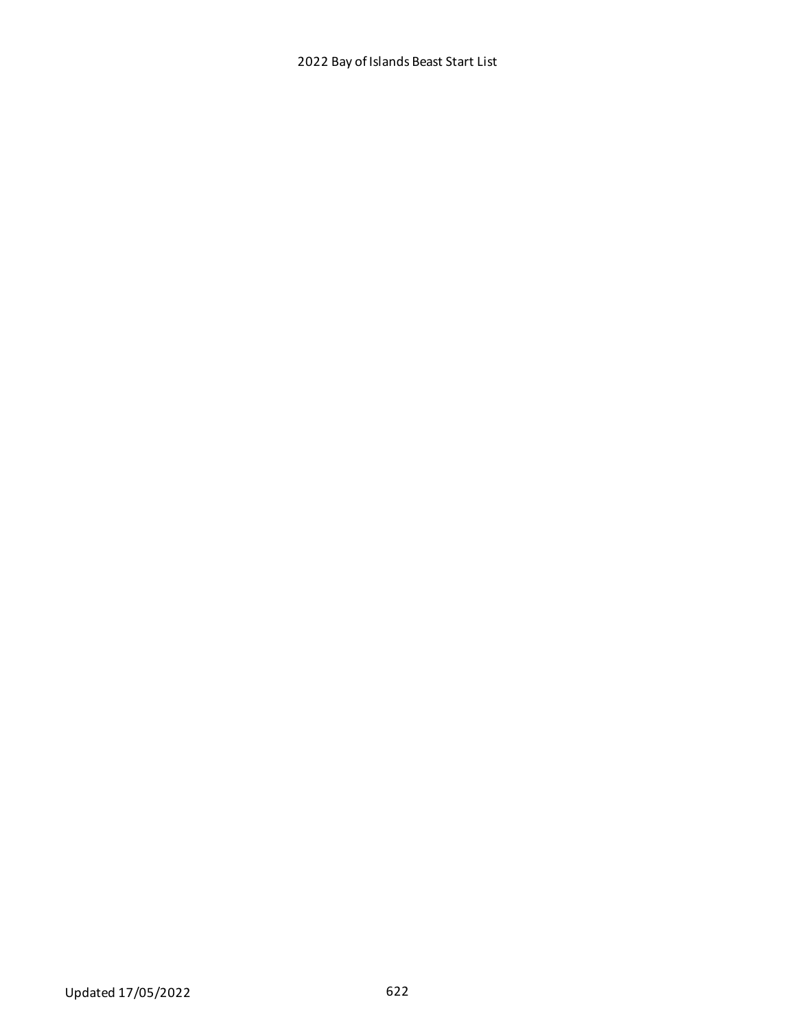2022 Bay of Islands Beast Start List

Updated 17/05/2022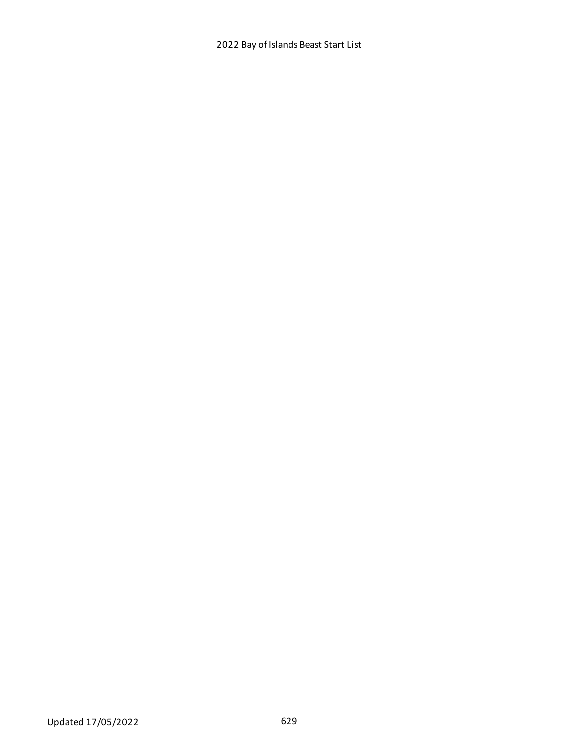2022 Bay of Islands Beast Start List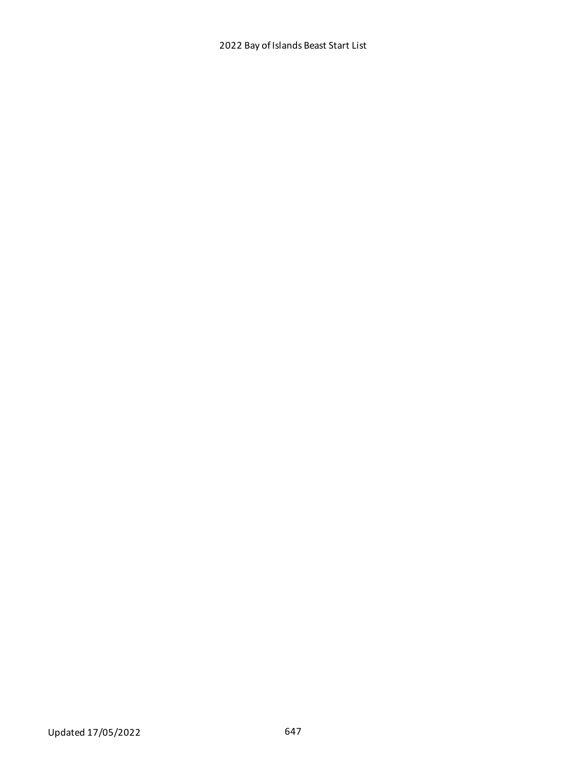2022 Bay of Islands Beast Start List

Updated 17/05/2022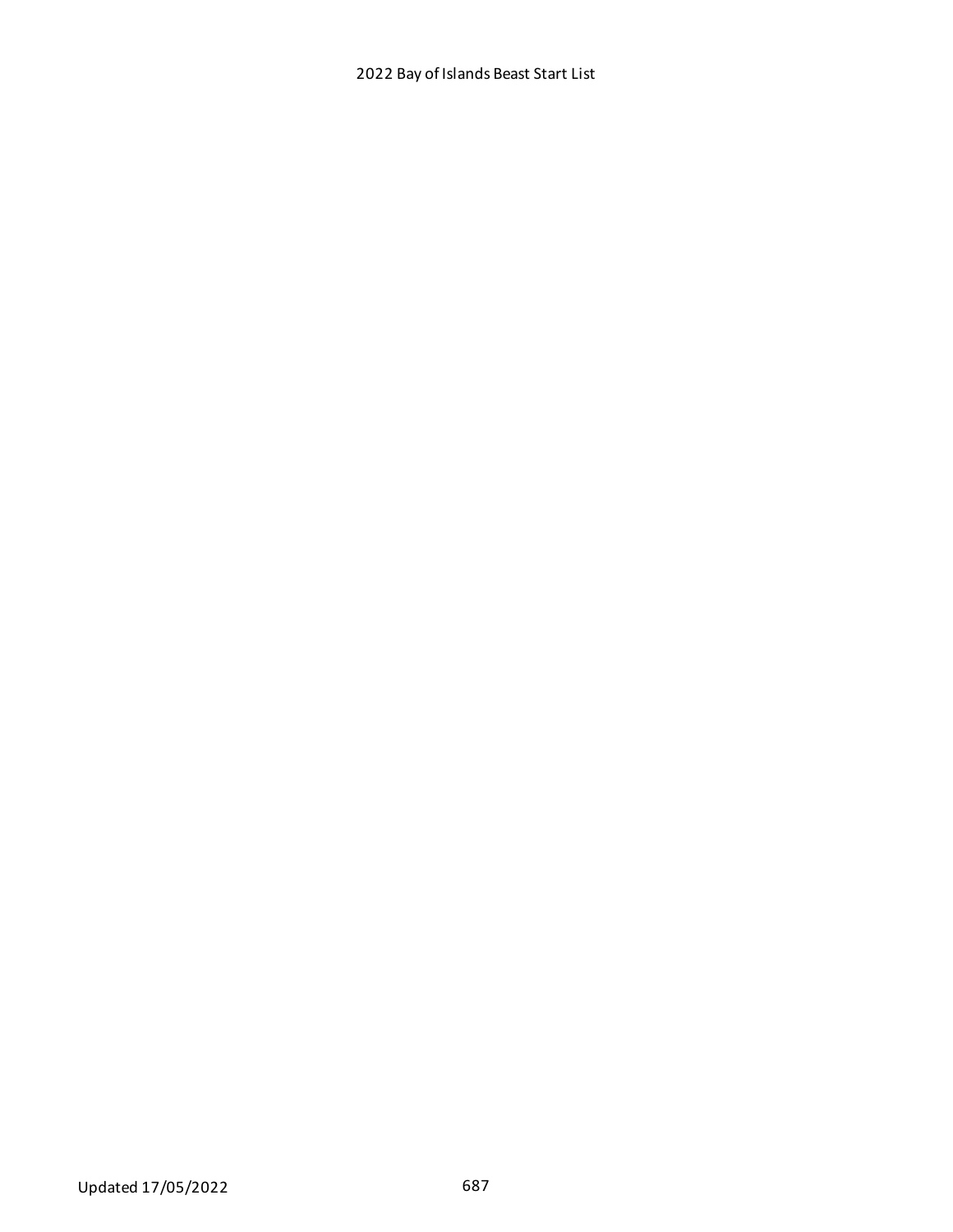2022 Bay of Islands Beast Start List

Updated 17/05/2022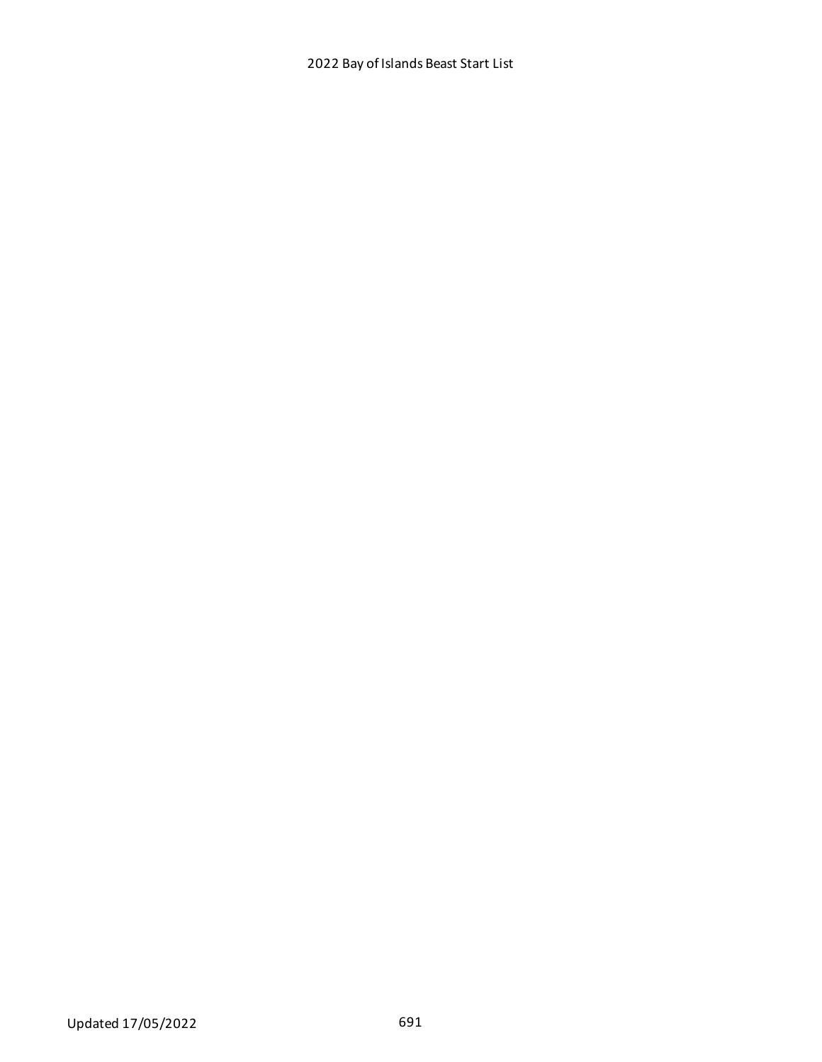2022 Bay of Islands Beast Start List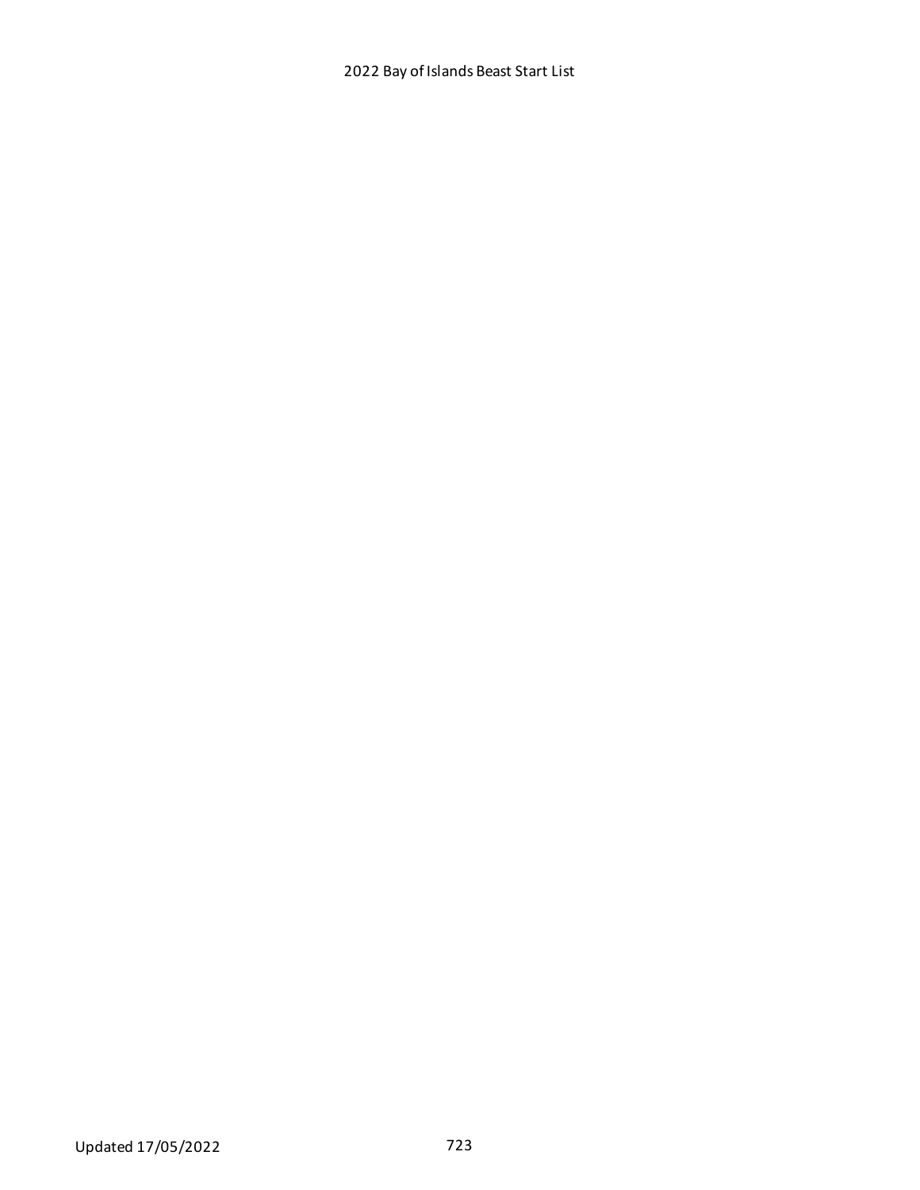2022 Bay of Islands Beast Start List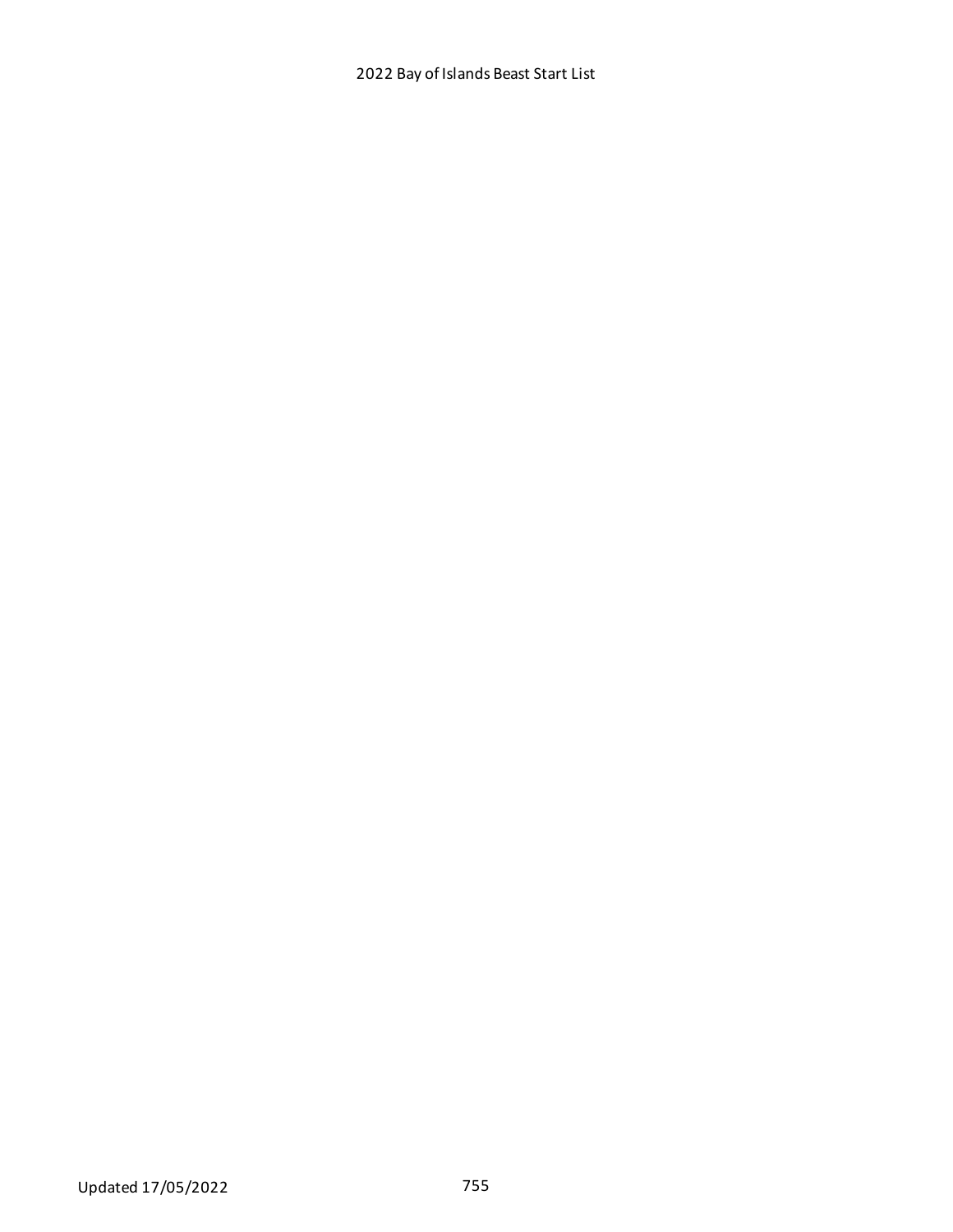2022 Bay of Islands Beast Start List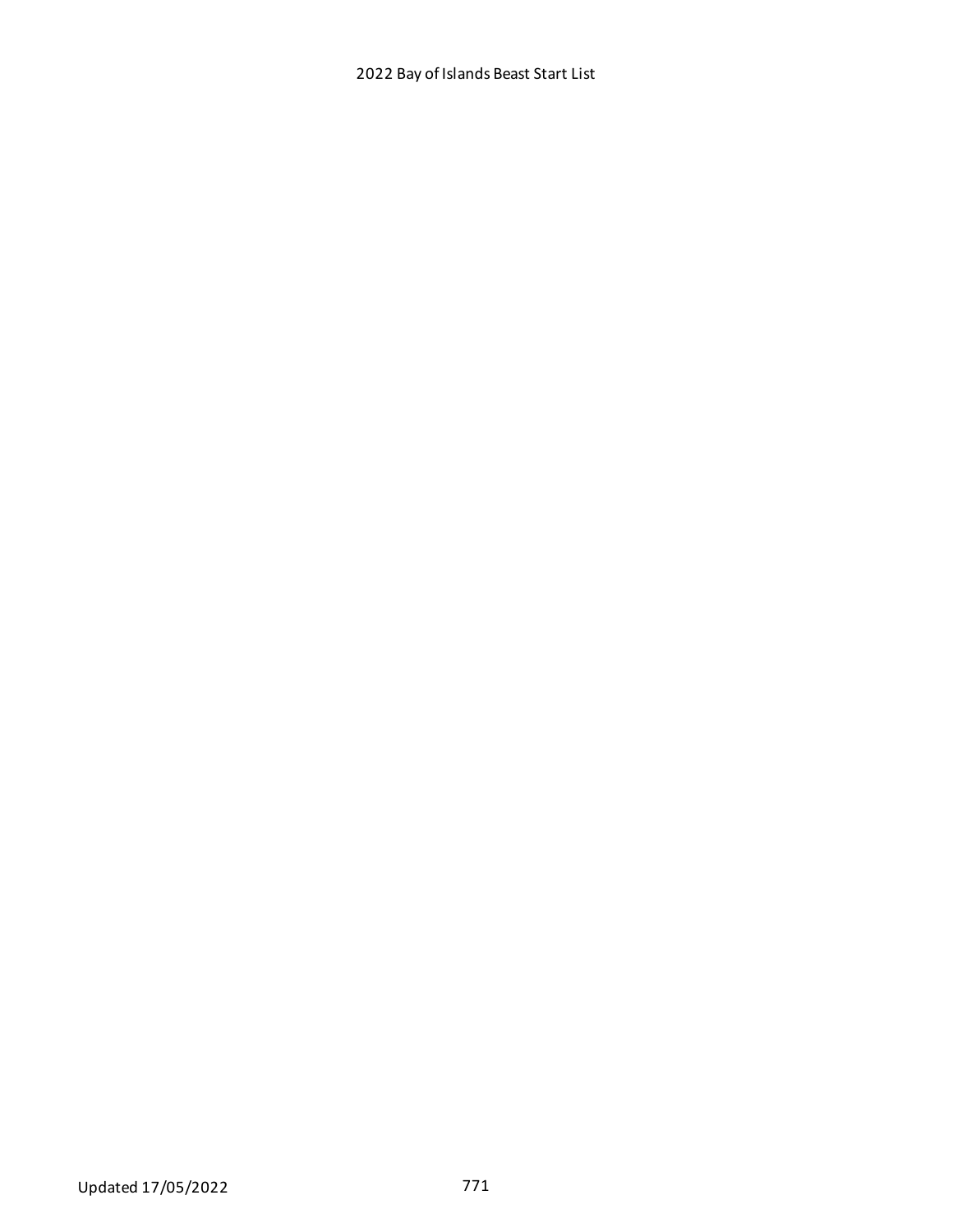2022 Bay of Islands Beast Start List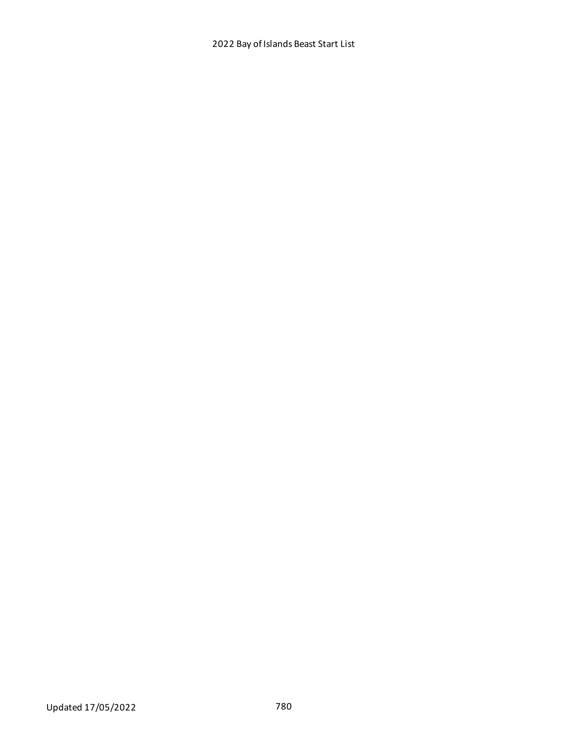2022 Bay of Islands Beast Start List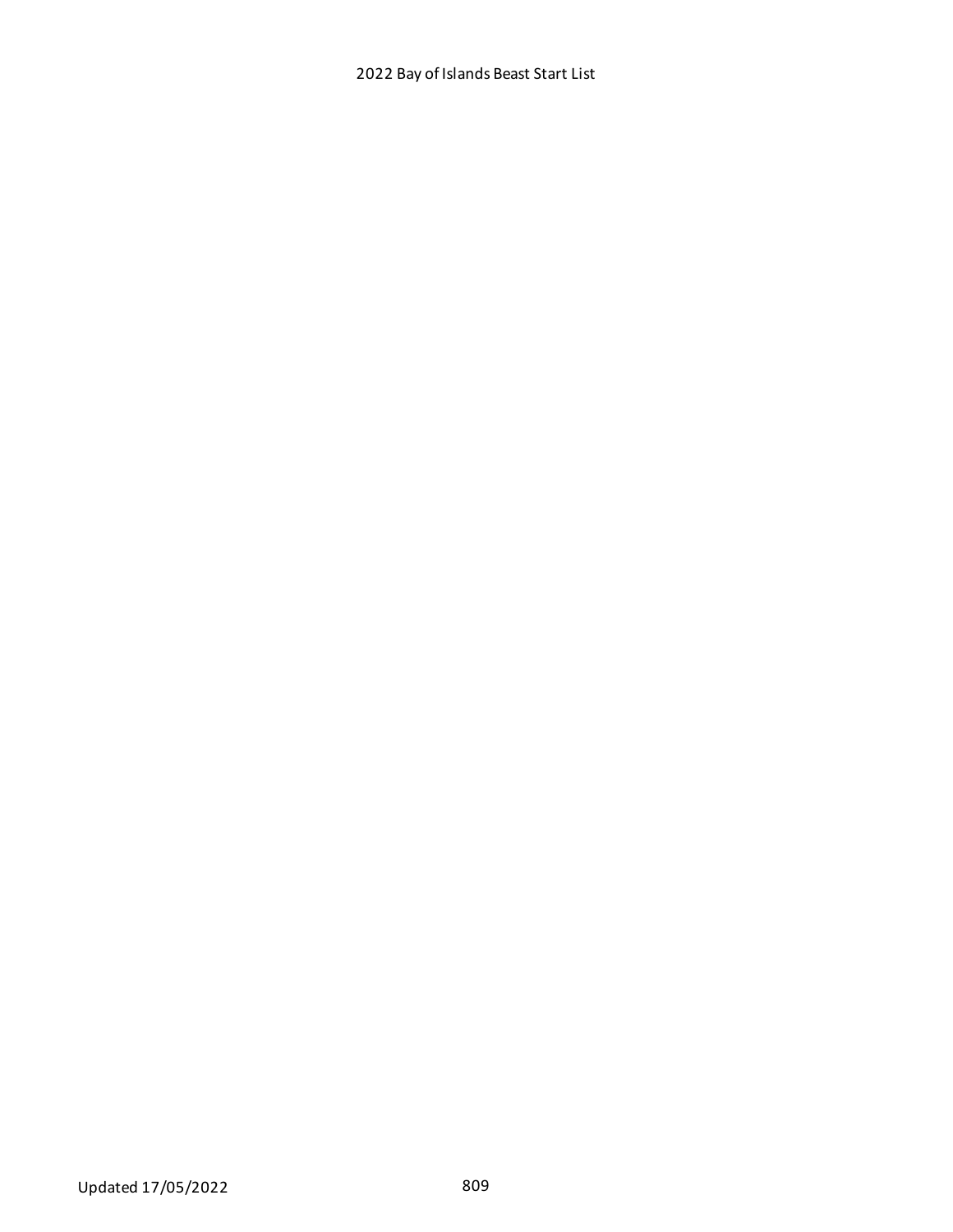2022 Bay of Islands Beast Start List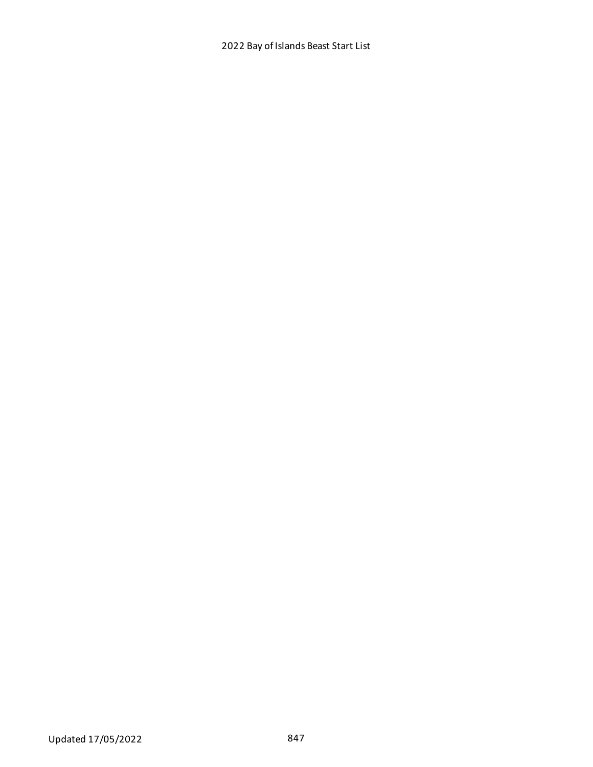2022 Bay of Islands Beast Start List

Updated 17/05/2022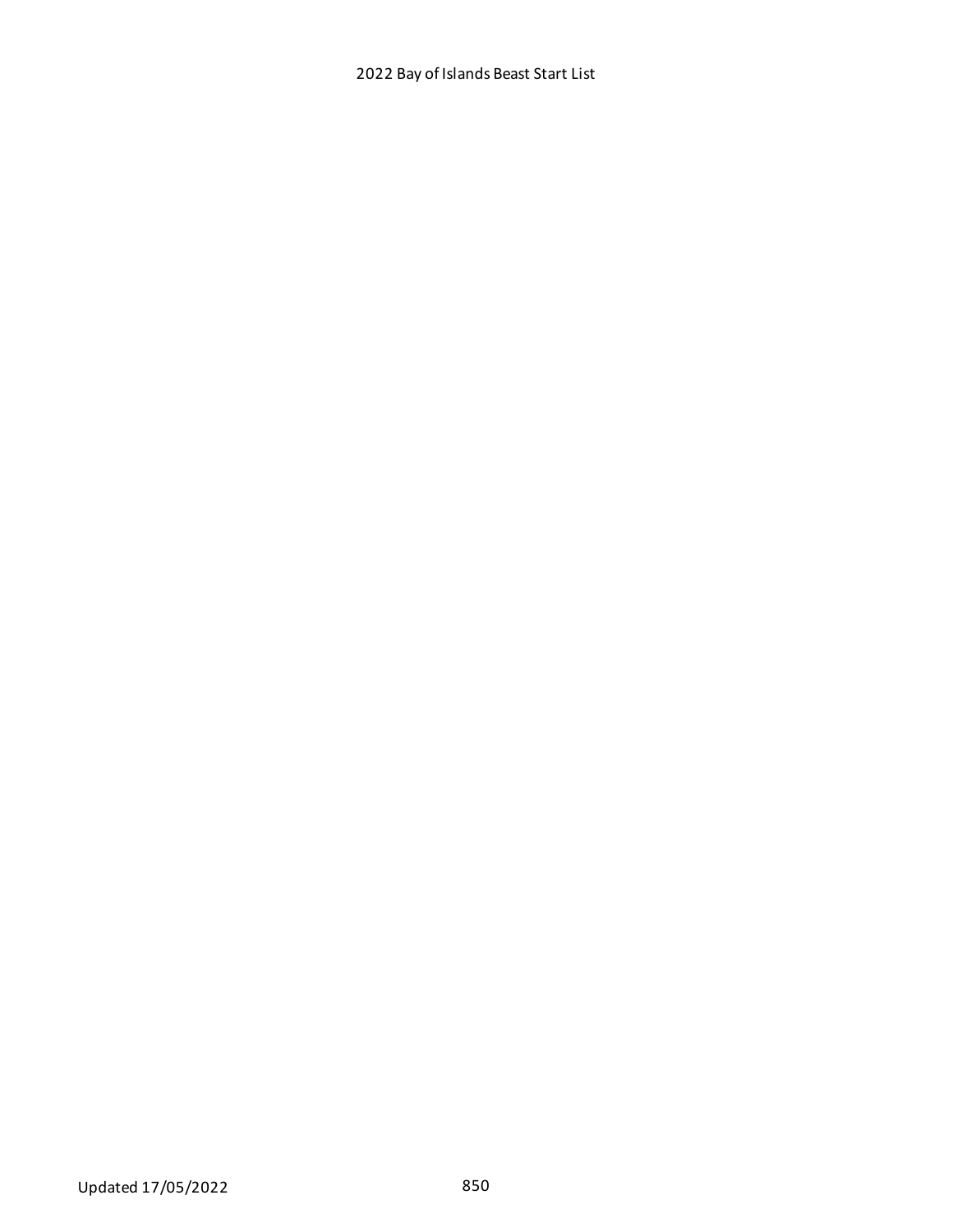2022 Bay of Islands Beast Start List

Updated 17/05/2022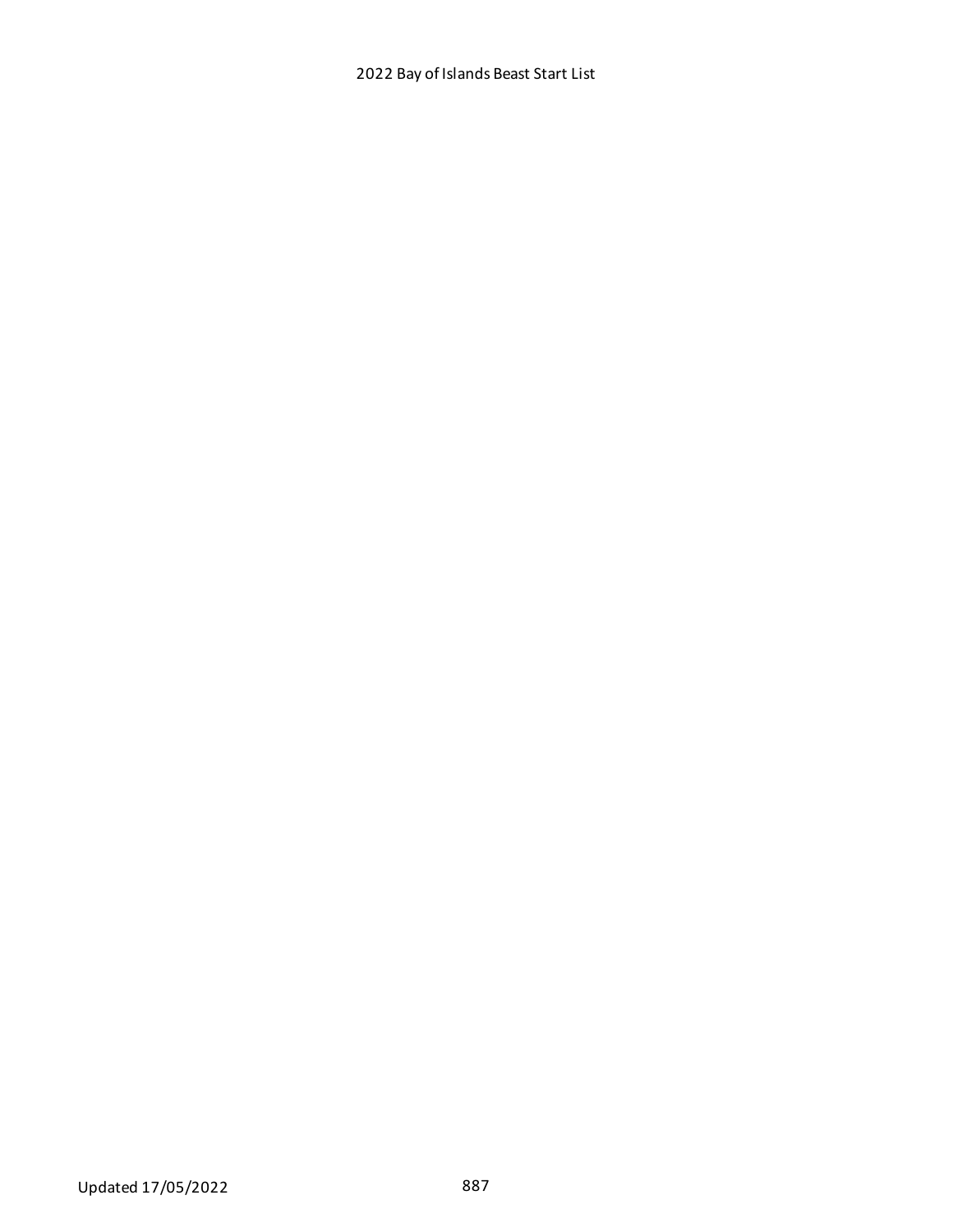2022 Bay of Islands Beast Start List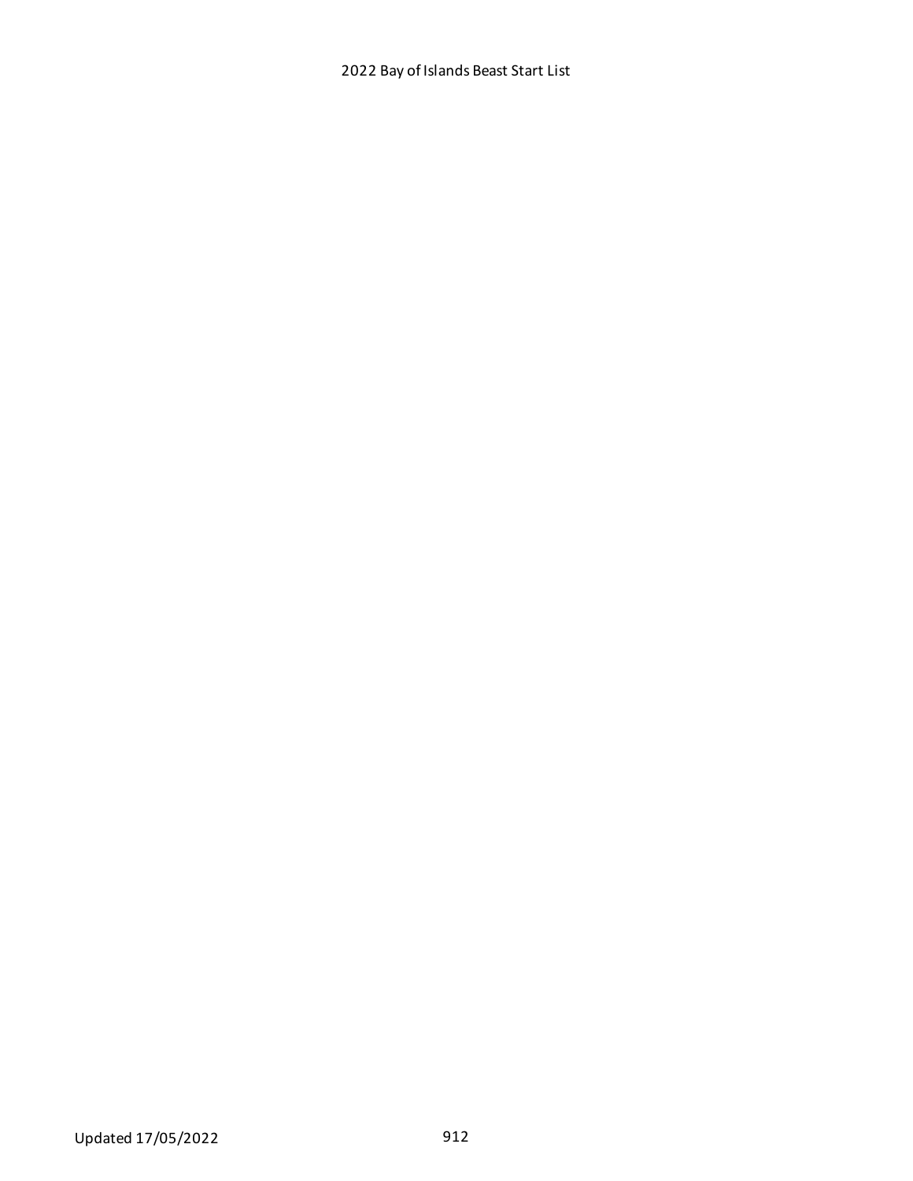2022 Bay of Islands Beast Start List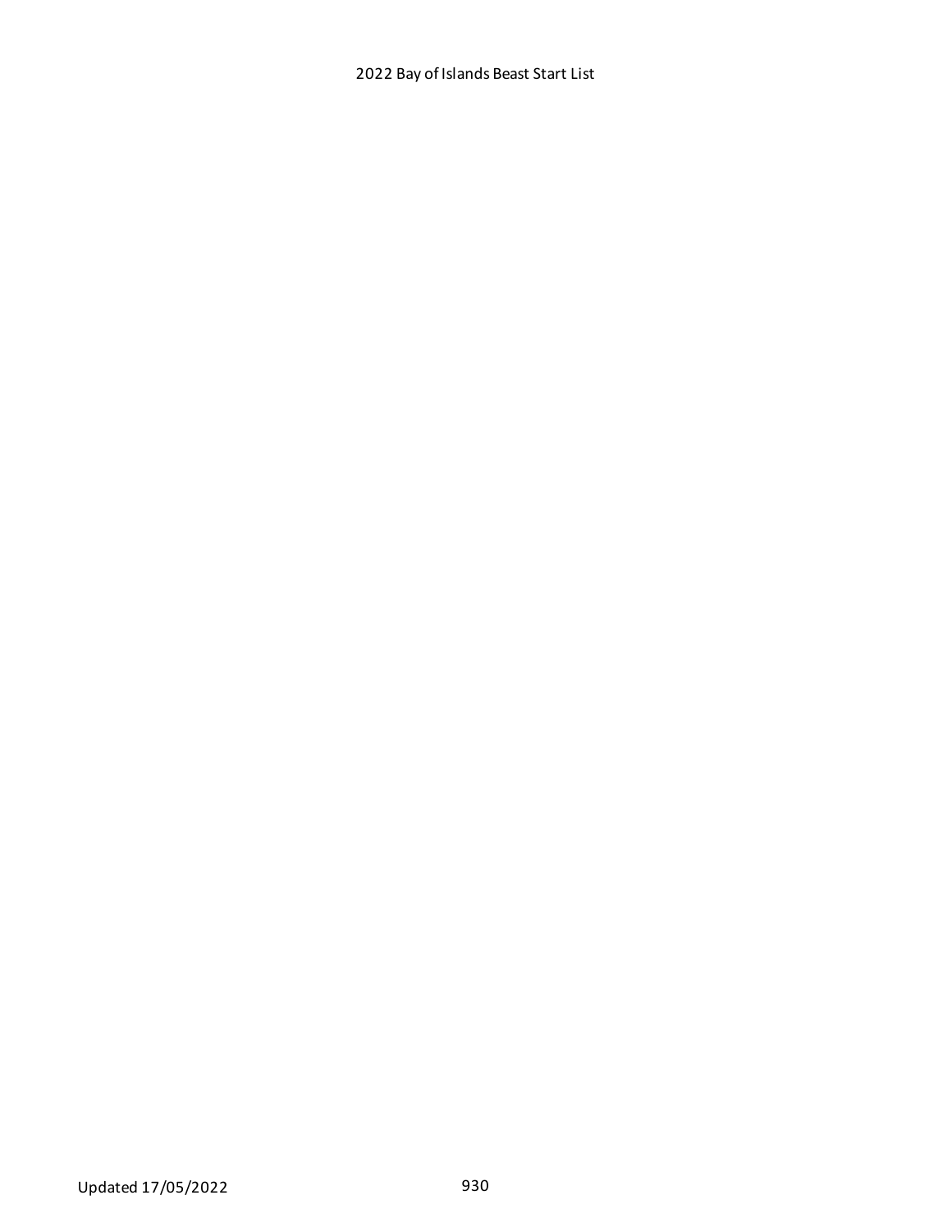2022 Bay of Islands Beast Start List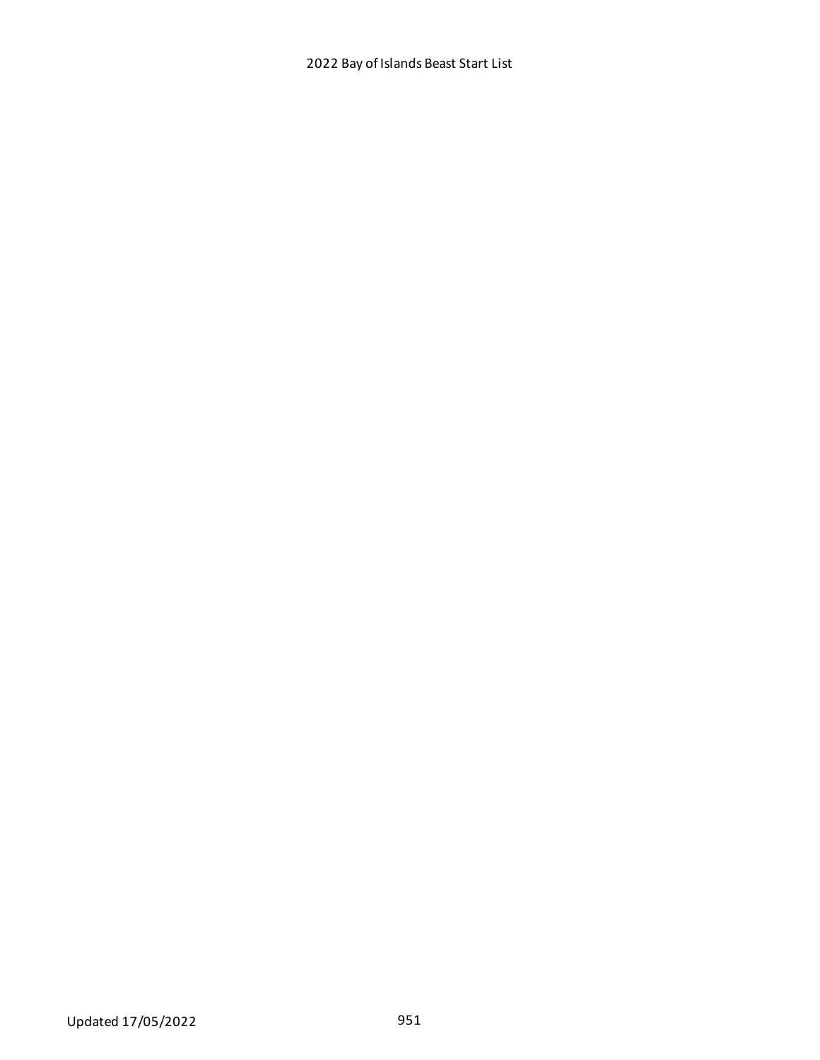2022 Bay of Islands Beast Start List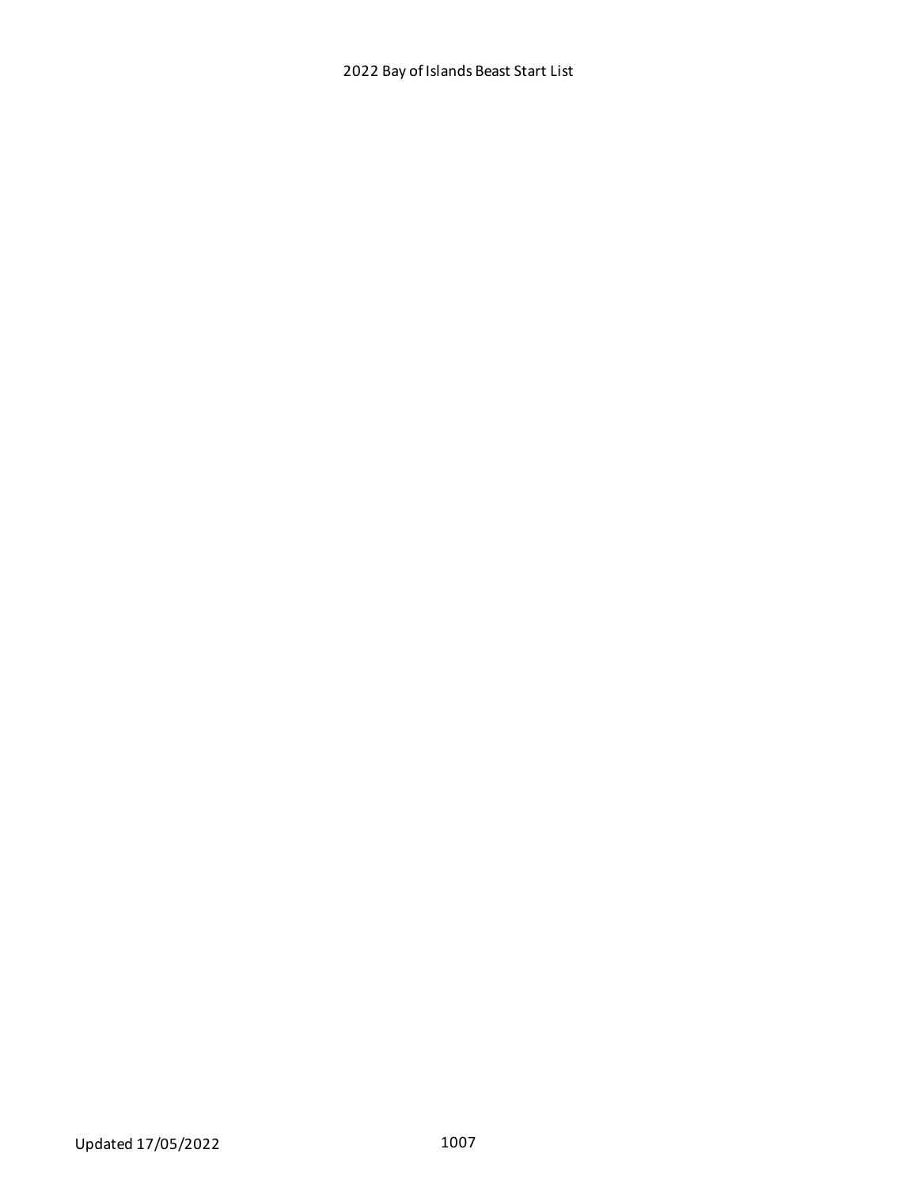2022 Bay of Islands Beast Start List

Updated 17/05/2022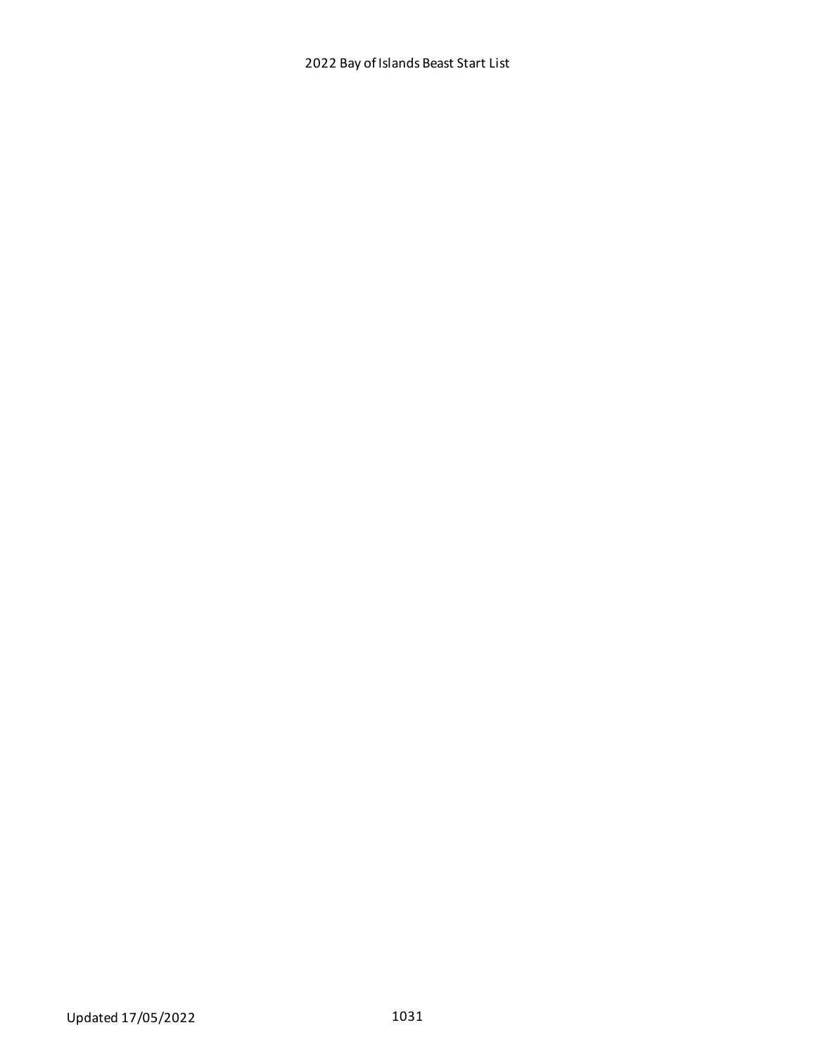2022 Bay of Islands Beast Start List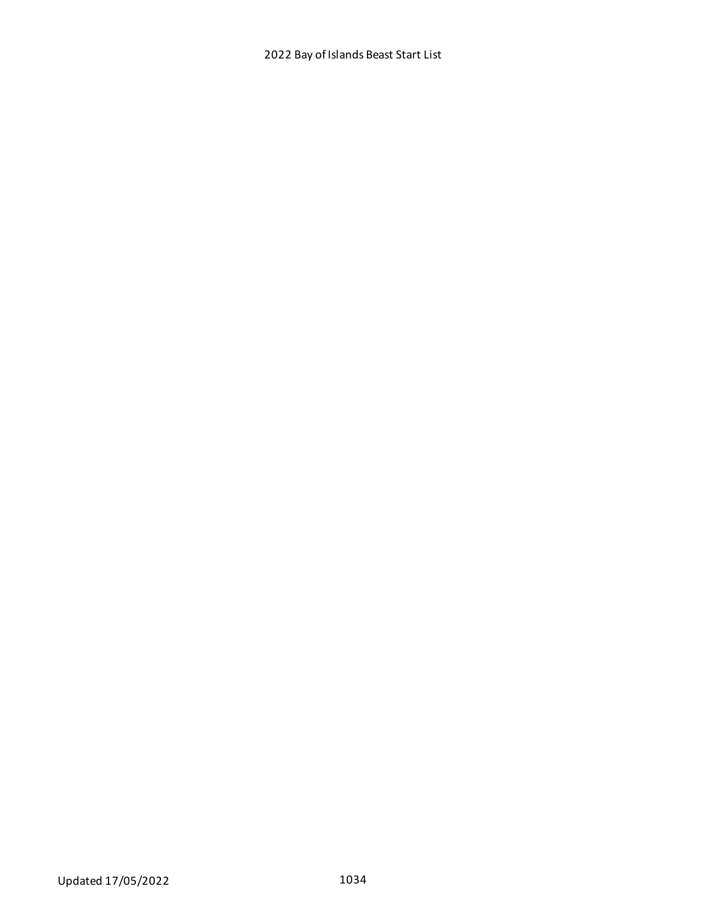2022 Bay of Islands Beast Start List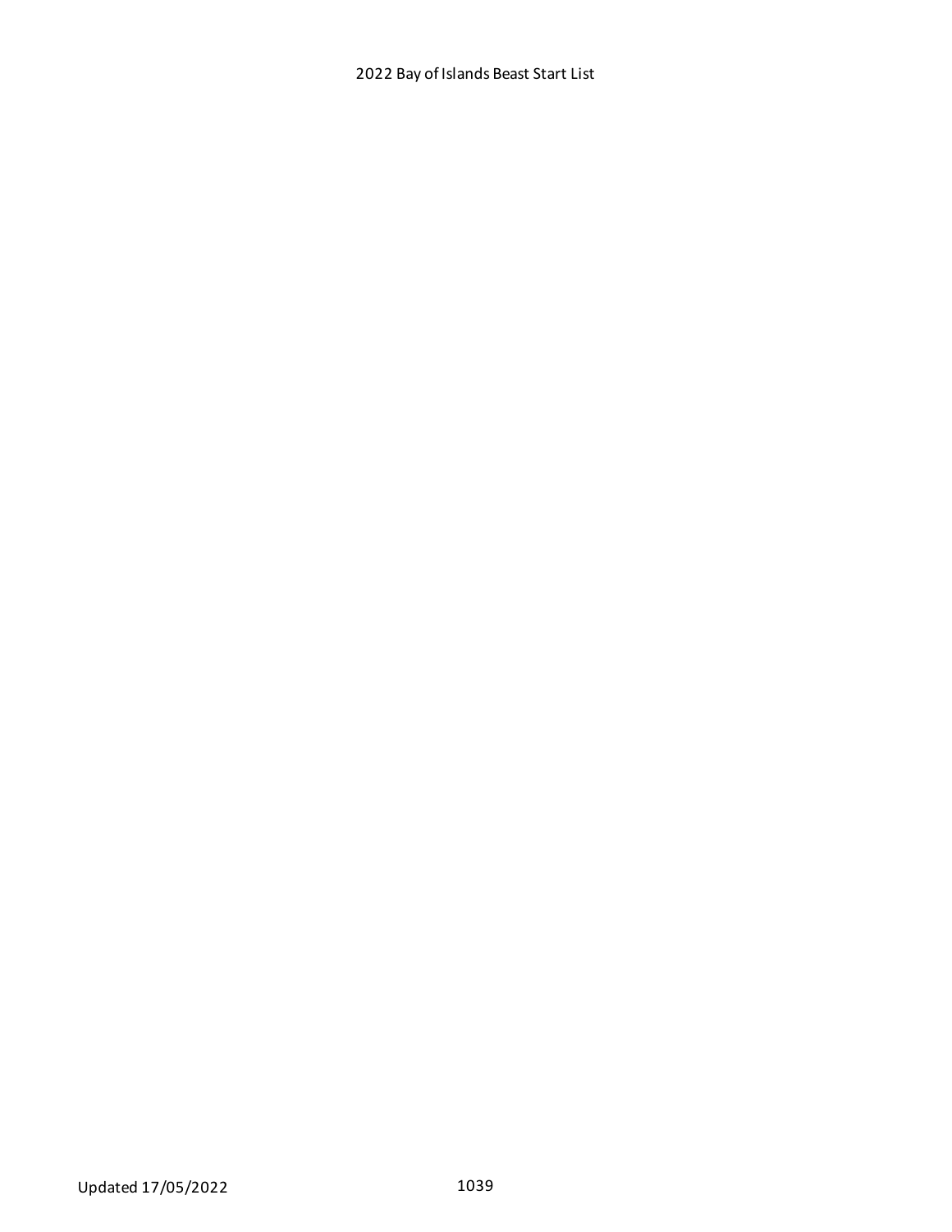2022 Bay of Islands Beast Start List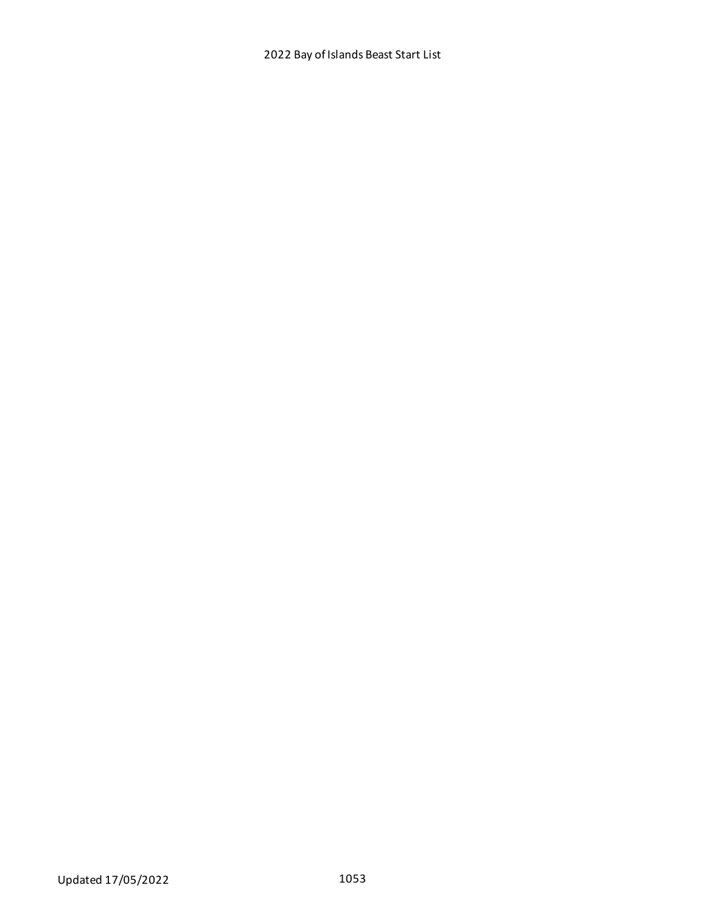2022 Bay of Islands Beast Start List

Updated 17/05/2022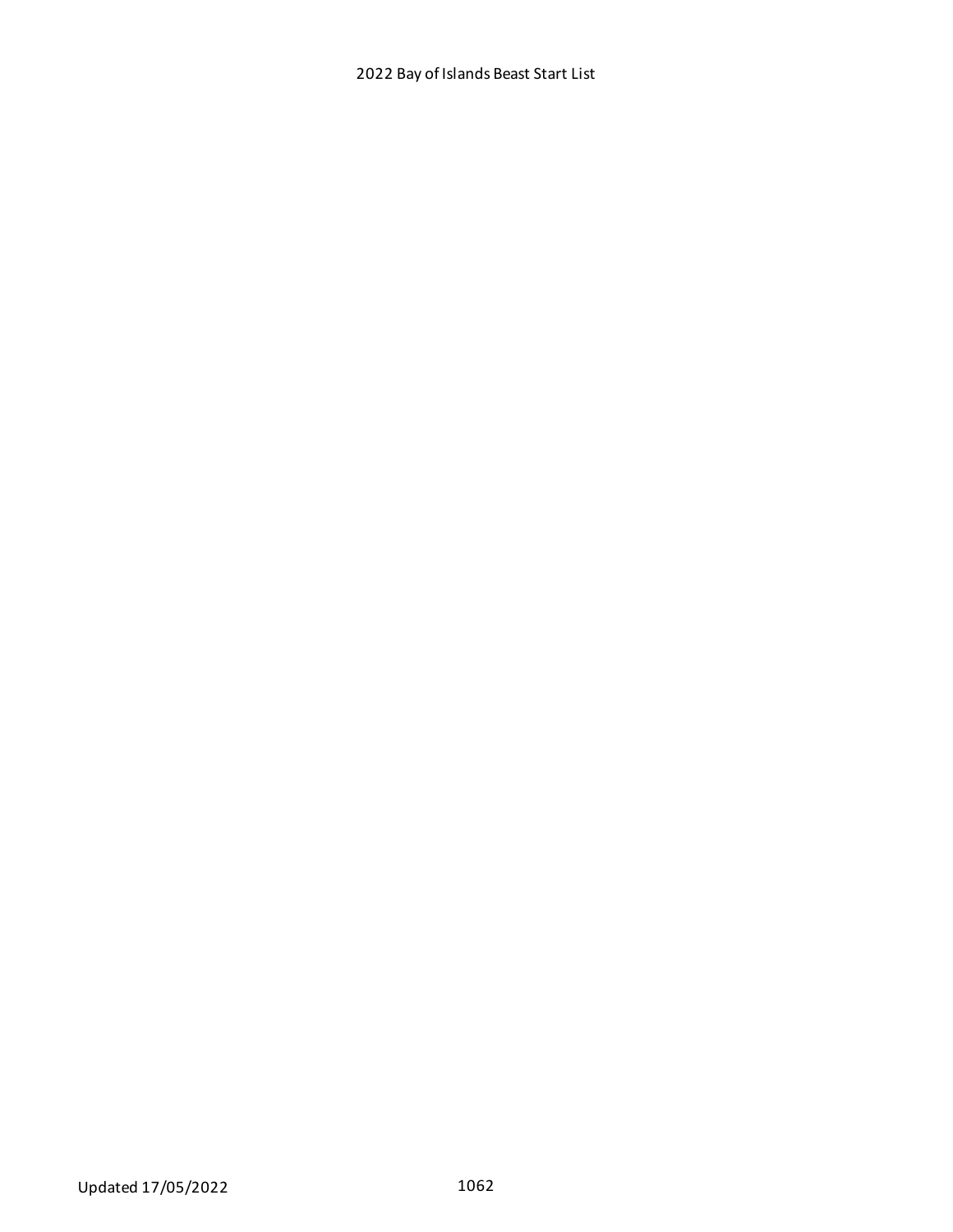2022 Bay of Islands Beast Start List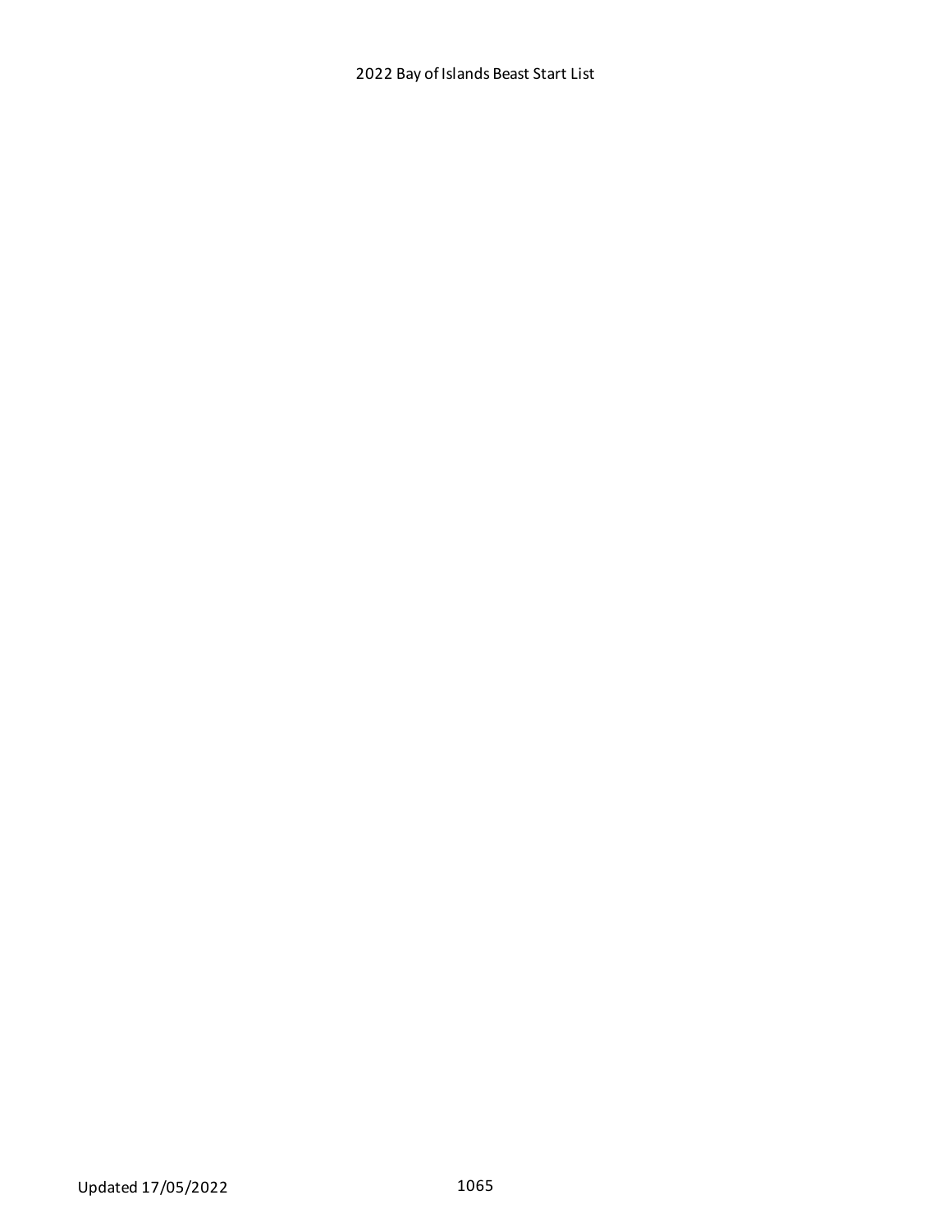2022 Bay of Islands Beast Start List

Updated 17/05/2022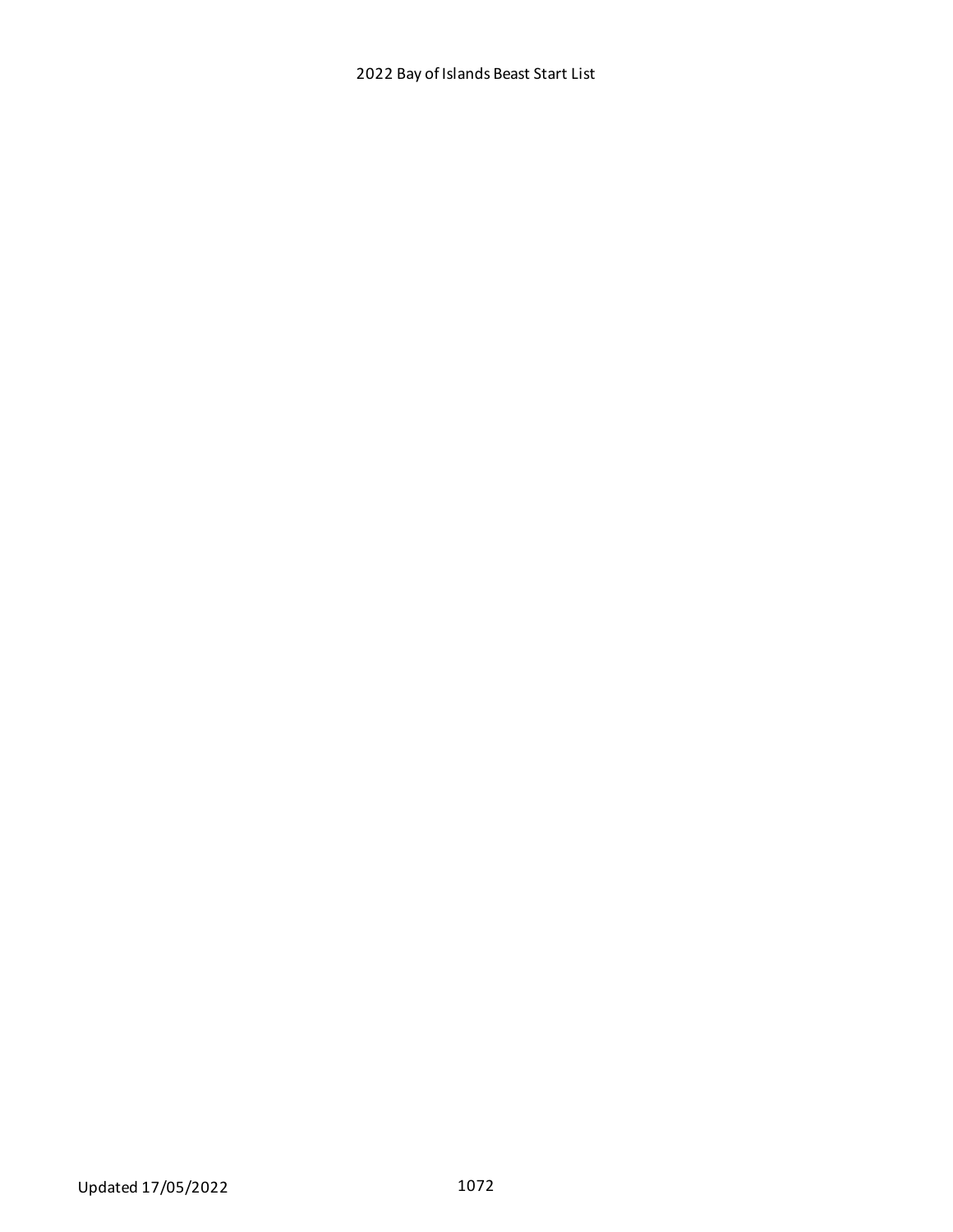2022 Bay of Islands Beast Start List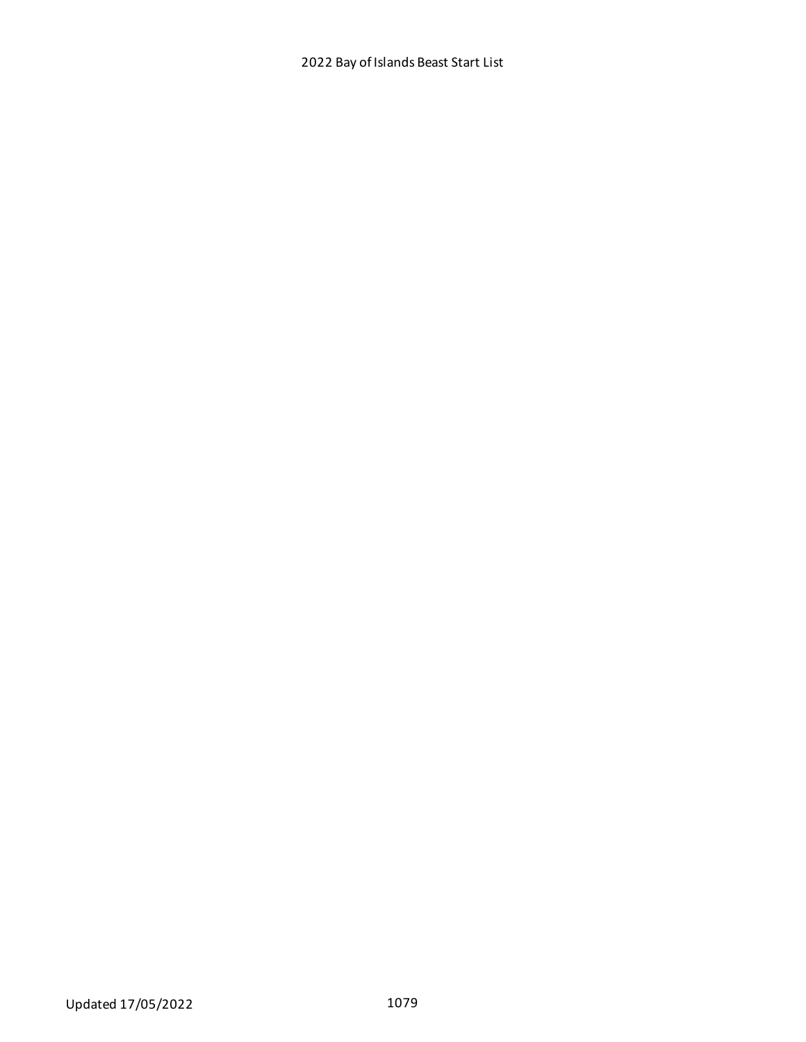2022 Bay of Islands Beast Start List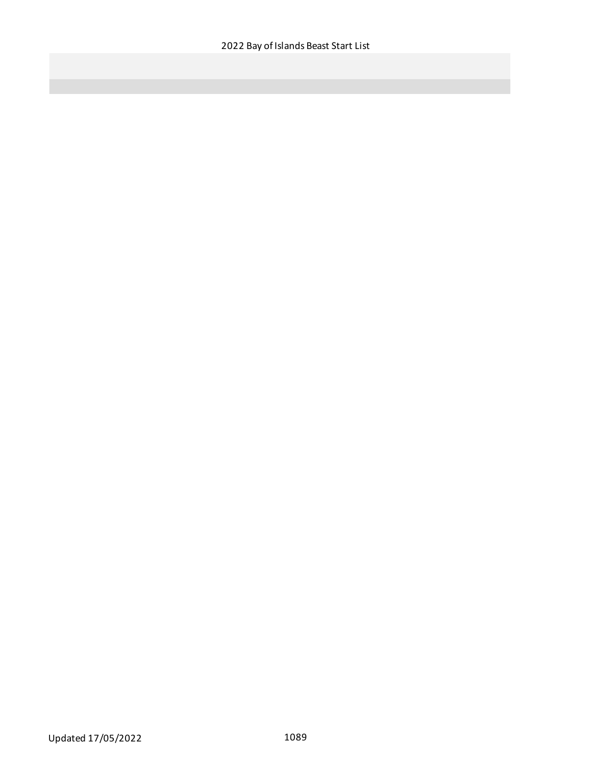2022 Bay of Islands Beast Start List

Updated 17/05/2022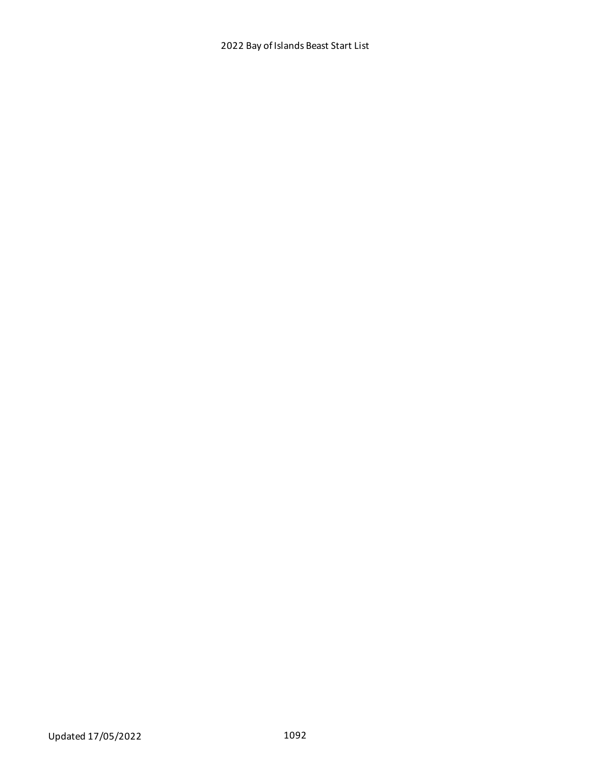2022 Bay of Islands Beast Start List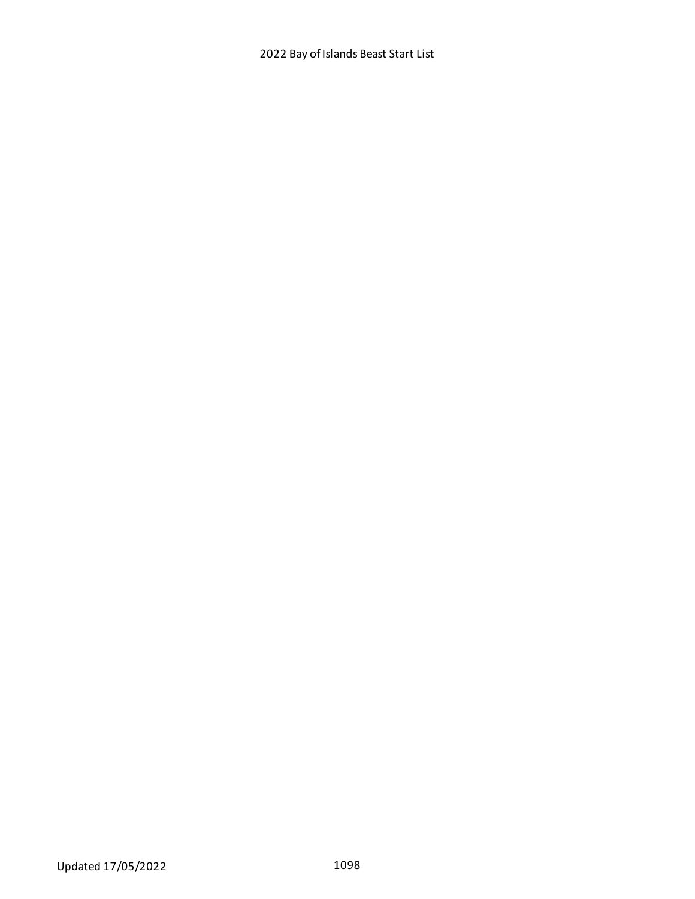2022 Bay of Islands Beast Start List

Updated 17/05/2022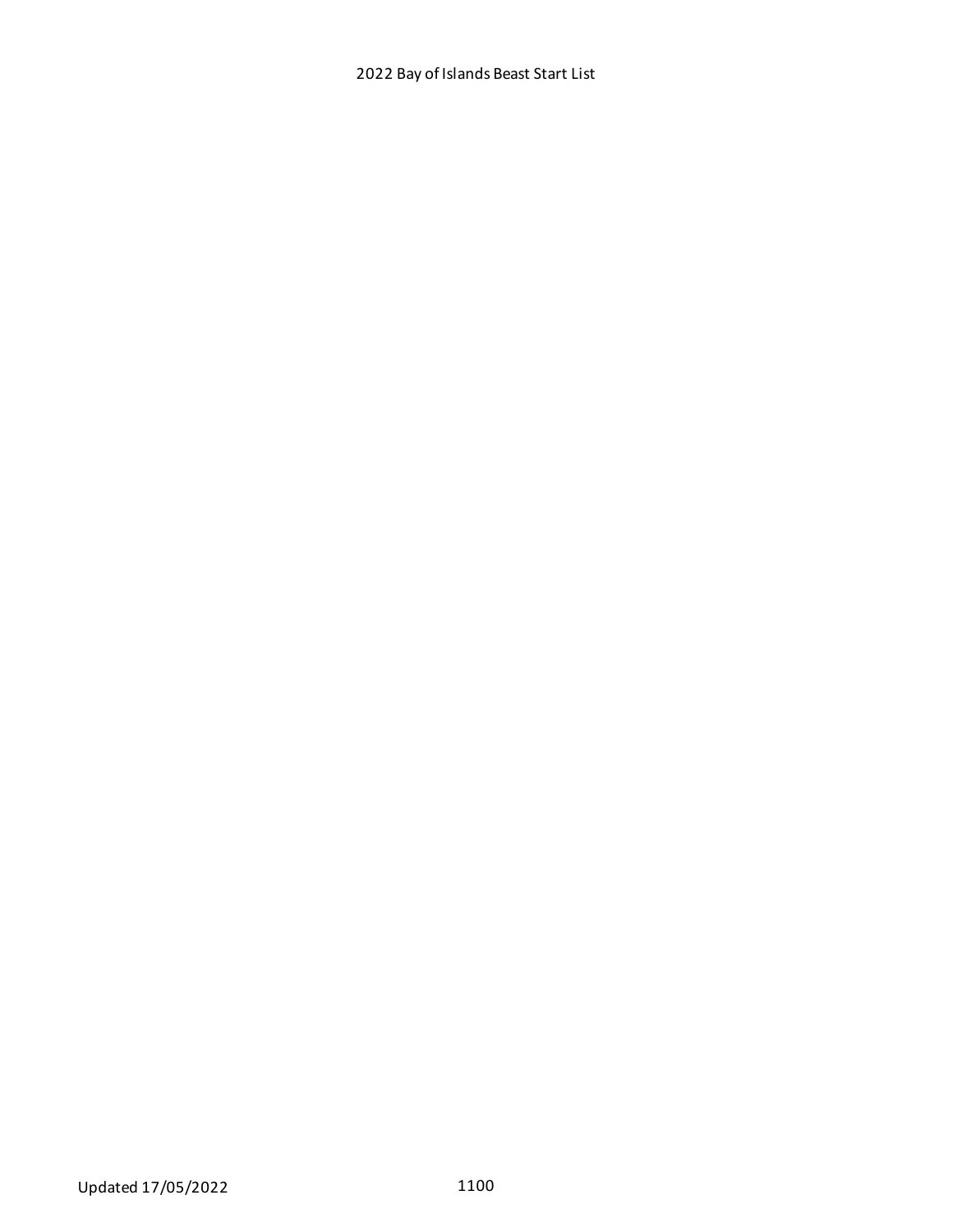2022 Bay of Islands Beast Start List

Updated 17/05/2022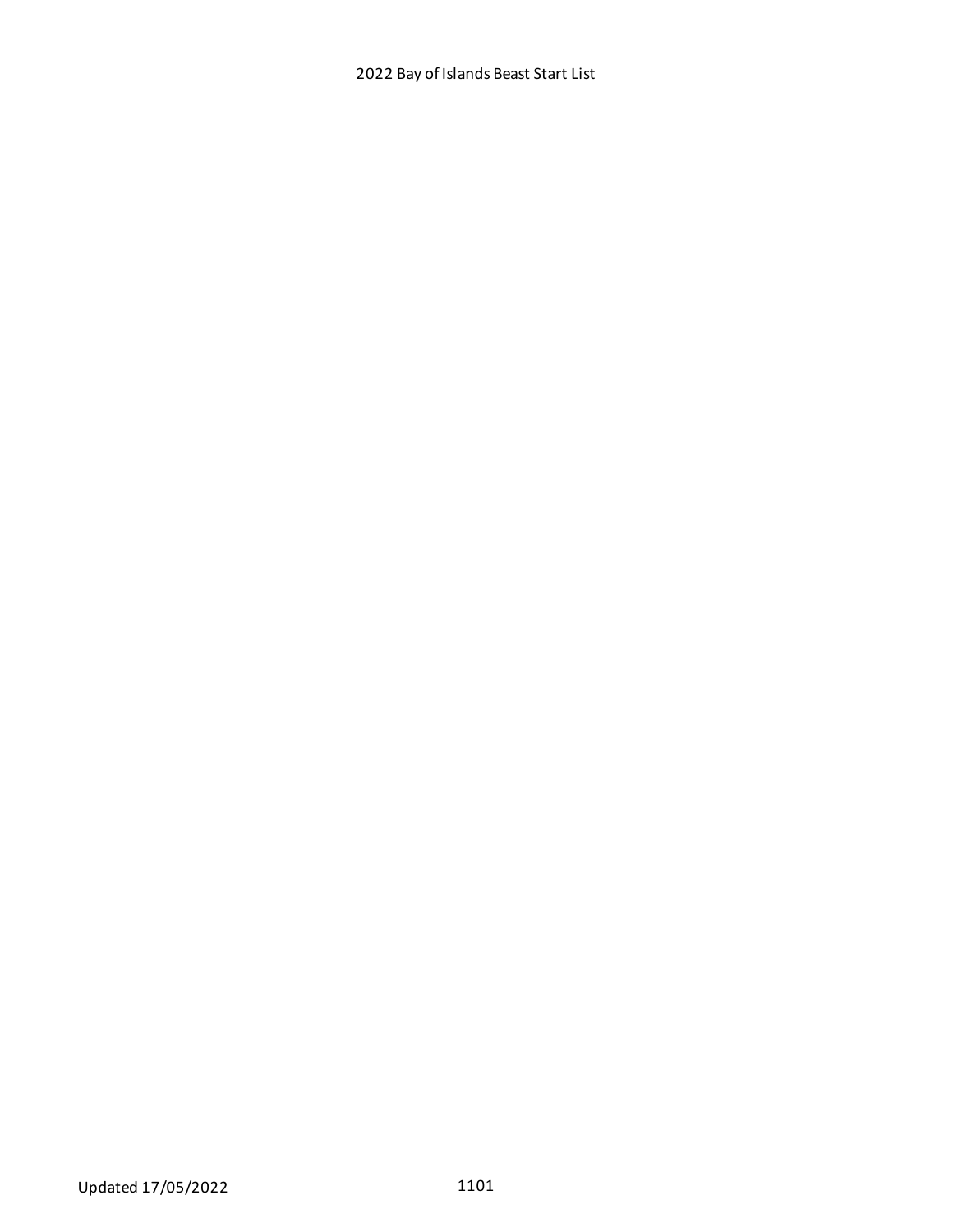2022 Bay of Islands Beast Start List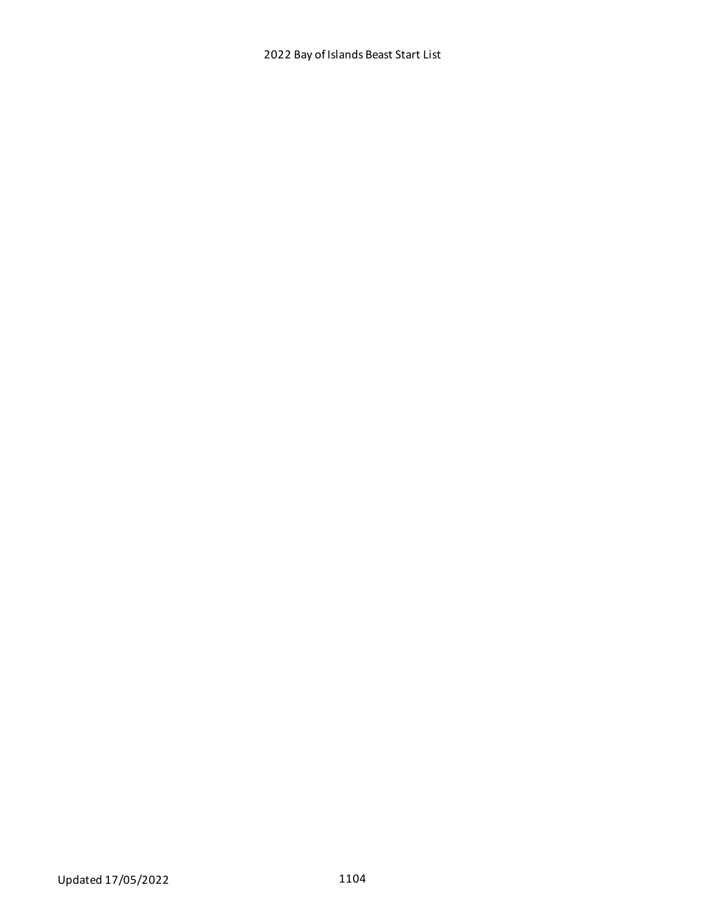2022 Bay of Islands Beast Start List

Updated 17/05/2022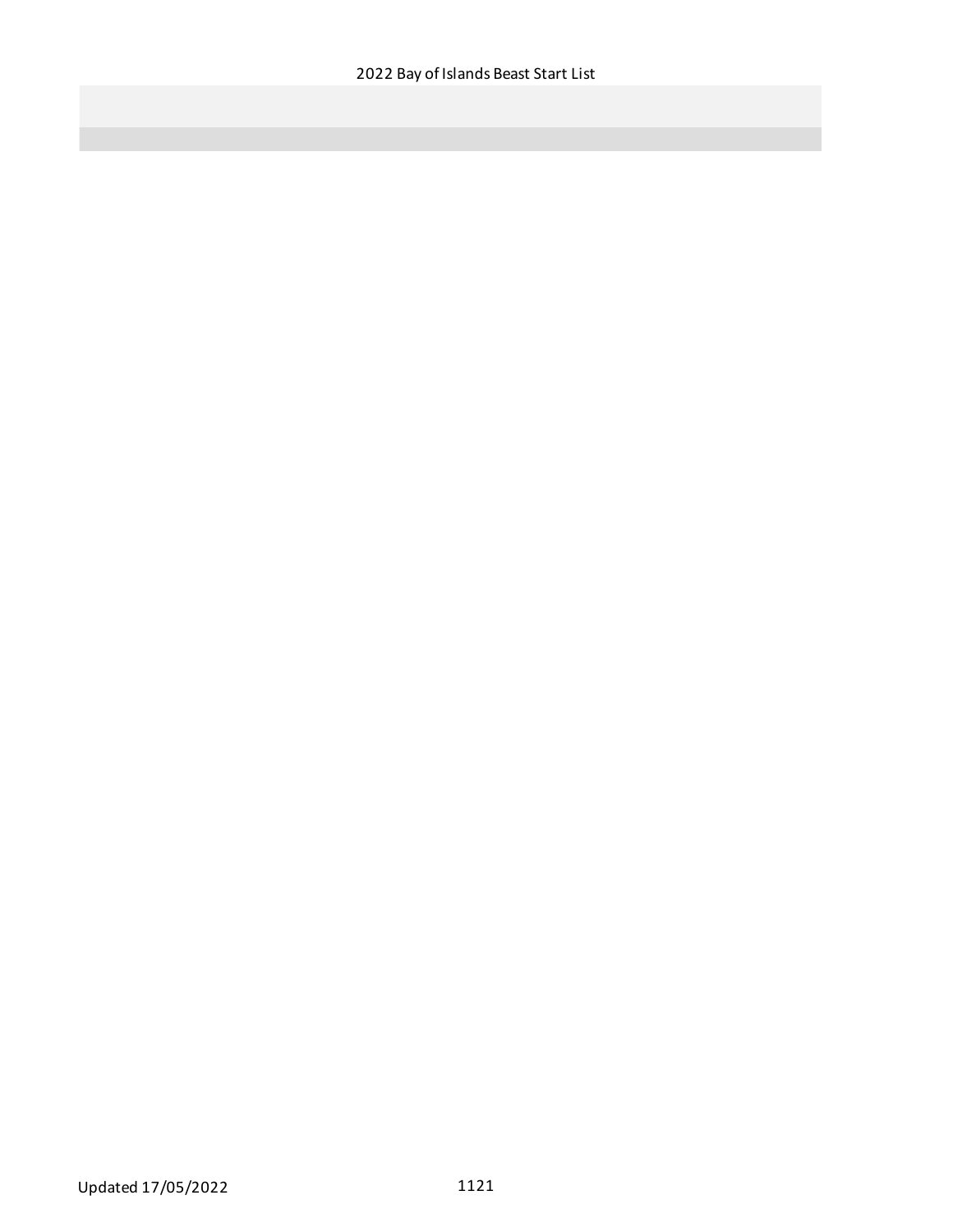2022 Bay of Islands Beast Start List

Updated 17/05/2022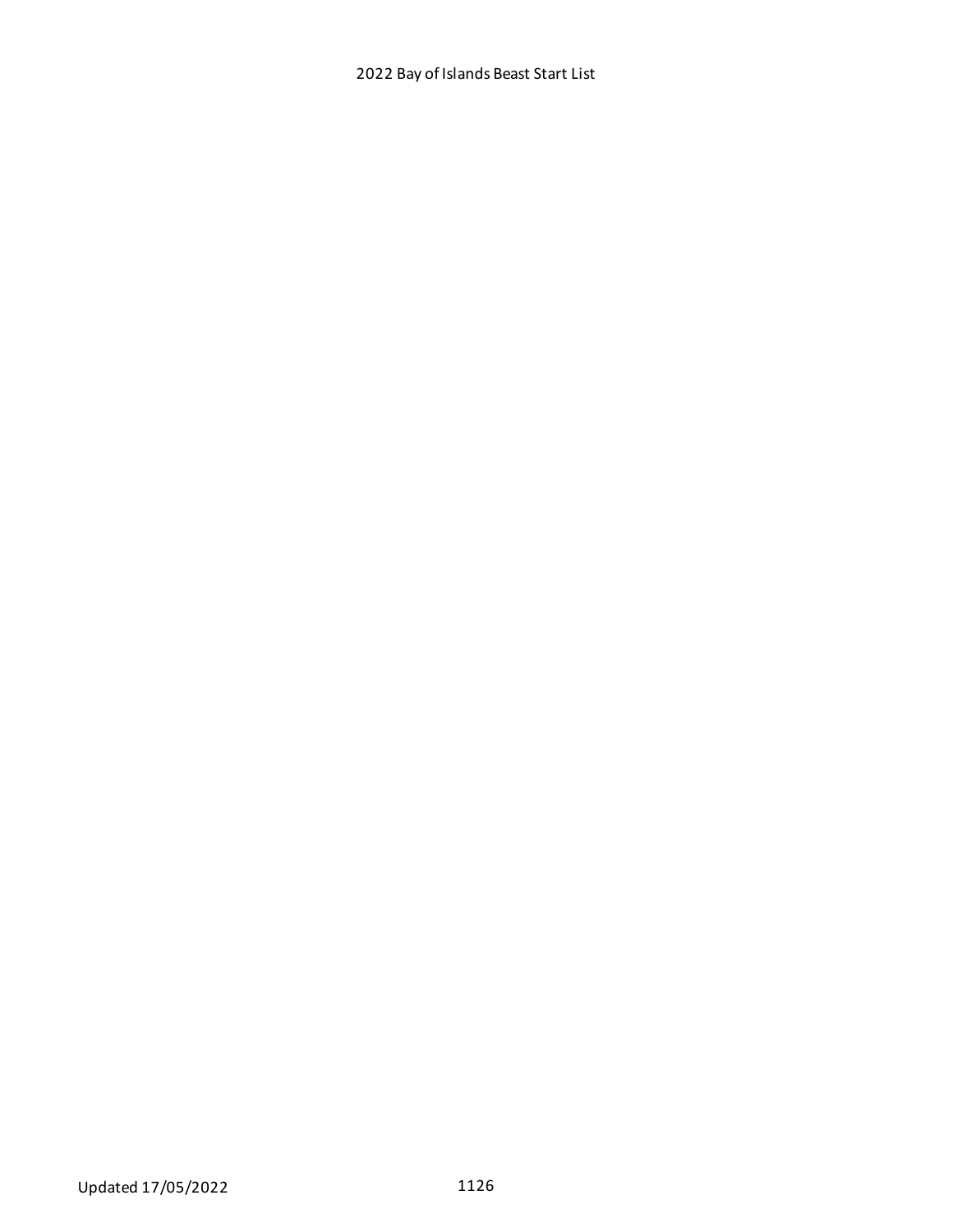2022 Bay of Islands Beast Start List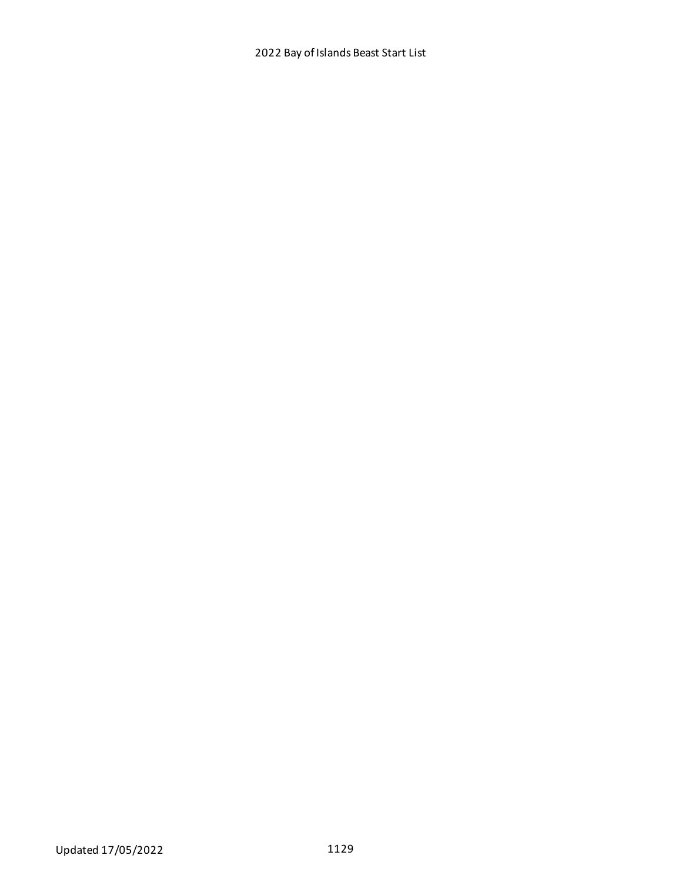2022 Bay of Islands Beast Start List

Updated 17/05/2022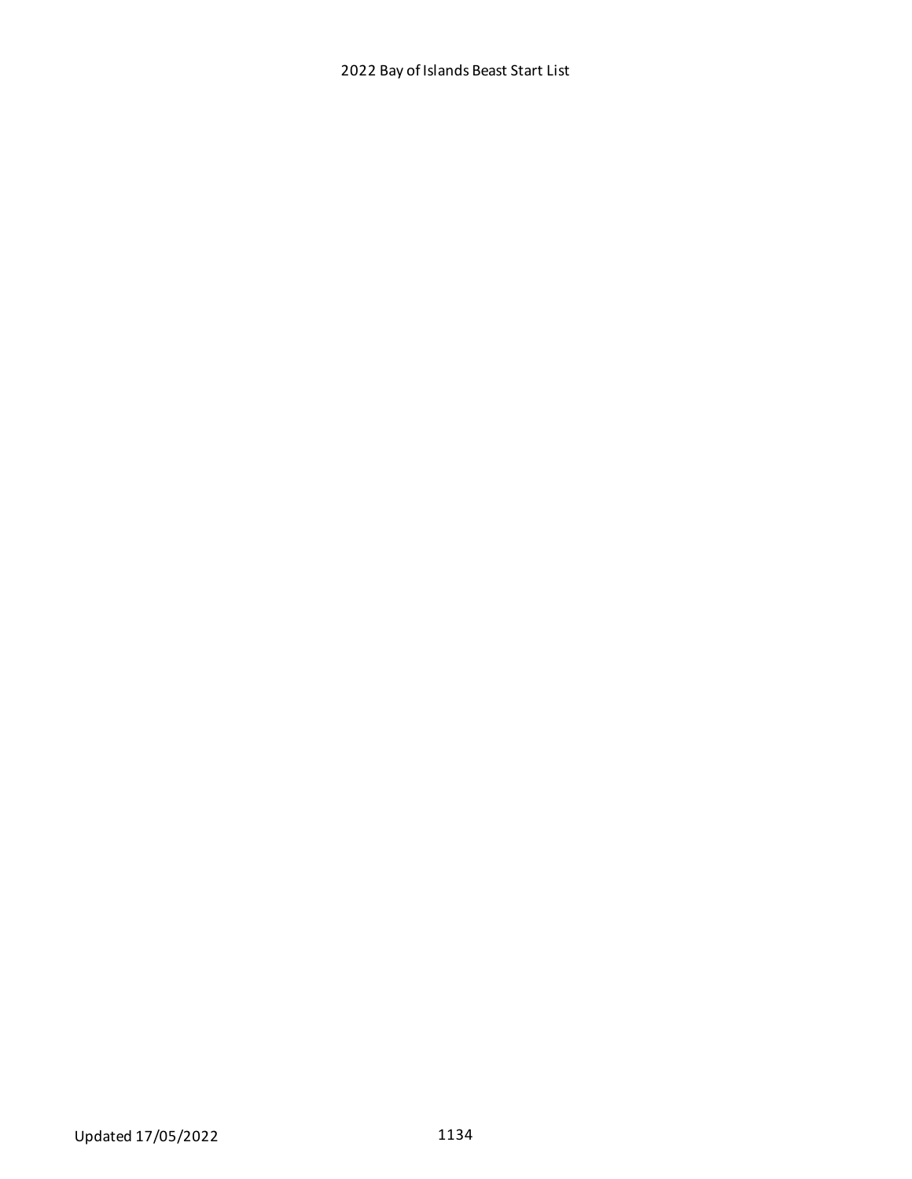2022 Bay of Islands Beast Start List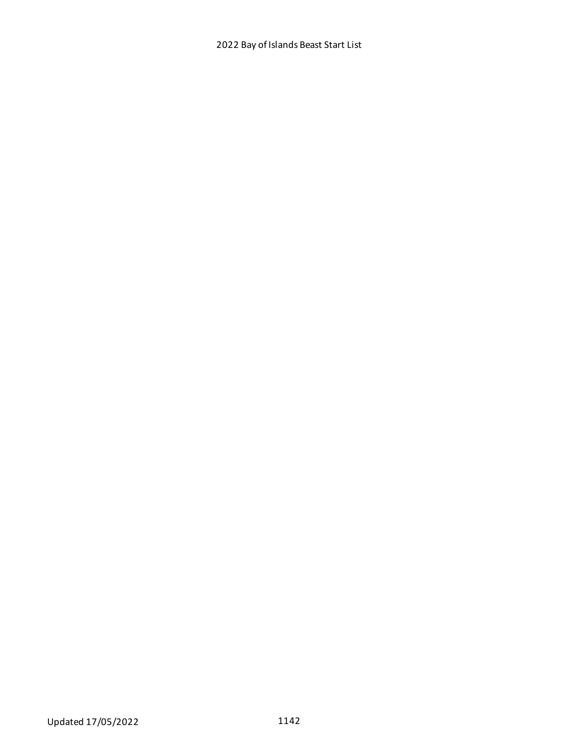2022 Bay of Islands Beast Start List

Updated 17/05/2022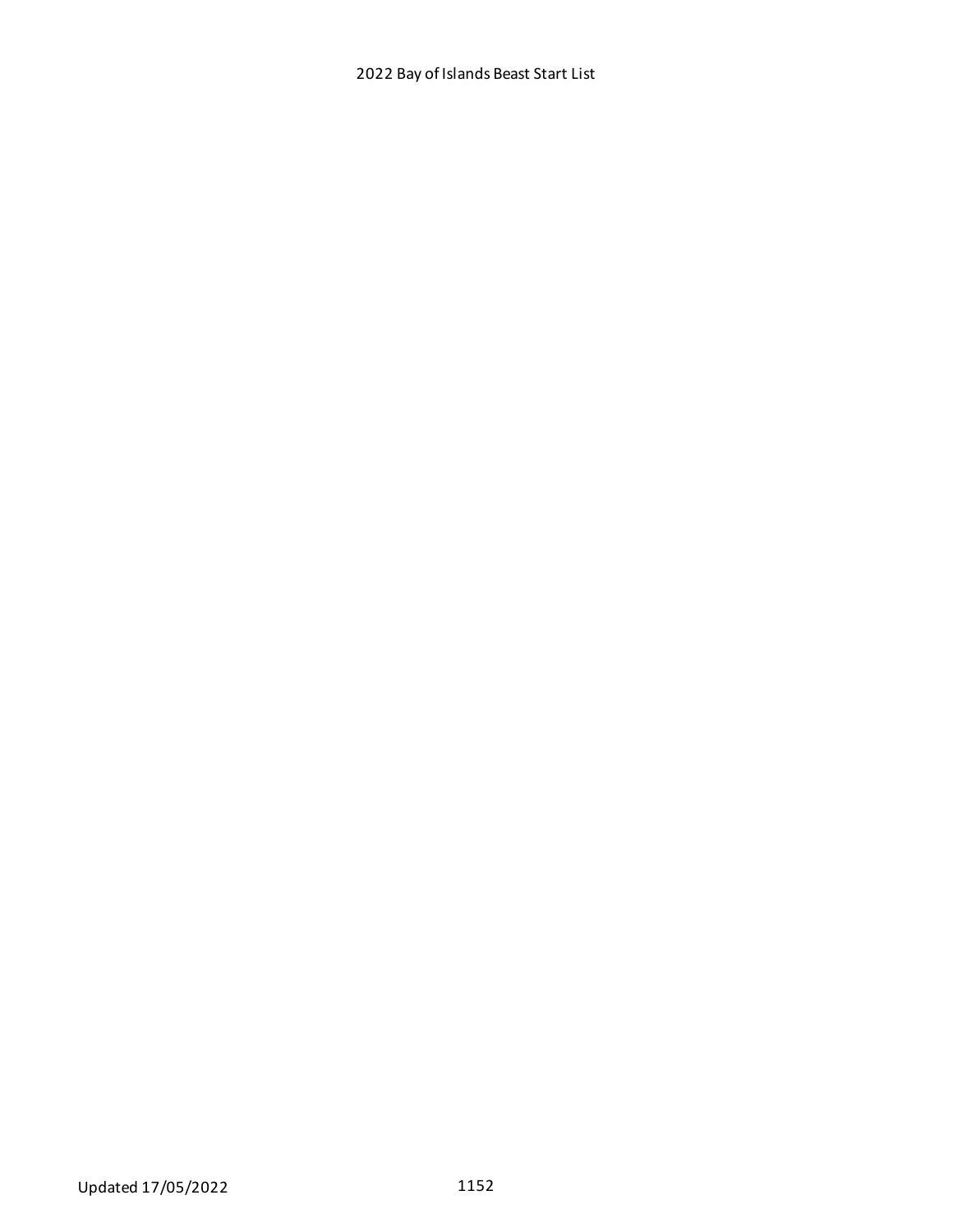2022 Bay of Islands Beast Start List

Updated 17/05/2022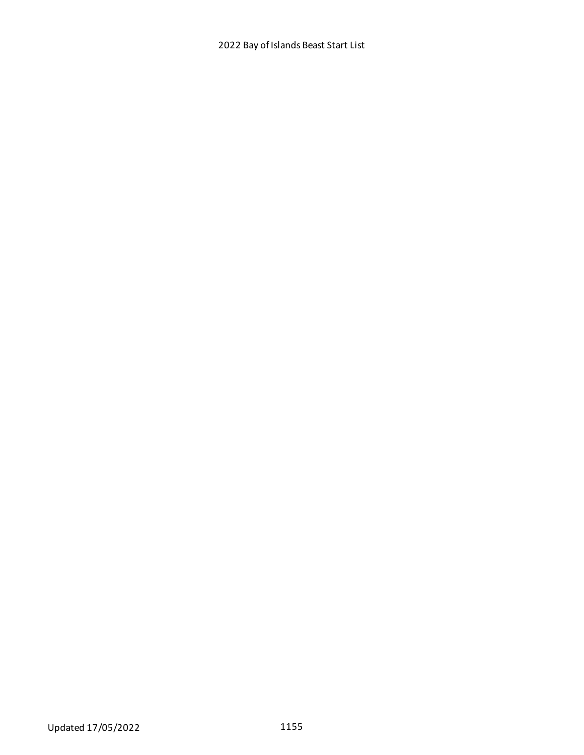2022 Bay of Islands Beast Start List

Updated 17/05/2022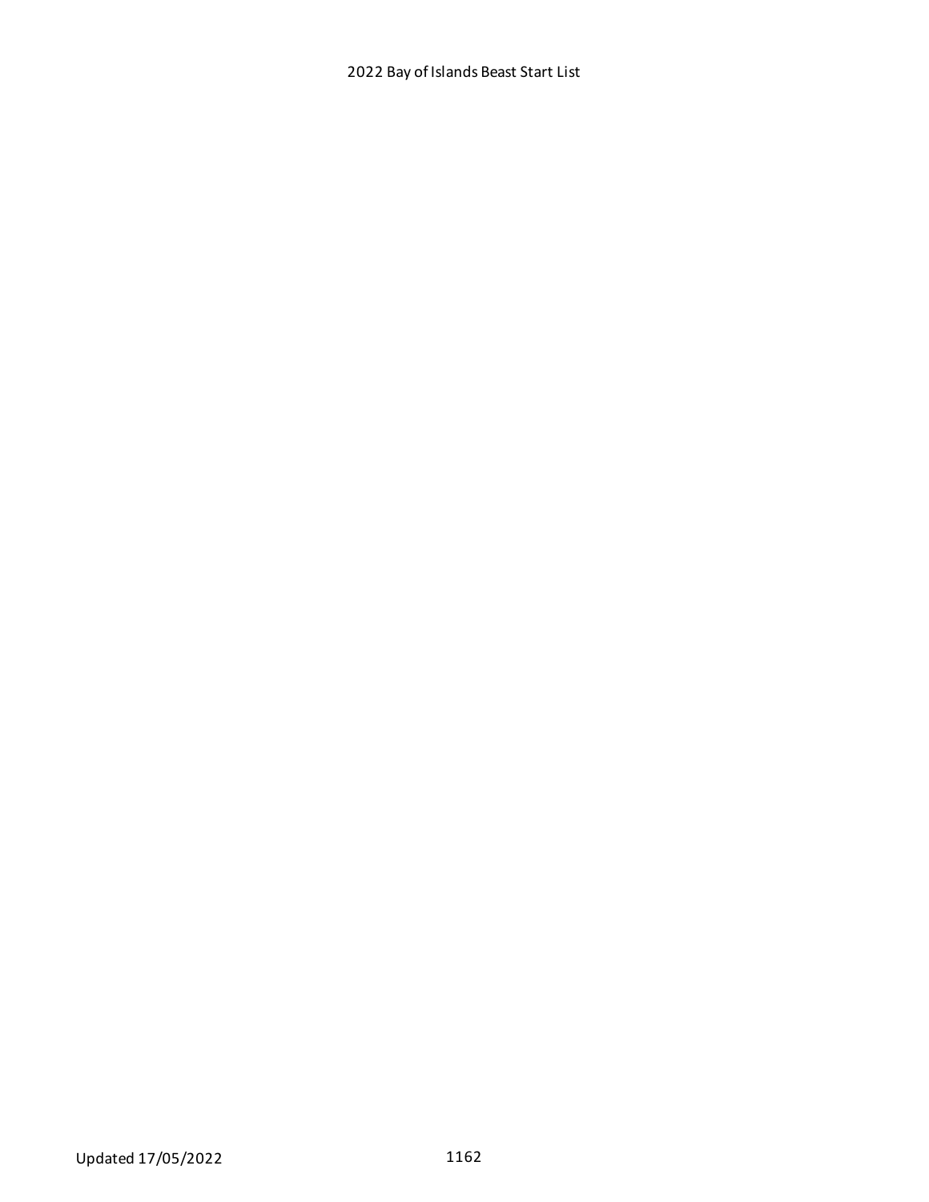2022 Bay of Islands Beast Start List

Updated 17/05/2022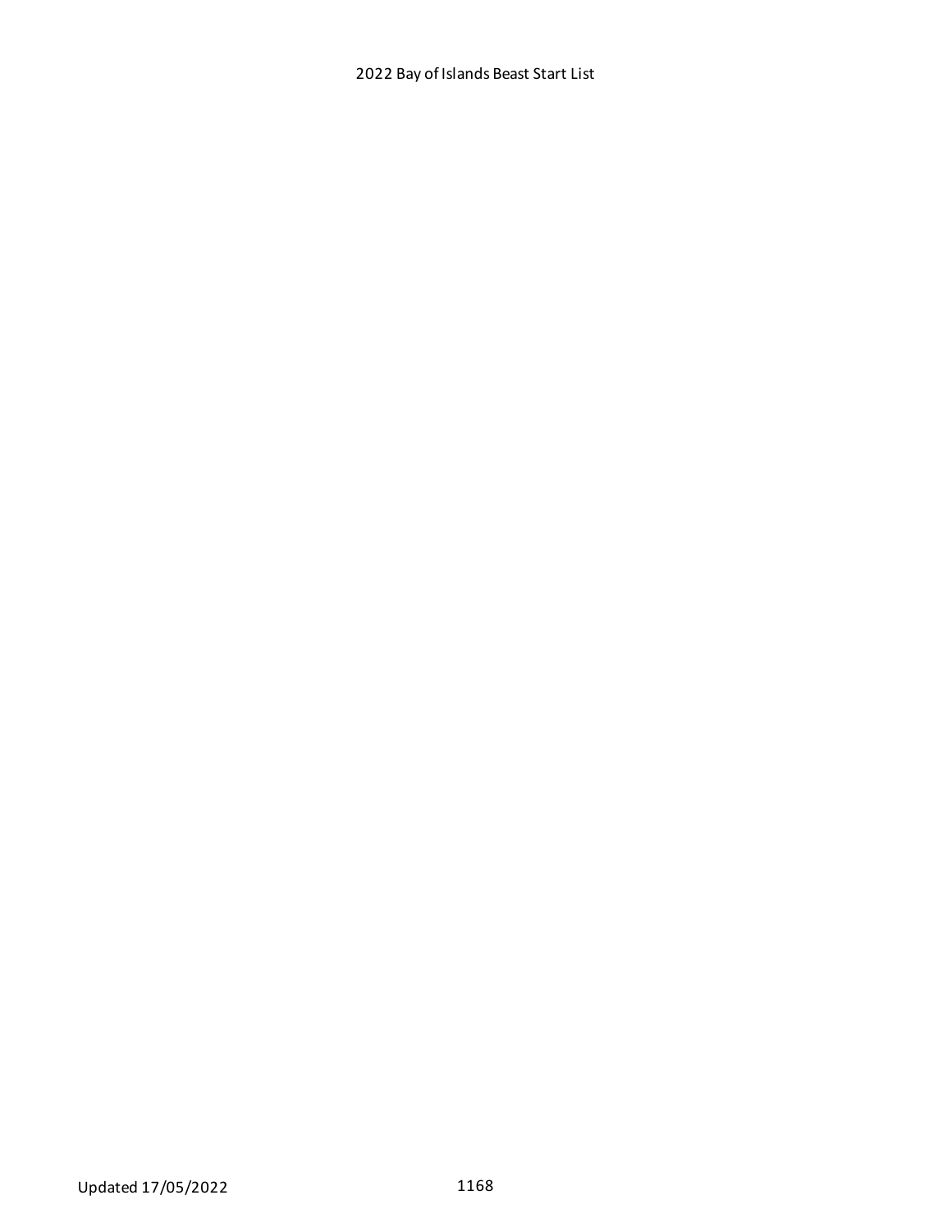2022 Bay of Islands Beast Start List

Updated 17/05/2022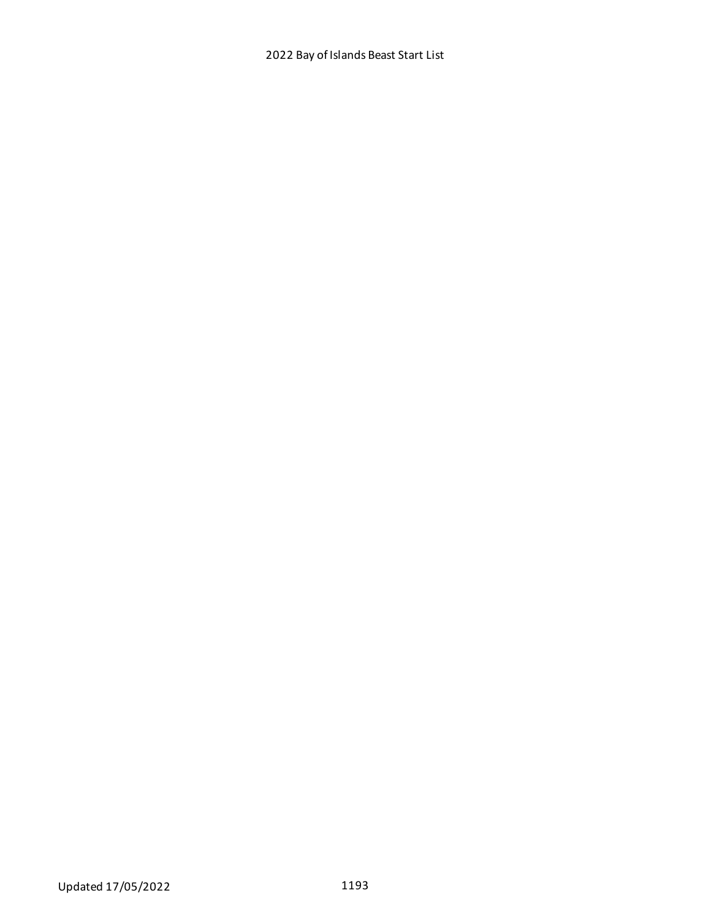2022 Bay of Islands Beast Start List

Updated 17/05/2022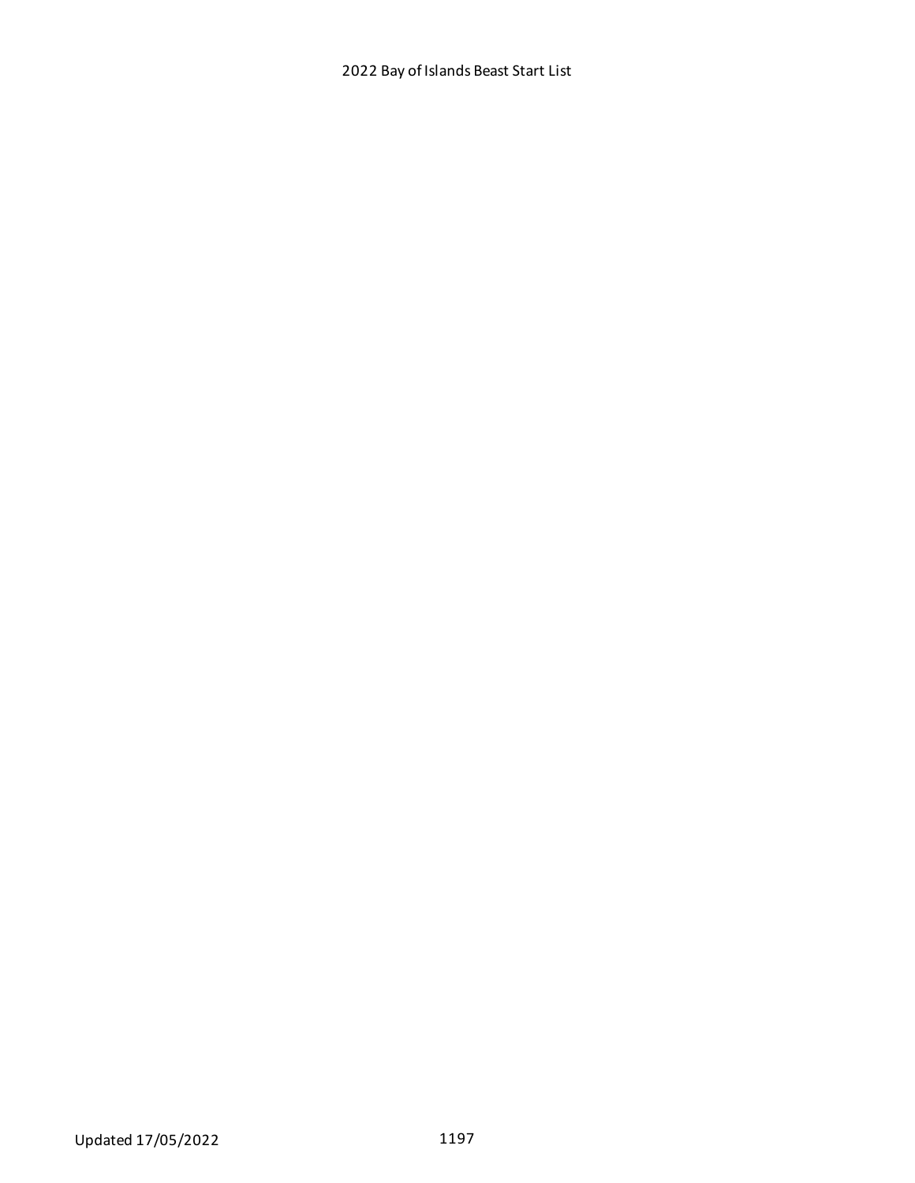2022 Bay of Islands Beast Start List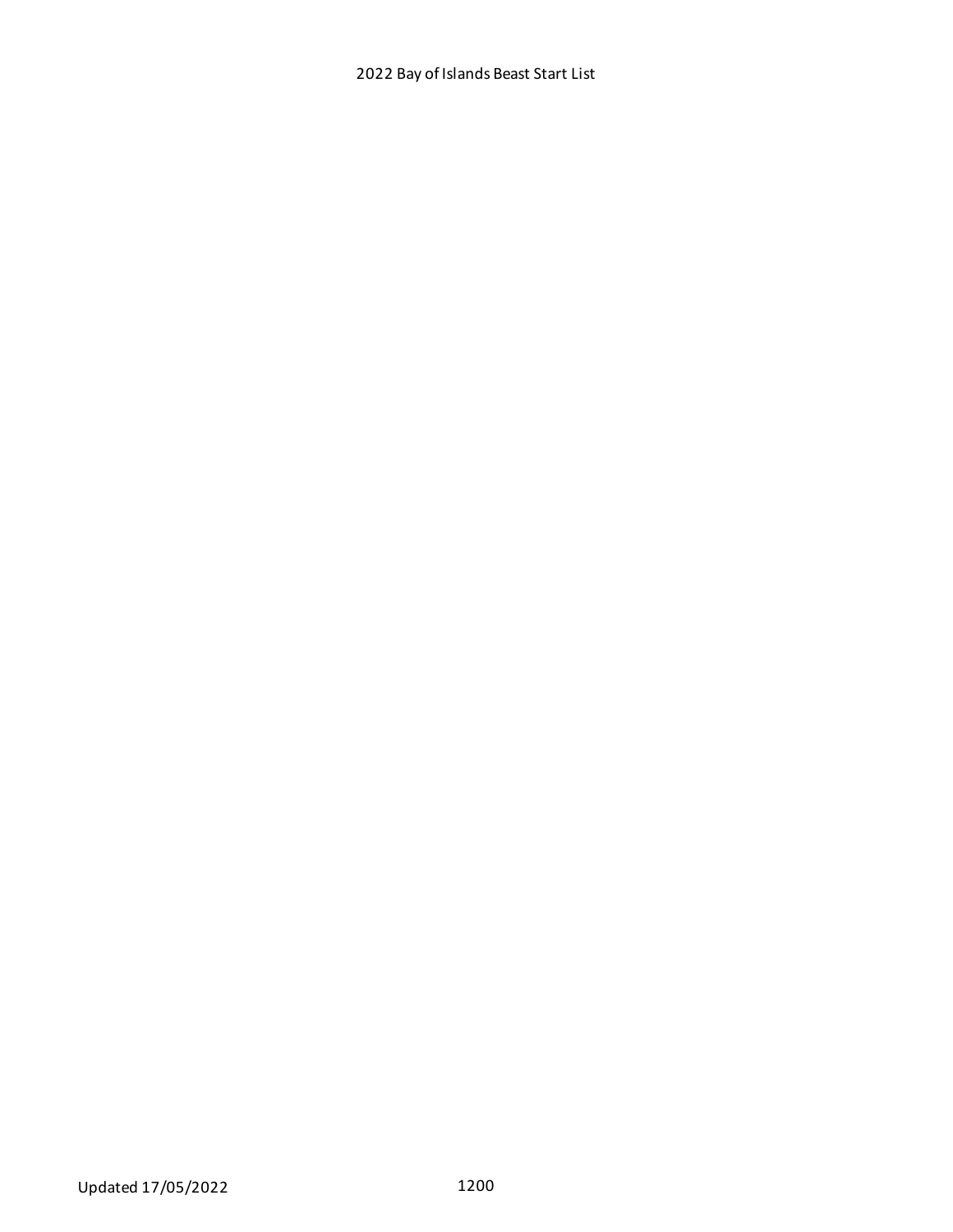2022 Bay of Islands Beast Start List

Updated 17/05/2022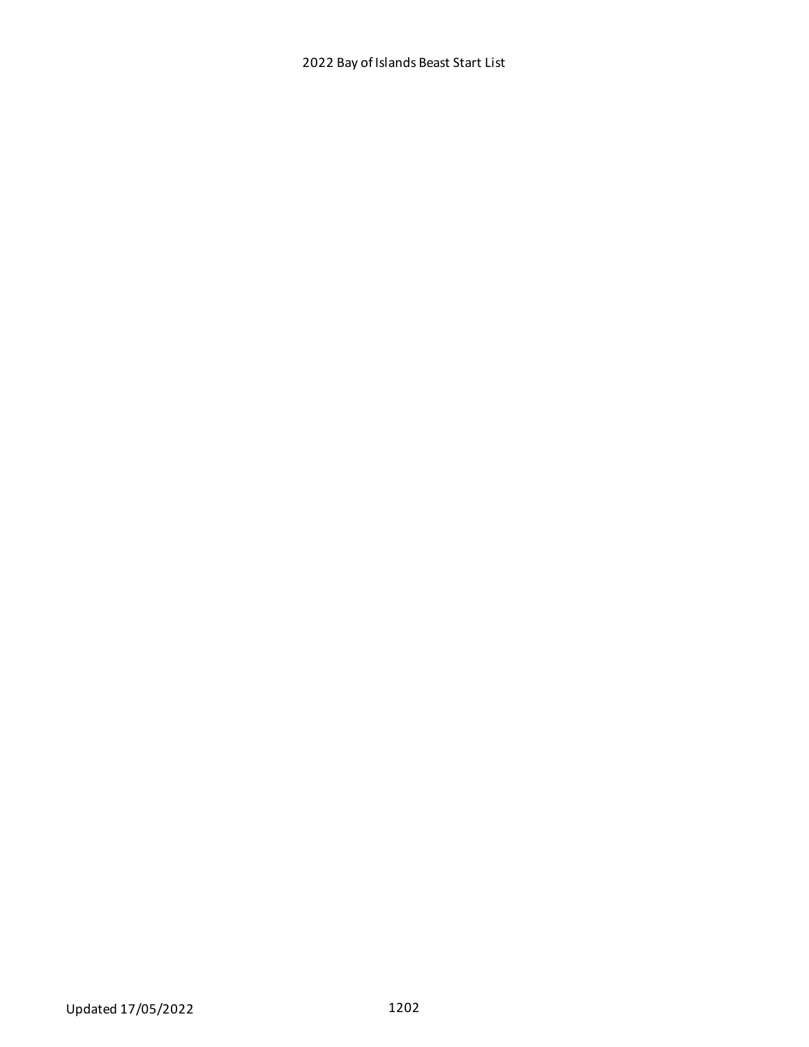2022 Bay of Islands Beast Start List

Updated 17/05/2022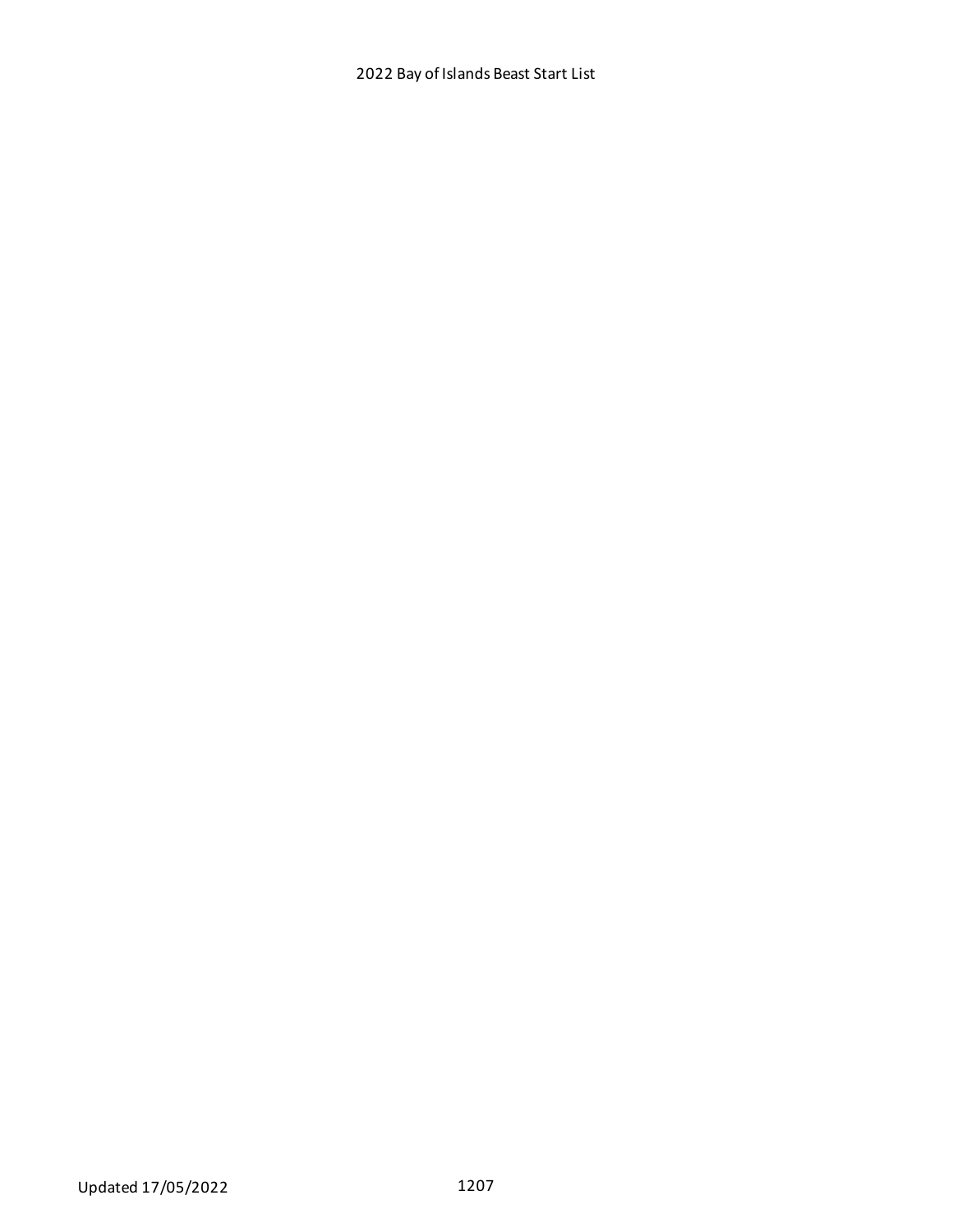2022 Bay of Islands Beast Start List

Updated 17/05/2022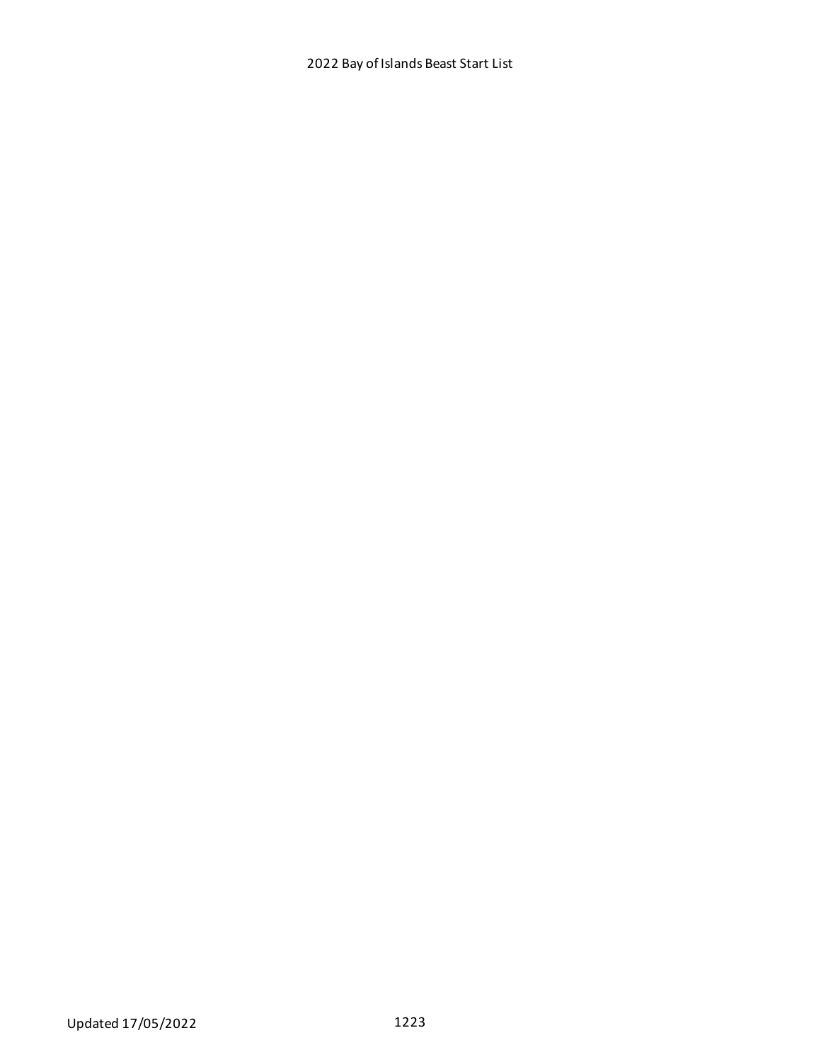2022 Bay of Islands Beast Start List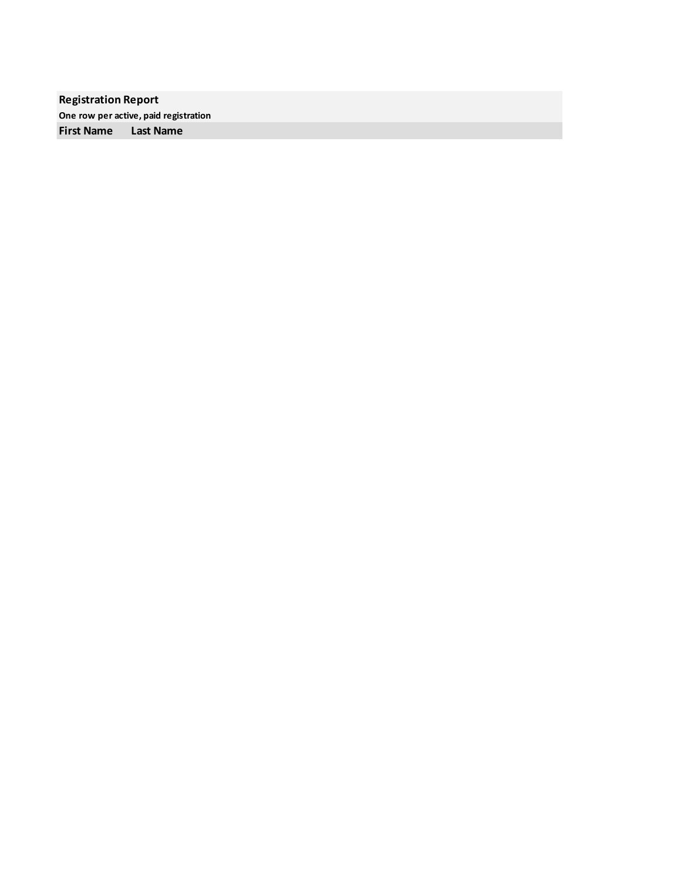**Registration Report**

**One row per active, paid registration**

| First Name | Last Name |
| --- | --- |